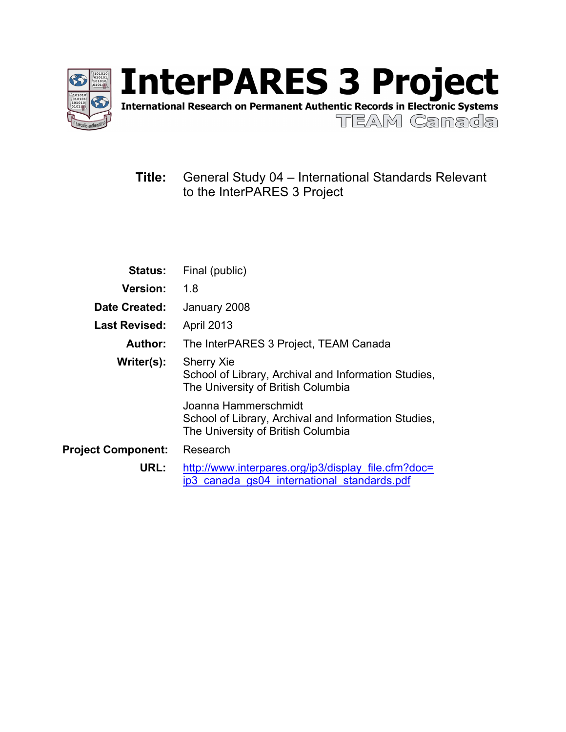# InterPARES 3 Project

**International Research on Permanent Authentic Records in Electronic Systems**

TEAM Canada

**Title:** General Study 04 – International Standards Relevant to the InterPARES 3 Project

**Status:** Final (public)

**Version:** 1.8

**Date Created:** January 2008

**Last Revised:** April 2013

**Author:** The InterPARES 3 Project, TEAM Canada

**Writer(s):** Sherry Xie
School of Library, Archival and Information Studies,
The University of British Columbia

Joanna Hammerschmidt
School of Library, Archival and Information Studies,
The University of British Columbia

**Project Component:** Research

**URL:** http://www.interpares.org/ip3/display_file.cfm?doc=ip3_canada_gs04_international_standards.pdf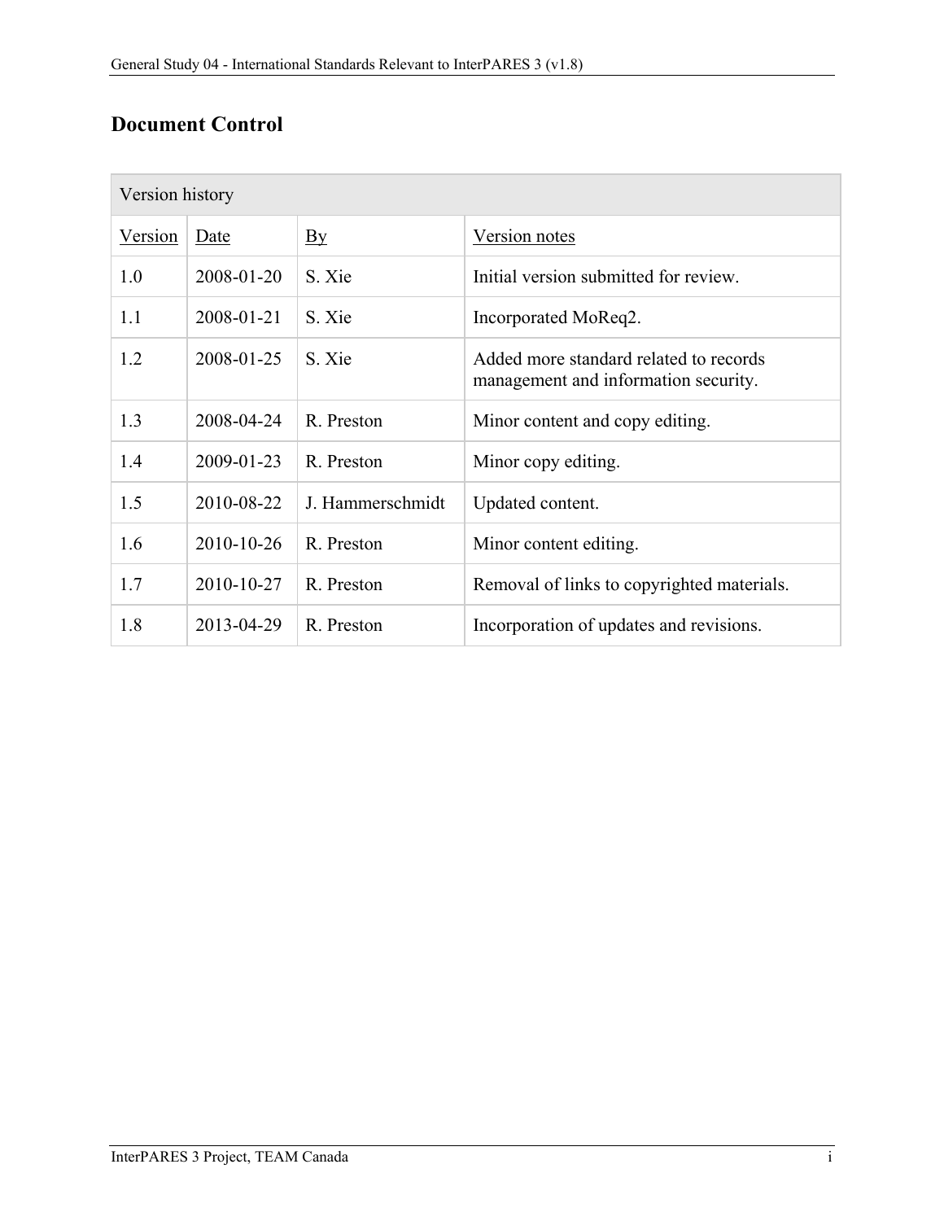# Document Control

| Version history | | | |
|---|---|---|---|
| Version | Date | By | Version notes |
| 1.0 | 2008-01-20 | S. Xie | Initial version submitted for review. |
| 1.1 | 2008-01-21 | S. Xie | Incorporated MoReq2. |
| 1.2 | 2008-01-25 | S. Xie | Added more standard related to records management and information security. |
| 1.3 | 2008-04-24 | R. Preston | Minor content and copy editing. |
| 1.4 | 2009-01-23 | R. Preston | Minor copy editing. |
| 1.5 | 2010-08-22 | J. Hammerschmidt | Updated content. |
| 1.6 | 2010-10-26 | R. Preston | Minor content editing. |
| 1.7 | 2010-10-27 | R. Preston | Removal of links to copyrighted materials. |
| 1.8 | 2013-04-29 | R. Preston | Incorporation of updates and revisions. |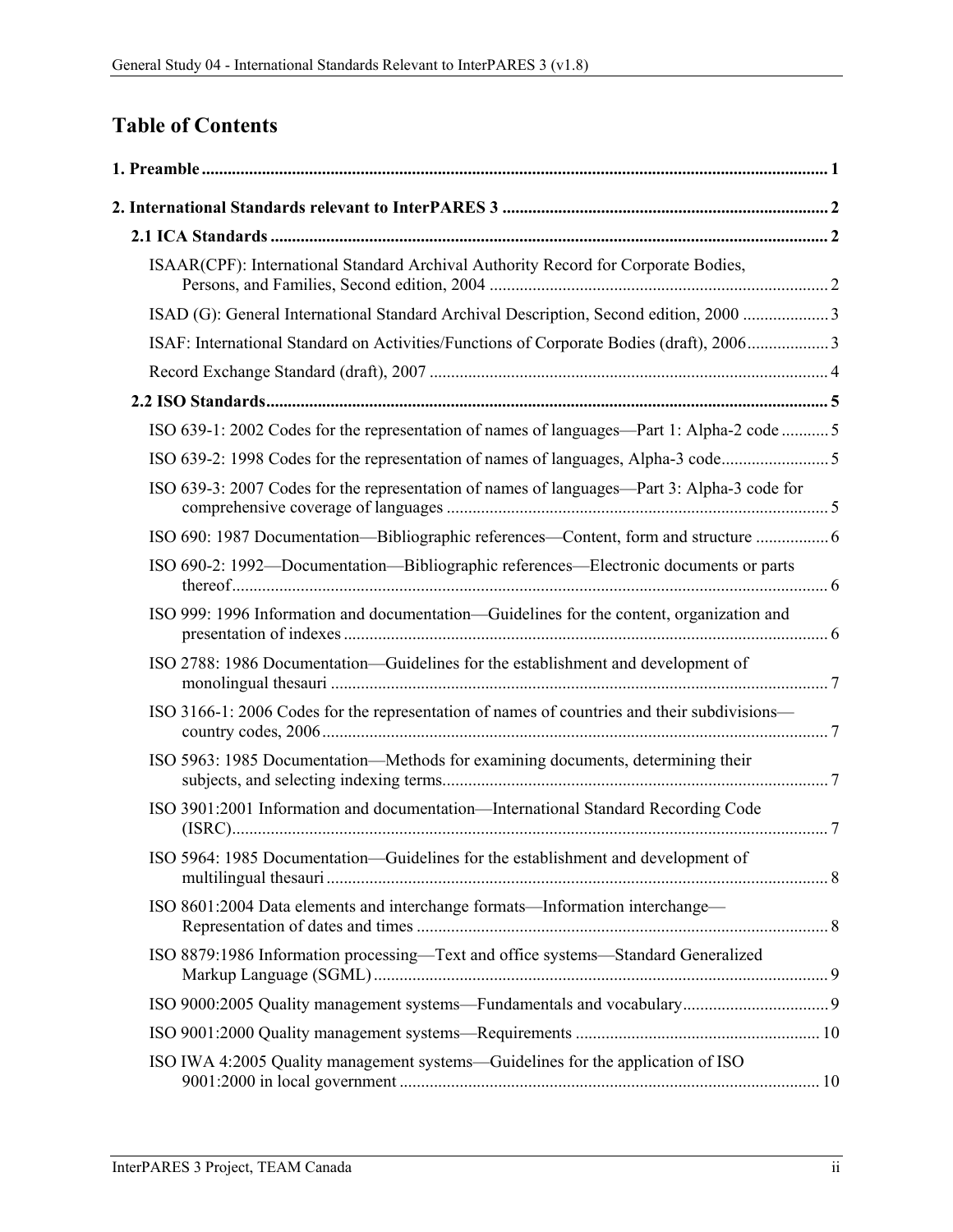# Table of Contents

**1. Preamble** ........................................................................................................................................ **1**

**2. International Standards relevant to InterPARES 3** ............................................................................ **2**

**2.1 ICA Standards** ................................................................................................................................ **2**

ISAAR(CPF): International Standard Archival Authority Record for Corporate Bodies, Persons, and Families, Second edition, 2004 ........................................................................ 2

ISAD (G): General International Standard Archival Description, Second edition, 2000 .................... 3

ISAF: International Standard on Activities/Functions of Corporate Bodies (draft), 2006.................. 3

Record Exchange Standard (draft), 2007 ............................................................................................ 4

**2.2 ISO Standards**................................................................................................................................ **5**

ISO 639-1: 2002 Codes for the representation of names of languages—Part 1: Alpha-2 code ........... 5

ISO 639-2: 1998 Codes for the representation of names of languages, Alpha-3 code......................... 5

ISO 639-3: 2007 Codes for the representation of names of languages—Part 3: Alpha-3 code for comprehensive coverage of languages ........................................................................................ 5

ISO 690: 1987 Documentation—Bibliographic references—Content, form and structure ................. 6

ISO 690-2: 1992—Documentation—Bibliographic references—Electronic documents or parts thereof........................................................................................................................................ 6

ISO 999: 1996 Information and documentation—Guidelines for the content, organization and presentation of indexes ............................................................................................................... 6

ISO 2788: 1986 Documentation—Guidelines for the establishment and development of monolingual thesauri ................................................................................................................... 7

ISO 3166-1: 2006 Codes for the representation of names of countries and their subdivisions—country codes, 2006..................................................................................................................... 7

ISO 5963: 1985 Documentation—Methods for examining documents, determining their subjects, and selecting indexing terms......................................................................................... 7

ISO 3901:2001 Information and documentation—International Standard Recording Code (ISRC)......................................................................................................................................... 7

ISO 5964: 1985 Documentation—Guidelines for the establishment and development of multilingual thesauri .................................................................................................................... 8

ISO 8601:2004 Data elements and interchange formats—Information interchange—Representation of dates and times ............................................................................................... 8

ISO 8879:1986 Information processing—Text and office systems—Standard Generalized Markup Language (SGML) ......................................................................................................... 9

ISO 9000:2005 Quality management systems—Fundamentals and vocabulary.................................. 9

ISO 9001:2000 Quality management systems—Requirements ........................................................ 10

ISO IWA 4:2005 Quality management systems—Guidelines for the application of ISO 9001:2000 in local government ................................................................................................ 10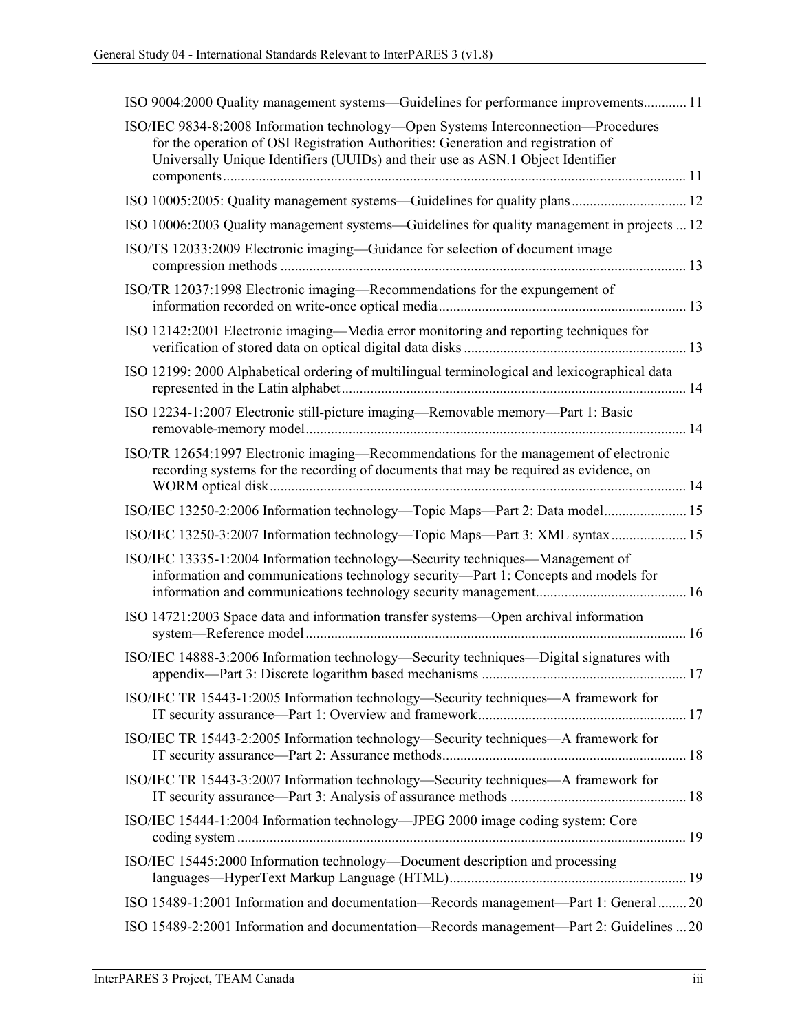ISO 9004:2000 Quality management systems—Guidelines for performance improvements............ 11

ISO/IEC 9834-8:2008 Information technology—Open Systems Interconnection—Procedures for the operation of OSI Registration Authorities: Generation and registration of Universally Unique Identifiers (UUIDs) and their use as ASN.1 Object Identifier components................................................................................................................ 11

ISO 10005:2005: Quality management systems—Guidelines for quality plans................................ 12

ISO 10006:2003 Quality management systems—Guidelines for quality management in projects ... 12

ISO/TS 12033:2009 Electronic imaging—Guidance for selection of document image compression methods ................................................................................................................ 13

ISO/TR 12037:1998 Electronic imaging—Recommendations for the expungement of information recorded on write-once optical media.................................................................... 13

ISO 12142:2001 Electronic imaging—Media error monitoring and reporting techniques for verification of stored data on optical digital data disks ............................................................. 13

ISO 12199: 2000 Alphabetical ordering of multilingual terminological and lexicographical data represented in the Latin alphabet............................................................................................... 14

ISO 12234-1:2007 Electronic still-picture imaging—Removable memory—Part 1: Basic removable-memory model......................................................................................................... 14

ISO/TR 12654:1997 Electronic imaging—Recommendations for the management of electronic recording systems for the recording of documents that may be required as evidence, on WORM optical disk.................................................................................................................... 14

ISO/IEC 13250-2:2006 Information technology—Topic Maps—Part 2: Data model....................... 15

ISO/IEC 13250-3:2007 Information technology—Topic Maps—Part 3: XML syntax..................... 15

ISO/IEC 13335-1:2004 Information technology—Security techniques—Management of information and communications technology security—Part 1: Concepts and models for information and communications technology security management.......................................... 16

ISO 14721:2003 Space data and information transfer systems—Open archival information system—Reference model......................................................................................................... 16

ISO/IEC 14888-3:2006 Information technology—Security techniques—Digital signatures with appendix—Part 3: Discrete logarithm based mechanisms ......................................................... 17

ISO/IEC TR 15443-1:2005 Information technology—Security techniques—A framework for IT security assurance—Part 1: Overview and framework.......................................................... 17

ISO/IEC TR 15443-2:2005 Information technology—Security techniques—A framework for IT security assurance—Part 2: Assurance methods................................................................... 18

ISO/IEC TR 15443-3:2007 Information technology—Security techniques—A framework for IT security assurance—Part 3: Analysis of assurance methods ................................................. 18

ISO/IEC 15444-1:2004 Information technology—JPEG 2000 image coding system: Core coding system ............................................................................................................................ 19

ISO/IEC 15445:2000 Information technology—Document description and processing languages—HyperText Markup Language (HTML)................................................................. 19

ISO 15489-1:2001 Information and documentation—Records management—Part 1: General........ 20

ISO 15489-2:2001 Information and documentation—Records management—Part 2: Guidelines ... 20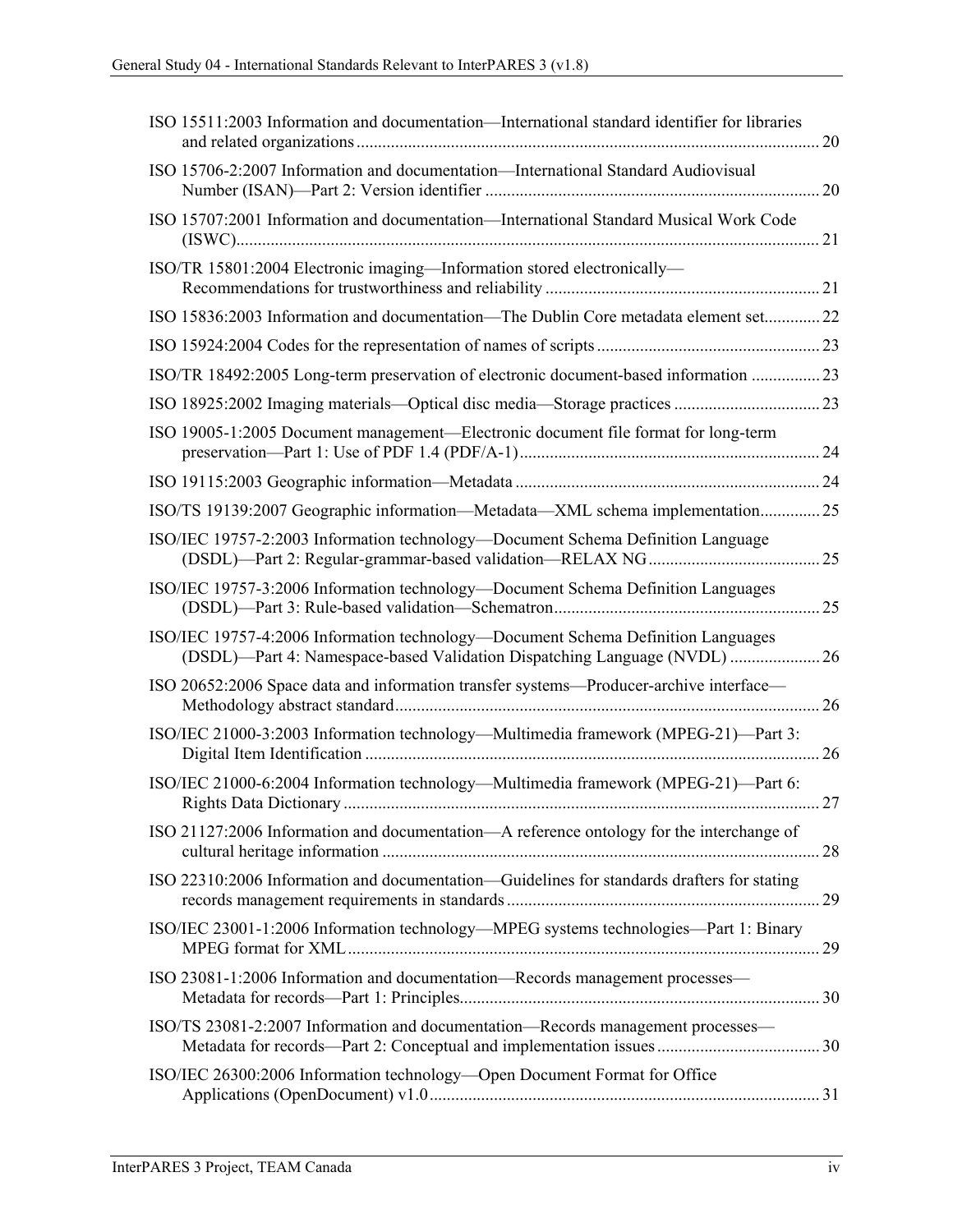ISO 15511:2003 Information and documentation—International standard identifier for libraries and related organizations ... 20

ISO 15706-2:2007 Information and documentation—International Standard Audiovisual Number (ISAN)—Part 2: Version identifier ... 20

ISO 15707:2001 Information and documentation—International Standard Musical Work Code (ISWC) ... 21

ISO/TR 15801:2004 Electronic imaging—Information stored electronically—Recommendations for trustworthiness and reliability ... 21

ISO 15836:2003 Information and documentation—The Dublin Core metadata element set ... 22

ISO 15924:2004 Codes for the representation of names of scripts ... 23

ISO/TR 18492:2005 Long-term preservation of electronic document-based information ... 23

ISO 18925:2002 Imaging materials—Optical disc media—Storage practices ... 23

ISO 19005-1:2005 Document management—Electronic document file format for long-term preservation—Part 1: Use of PDF 1.4 (PDF/A-1) ... 24

ISO 19115:2003 Geographic information—Metadata ... 24

ISO/TS 19139:2007 Geographic information—Metadata—XML schema implementation ... 25

ISO/IEC 19757-2:2003 Information technology—Document Schema Definition Language (DSDL)—Part 2: Regular-grammar-based validation—RELAX NG ... 25

ISO/IEC 19757-3:2006 Information technology—Document Schema Definition Languages (DSDL)—Part 3: Rule-based validation—Schematron ... 25

ISO/IEC 19757-4:2006 Information technology—Document Schema Definition Languages (DSDL)—Part 4: Namespace-based Validation Dispatching Language (NVDL) ... 26

ISO 20652:2006 Space data and information transfer systems—Producer-archive interface—Methodology abstract standard ... 26

ISO/IEC 21000-3:2003 Information technology—Multimedia framework (MPEG-21)—Part 3: Digital Item Identification ... 26

ISO/IEC 21000-6:2004 Information technology—Multimedia framework (MPEG-21)—Part 6: Rights Data Dictionary ... 27

ISO 21127:2006 Information and documentation—A reference ontology for the interchange of cultural heritage information ... 28

ISO 22310:2006 Information and documentation—Guidelines for standards drafters for stating records management requirements in standards ... 29

ISO/IEC 23001-1:2006 Information technology—MPEG systems technologies—Part 1: Binary MPEG format for XML ... 29

ISO 23081-1:2006 Information and documentation—Records management processes—Metadata for records—Part 1: Principles ... 30

ISO/TS 23081-2:2007 Information and documentation—Records management processes—Metadata for records—Part 2: Conceptual and implementation issues ... 30

ISO/IEC 26300:2006 Information technology—Open Document Format for Office Applications (OpenDocument) v1.0 ... 31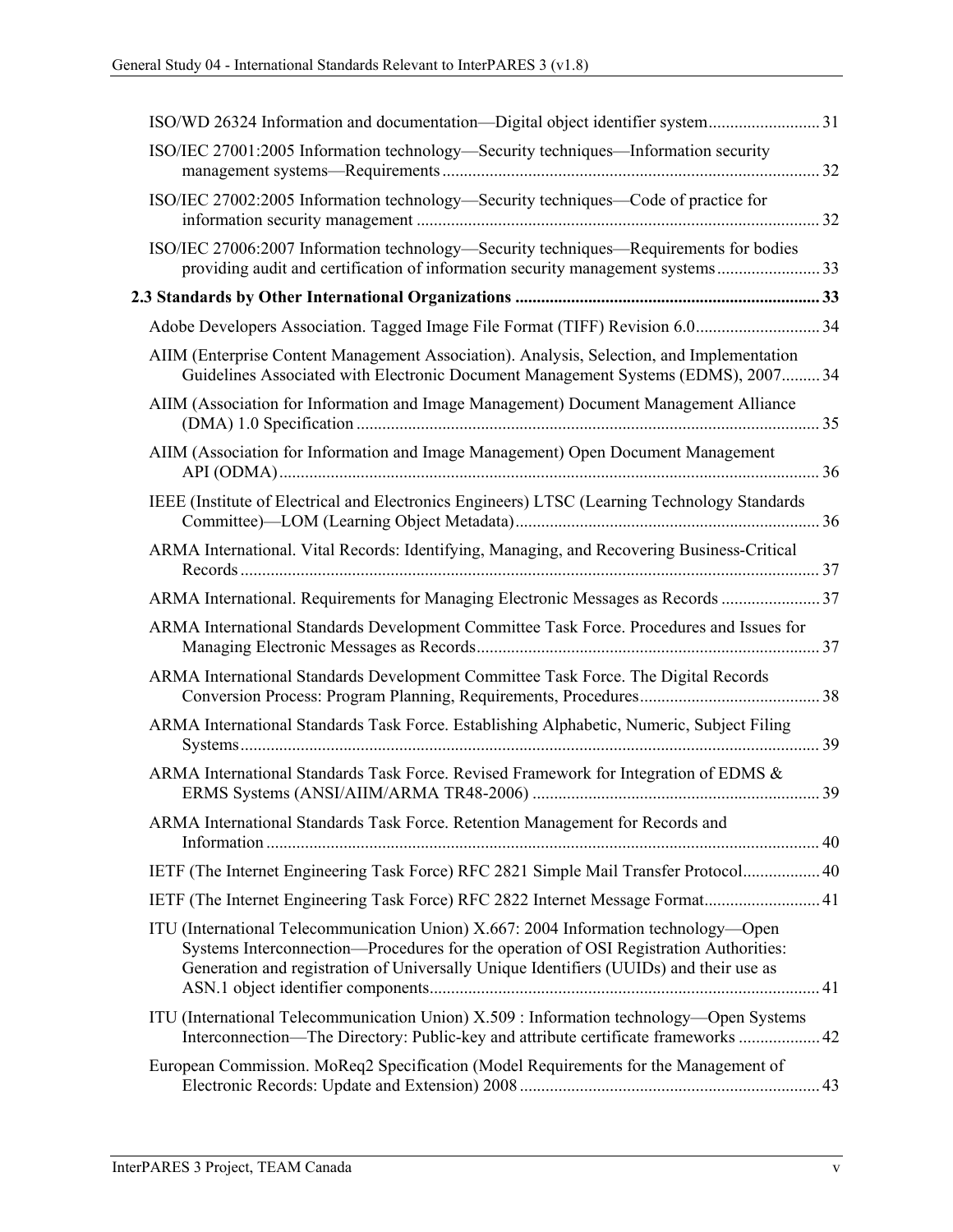ISO/WD 26324 Information and documentation—Digital object identifier system .......................... 31

ISO/IEC 27001:2005 Information technology—Security techniques—Information security management systems—Requirements ....................................................................................... 32

ISO/IEC 27002:2005 Information technology—Security techniques—Code of practice for information security management ............................................................................................. 32

ISO/IEC 27006:2007 Information technology—Security techniques—Requirements for bodies providing audit and certification of information security management systems ........................ 33

**2.3 Standards by Other International Organizations ...................................................................... 33**

Adobe Developers Association. Tagged Image File Format (TIFF) Revision 6.0 ............................ 34

AIIM (Enterprise Content Management Association). Analysis, Selection, and Implementation Guidelines Associated with Electronic Document Management Systems (EDMS), 2007 ......... 34

AIIM (Association for Information and Image Management) Document Management Alliance (DMA) 1.0 Specification ........................................................................................................... 35

AIIM (Association for Information and Image Management) Open Document Management API (ODMA) ............................................................................................................................. 36

IEEE (Institute of Electrical and Electronics Engineers) LTSC (Learning Technology Standards Committee)—LOM (Learning Object Metadata) ....................................................................... 36

ARMA International. Vital Records: Identifying, Managing, and Recovering Business-Critical Records ...................................................................................................................................... 37

ARMA International. Requirements for Managing Electronic Messages as Records ....................... 37

ARMA International Standards Development Committee Task Force. Procedures and Issues for Managing Electronic Messages as Records ............................................................................... 37

ARMA International Standards Development Committee Task Force. The Digital Records Conversion Process: Program Planning, Requirements, Procedures .......................................... 38

ARMA International Standards Task Force. Establishing Alphabetic, Numeric, Subject Filing Systems ..................................................................................................................................... 39

ARMA International Standards Task Force. Revised Framework for Integration of EDMS & ERMS Systems (ANSI/AIIM/ARMA TR48-2006) .................................................................. 39

ARMA International Standards Task Force. Retention Management for Records and Information ................................................................................................................................ 40

IETF (The Internet Engineering Task Force) RFC 2821 Simple Mail Transfer Protocol .................. 40

IETF (The Internet Engineering Task Force) RFC 2822 Internet Message Format ........................... 41

ITU (International Telecommunication Union) X.667: 2004 Information technology—Open Systems Interconnection—Procedures for the operation of OSI Registration Authorities: Generation and registration of Universally Unique Identifiers (UUIDs) and their use as ASN.1 object identifier components .......................................................................................... 41

ITU (International Telecommunication Union) X.509 : Information technology—Open Systems Interconnection—The Directory: Public-key and attribute certificate frameworks ................... 42

European Commission. MoReq2 Specification (Model Requirements for the Management of Electronic Records: Update and Extension) 2008 ..................................................................... 43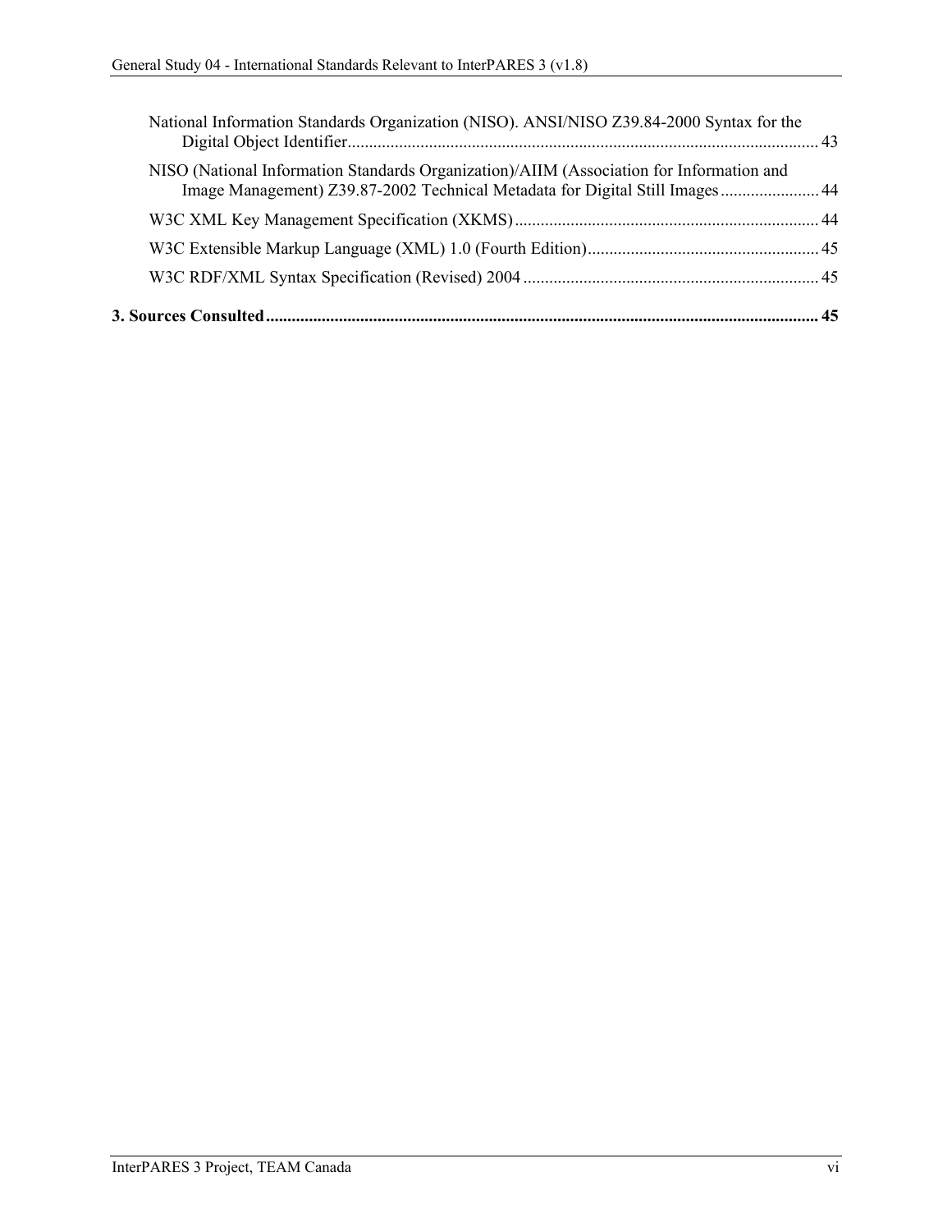National Information Standards Organization (NISO). ANSI/NISO Z39.84-2000 Syntax for the Digital Object Identifier ........ 43

NISO (National Information Standards Organization)/AIIM (Association for Information and Image Management) Z39.87-2002 Technical Metadata for Digital Still Images ........ 44

W3C XML Key Management Specification (XKMS) ........ 44

W3C Extensible Markup Language (XML) 1.0 (Fourth Edition) ........ 45

W3C RDF/XML Syntax Specification (Revised) 2004 ........ 45

**3. Sources Consulted ........ 45**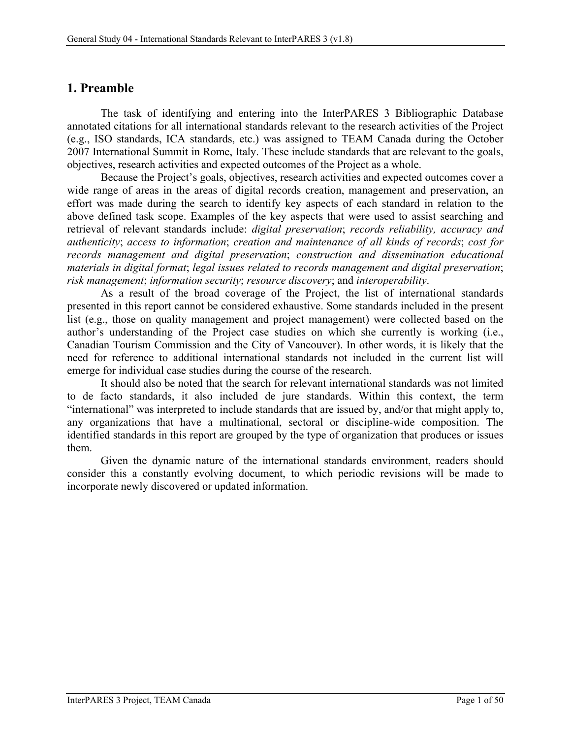# 1. Preamble

The task of identifying and entering into the InterPARES 3 Bibliographic Database annotated citations for all international standards relevant to the research activities of the Project (e.g., ISO standards, ICA standards, etc.) was assigned to TEAM Canada during the October 2007 International Summit in Rome, Italy. These include standards that are relevant to the goals, objectives, research activities and expected outcomes of the Project as a whole.

Because the Project's goals, objectives, research activities and expected outcomes cover a wide range of areas in the areas of digital records creation, management and preservation, an effort was made during the search to identify key aspects of each standard in relation to the above defined task scope. Examples of the key aspects that were used to assist searching and retrieval of relevant standards include: *digital preservation*; *records reliability, accuracy and authenticity*; *access to information*; *creation and maintenance of all kinds of records*; *cost for records management and digital preservation*; *construction and dissemination educational materials in digital format*; *legal issues related to records management and digital preservation*; *risk management*; *information security*; *resource discovery*; and *interoperability*.

As a result of the broad coverage of the Project, the list of international standards presented in this report cannot be considered exhaustive. Some standards included in the present list (e.g., those on quality management and project management) were collected based on the author's understanding of the Project case studies on which she currently is working (i.e., Canadian Tourism Commission and the City of Vancouver). In other words, it is likely that the need for reference to additional international standards not included in the current list will emerge for individual case studies during the course of the research.

It should also be noted that the search for relevant international standards was not limited to de facto standards, it also included de jure standards. Within this context, the term "international" was interpreted to include standards that are issued by, and/or that might apply to, any organizations that have a multinational, sectoral or discipline-wide composition. The identified standards in this report are grouped by the type of organization that produces or issues them.

Given the dynamic nature of the international standards environment, readers should consider this a constantly evolving document, to which periodic revisions will be made to incorporate newly discovered or updated information.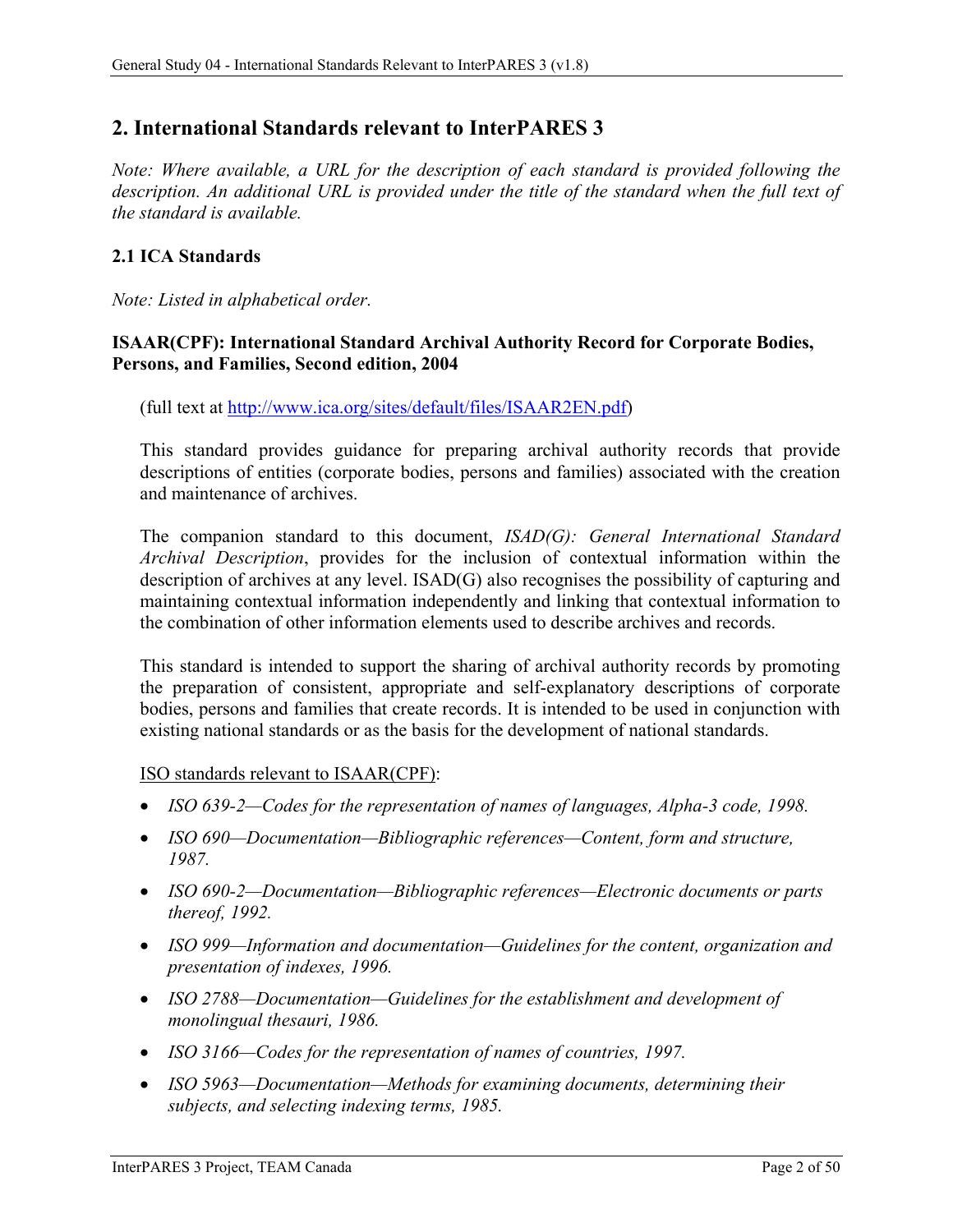## 2. International Standards relevant to InterPARES 3

*Note: Where available, a URL for the description of each standard is provided following the description. An additional URL is provided under the title of the standard when the full text of the standard is available.*

### 2.1 ICA Standards

*Note: Listed in alphabetical order.*

**ISAAR(CPF): International Standard Archival Authority Record for Corporate Bodies, Persons, and Families, Second edition, 2004**

(full text at http://www.ica.org/sites/default/files/ISAAR2EN.pdf)

This standard provides guidance for preparing archival authority records that provide descriptions of entities (corporate bodies, persons and families) associated with the creation and maintenance of archives.

The companion standard to this document, *ISAD(G): General International Standard Archival Description*, provides for the inclusion of contextual information within the description of archives at any level. ISAD(G) also recognises the possibility of capturing and maintaining contextual information independently and linking that contextual information to the combination of other information elements used to describe archives and records.

This standard is intended to support the sharing of archival authority records by promoting the preparation of consistent, appropriate and self-explanatory descriptions of corporate bodies, persons and families that create records. It is intended to be used in conjunction with existing national standards or as the basis for the development of national standards.

ISO standards relevant to ISAAR(CPF):

- *ISO 639-2—Codes for the representation of names of languages, Alpha-3 code, 1998.*
- *ISO 690—Documentation—Bibliographic references—Content, form and structure, 1987.*
- *ISO 690-2—Documentation—Bibliographic references—Electronic documents or parts thereof, 1992.*
- *ISO 999—Information and documentation—Guidelines for the content, organization and presentation of indexes, 1996.*
- *ISO 2788—Documentation—Guidelines for the establishment and development of monolingual thesauri, 1986.*
- *ISO 3166—Codes for the representation of names of countries, 1997.*
- *ISO 5963—Documentation—Methods for examining documents, determining their subjects, and selecting indexing terms, 1985.*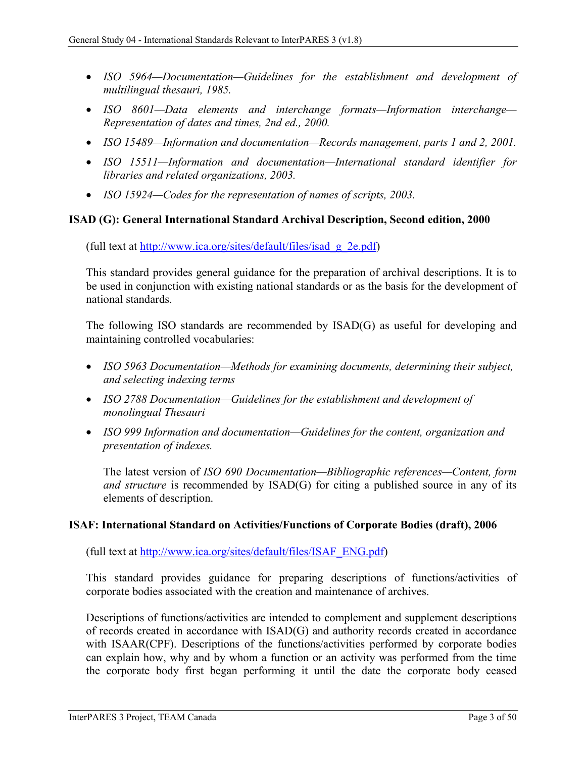- *ISO 5964—Documentation—Guidelines for the establishment and development of multilingual thesauri, 1985.*
- *ISO 8601—Data elements and interchange formats—Information interchange—Representation of dates and times, 2nd ed., 2000.*
- *ISO 15489—Information and documentation—Records management, parts 1 and 2, 2001.*
- *ISO 15511—Information and documentation—International standard identifier for libraries and related organizations, 2003.*
- *ISO 15924—Codes for the representation of names of scripts, 2003.*

**ISAD (G): General International Standard Archival Description, Second edition, 2000**

(full text at [http://www.ica.org/sites/default/files/isad_g_2e.pdf](http://www.ica.org/sites/default/files/isad_g_2e.pdf))

This standard provides general guidance for the preparation of archival descriptions. It is to be used in conjunction with existing national standards or as the basis for the development of national standards.

The following ISO standards are recommended by ISAD(G) as useful for developing and maintaining controlled vocabularies:

- *ISO 5963 Documentation—Methods for examining documents, determining their subject, and selecting indexing terms*
- *ISO 2788 Documentation—Guidelines for the establishment and development of monolingual Thesauri*
- *ISO 999 Information and documentation—Guidelines for the content, organization and presentation of indexes.*

  The latest version of *ISO 690 Documentation—Bibliographic references—Content, form and structure* is recommended by ISAD(G) for citing a published source in any of its elements of description.

**ISAF: International Standard on Activities/Functions of Corporate Bodies (draft), 2006**

(full text at [http://www.ica.org/sites/default/files/ISAF_ENG.pdf](http://www.ica.org/sites/default/files/ISAF_ENG.pdf))

This standard provides guidance for preparing descriptions of functions/activities of corporate bodies associated with the creation and maintenance of archives.

Descriptions of functions/activities are intended to complement and supplement descriptions of records created in accordance with ISAD(G) and authority records created in accordance with ISAAR(CPF). Descriptions of the functions/activities performed by corporate bodies can explain how, why and by whom a function or an activity was performed from the time the corporate body first began performing it until the date the corporate body ceased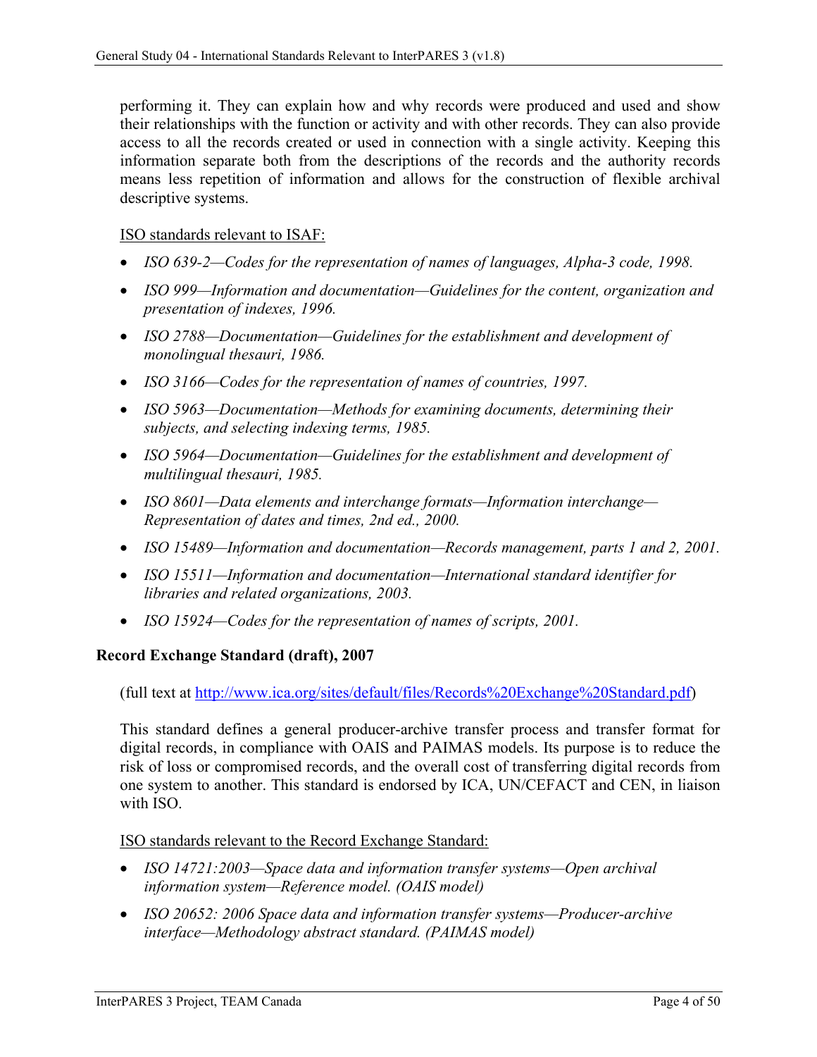performing it. They can explain how and why records were produced and used and show their relationships with the function or activity and with other records. They can also provide access to all the records created or used in connection with a single activity. Keeping this information separate both from the descriptions of the records and the authority records means less repetition of information and allows for the construction of flexible archival descriptive systems.

ISO standards relevant to ISAF:

- *ISO 639-2—Codes for the representation of names of languages, Alpha-3 code, 1998.*
- *ISO 999—Information and documentation—Guidelines for the content, organization and presentation of indexes, 1996.*
- *ISO 2788—Documentation—Guidelines for the establishment and development of monolingual thesauri, 1986.*
- *ISO 3166—Codes for the representation of names of countries, 1997.*
- *ISO 5963—Documentation—Methods for examining documents, determining their subjects, and selecting indexing terms, 1985.*
- *ISO 5964—Documentation—Guidelines for the establishment and development of multilingual thesauri, 1985.*
- *ISO 8601—Data elements and interchange formats—Information interchange—Representation of dates and times, 2nd ed., 2000.*
- *ISO 15489—Information and documentation—Records management, parts 1 and 2, 2001.*
- *ISO 15511—Information and documentation—International standard identifier for libraries and related organizations, 2003.*
- *ISO 15924—Codes for the representation of names of scripts, 2001.*

**Record Exchange Standard (draft), 2007**

(full text at http://www.ica.org/sites/default/files/Records%20Exchange%20Standard.pdf)

This standard defines a general producer-archive transfer process and transfer format for digital records, in compliance with OAIS and PAIMAS models. Its purpose is to reduce the risk of loss or compromised records, and the overall cost of transferring digital records from one system to another. This standard is endorsed by ICA, UN/CEFACT and CEN, in liaison with ISO.

ISO standards relevant to the Record Exchange Standard:

- *ISO 14721:2003—Space data and information transfer systems—Open archival information system—Reference model. (OAIS model)*
- *ISO 20652: 2006 Space data and information transfer systems—Producer-archive interface—Methodology abstract standard. (PAIMAS model)*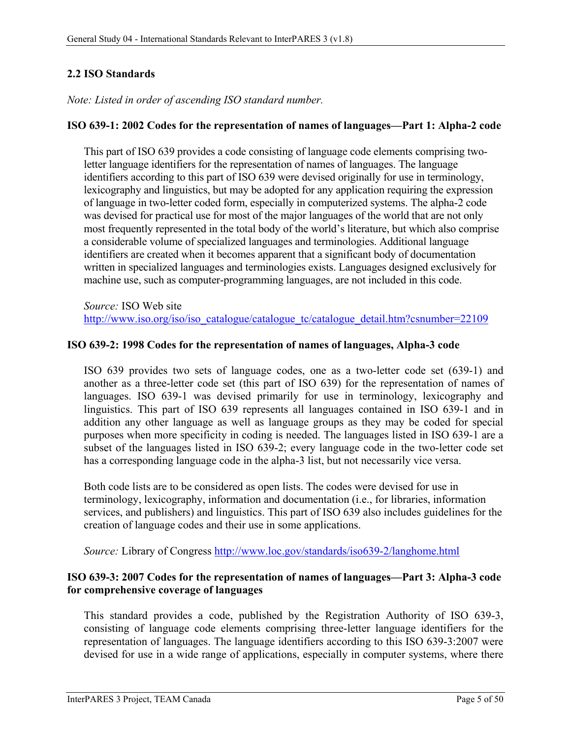## 2.2 ISO Standards

*Note: Listed in order of ascending ISO standard number.*

### ISO 639-1: 2002 Codes for the representation of names of languages—Part 1: Alpha-2 code

This part of ISO 639 provides a code consisting of language code elements comprising two-letter language identifiers for the representation of names of languages. The language identifiers according to this part of ISO 639 were devised originally for use in terminology, lexicography and linguistics, but may be adopted for any application requiring the expression of language in two-letter coded form, especially in computerized systems. The alpha-2 code was devised for practical use for most of the major languages of the world that are not only most frequently represented in the total body of the world's literature, but which also comprise a considerable volume of specialized languages and terminologies. Additional language identifiers are created when it becomes apparent that a significant body of documentation written in specialized languages and terminologies exists. Languages designed exclusively for machine use, such as computer-programming languages, are not included in this code.

*Source:* ISO Web site
http://www.iso.org/iso/iso_catalogue/catalogue_tc/catalogue_detail.htm?csnumber=22109

### ISO 639-2: 1998 Codes for the representation of names of languages, Alpha-3 code

ISO 639 provides two sets of language codes, one as a two-letter code set (639-1) and another as a three-letter code set (this part of ISO 639) for the representation of names of languages. ISO 639-1 was devised primarily for use in terminology, lexicography and linguistics. This part of ISO 639 represents all languages contained in ISO 639-1 and in addition any other language as well as language groups as they may be coded for special purposes when more specificity in coding is needed. The languages listed in ISO 639-1 are a subset of the languages listed in ISO 639-2; every language code in the two-letter code set has a corresponding language code in the alpha-3 list, but not necessarily vice versa.

Both code lists are to be considered as open lists. The codes were devised for use in terminology, lexicography, information and documentation (i.e., for libraries, information services, and publishers) and linguistics. This part of ISO 639 also includes guidelines for the creation of language codes and their use in some applications.

*Source:* Library of Congress http://www.loc.gov/standards/iso639-2/langhome.html

### ISO 639-3: 2007 Codes for the representation of names of languages—Part 3: Alpha-3 code for comprehensive coverage of languages

This standard provides a code, published by the Registration Authority of ISO 639-3, consisting of language code elements comprising three-letter language identifiers for the representation of languages. The language identifiers according to this ISO 639-3:2007 were devised for use in a wide range of applications, especially in computer systems, where there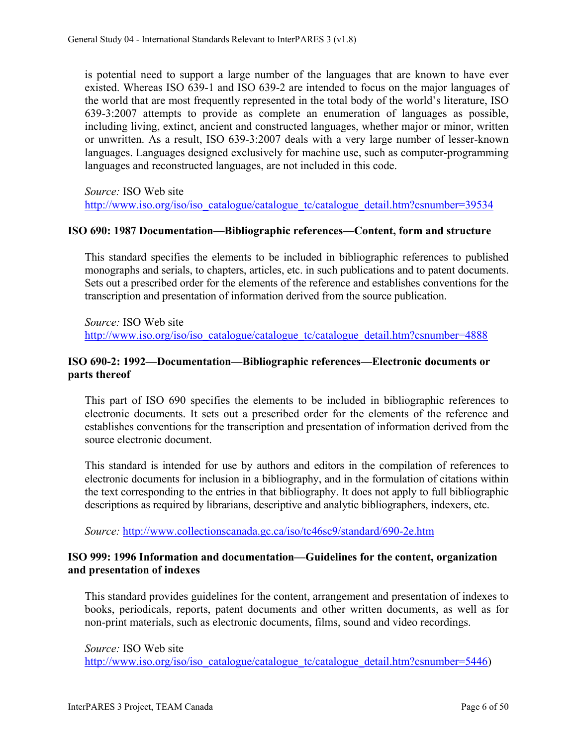is potential need to support a large number of the languages that are known to have ever existed. Whereas ISO 639-1 and ISO 639-2 are intended to focus on the major languages of the world that are most frequently represented in the total body of the world's literature, ISO 639-3:2007 attempts to provide as complete an enumeration of languages as possible, including living, extinct, ancient and constructed languages, whether major or minor, written or unwritten. As a result, ISO 639-3:2007 deals with a very large number of lesser-known languages. Languages designed exclusively for machine use, such as computer-programming languages and reconstructed languages, are not included in this code.

*Source:* ISO Web site
http://www.iso.org/iso/iso_catalogue/catalogue_tc/catalogue_detail.htm?csnumber=39534

**ISO 690: 1987 Documentation—Bibliographic references—Content, form and structure**

This standard specifies the elements to be included in bibliographic references to published monographs and serials, to chapters, articles, etc. in such publications and to patent documents. Sets out a prescribed order for the elements of the reference and establishes conventions for the transcription and presentation of information derived from the source publication.

*Source:* ISO Web site
http://www.iso.org/iso/iso_catalogue/catalogue_tc/catalogue_detail.htm?csnumber=4888

**ISO 690-2: 1992—Documentation—Bibliographic references—Electronic documents or parts thereof**

This part of ISO 690 specifies the elements to be included in bibliographic references to electronic documents. It sets out a prescribed order for the elements of the reference and establishes conventions for the transcription and presentation of information derived from the source electronic document.

This standard is intended for use by authors and editors in the compilation of references to electronic documents for inclusion in a bibliography, and in the formulation of citations within the text corresponding to the entries in that bibliography. It does not apply to full bibliographic descriptions as required by librarians, descriptive and analytic bibliographers, indexers, etc.

*Source:* http://www.collectionscanada.gc.ca/iso/tc46sc9/standard/690-2e.htm

**ISO 999: 1996 Information and documentation—Guidelines for the content, organization and presentation of indexes**

This standard provides guidelines for the content, arrangement and presentation of indexes to books, periodicals, reports, patent documents and other written documents, as well as for non-print materials, such as electronic documents, films, sound and video recordings.

*Source:* ISO Web site
http://www.iso.org/iso/iso_catalogue/catalogue_tc/catalogue_detail.htm?csnumber=5446)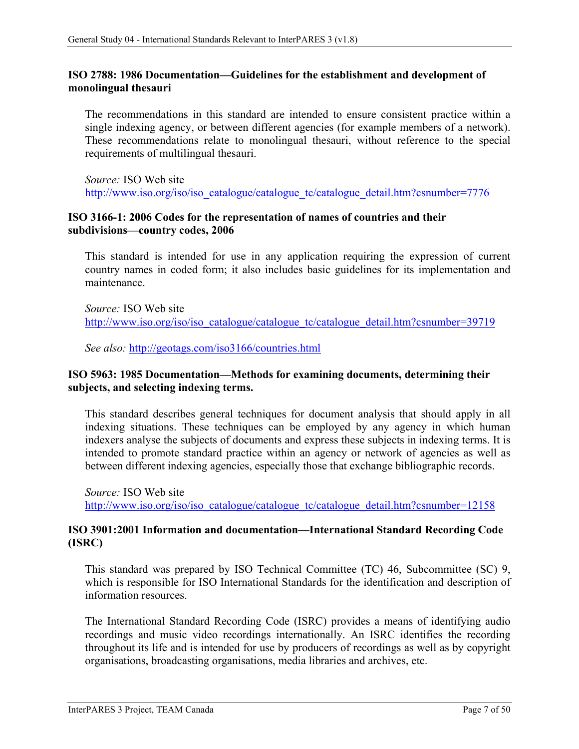**ISO 2788: 1986 Documentation—Guidelines for the establishment and development of monolingual thesauri**

The recommendations in this standard are intended to ensure consistent practice within a single indexing agency, or between different agencies (for example members of a network). These recommendations relate to monolingual thesauri, without reference to the special requirements of multilingual thesauri.

*Source:* ISO Web site
http://www.iso.org/iso/iso_catalogue/catalogue_tc/catalogue_detail.htm?csnumber=7776

**ISO 3166-1: 2006 Codes for the representation of names of countries and their subdivisions—country codes, 2006**

This standard is intended for use in any application requiring the expression of current country names in coded form; it also includes basic guidelines for its implementation and maintenance.

*Source:* ISO Web site
http://www.iso.org/iso/iso_catalogue/catalogue_tc/catalogue_detail.htm?csnumber=39719

*See also:* http://geotags.com/iso3166/countries.html

**ISO 5963: 1985 Documentation—Methods for examining documents, determining their subjects, and selecting indexing terms.**

This standard describes general techniques for document analysis that should apply in all indexing situations. These techniques can be employed by any agency in which human indexers analyse the subjects of documents and express these subjects in indexing terms. It is intended to promote standard practice within an agency or network of agencies as well as between different indexing agencies, especially those that exchange bibliographic records.

*Source:* ISO Web site
http://www.iso.org/iso/iso_catalogue/catalogue_tc/catalogue_detail.htm?csnumber=12158

**ISO 3901:2001 Information and documentation—International Standard Recording Code (ISRC)**

This standard was prepared by ISO Technical Committee (TC) 46, Subcommittee (SC) 9, which is responsible for ISO International Standards for the identification and description of information resources.

The International Standard Recording Code (ISRC) provides a means of identifying audio recordings and music video recordings internationally. An ISRC identifies the recording throughout its life and is intended for use by producers of recordings as well as by copyright organisations, broadcasting organisations, media libraries and archives, etc.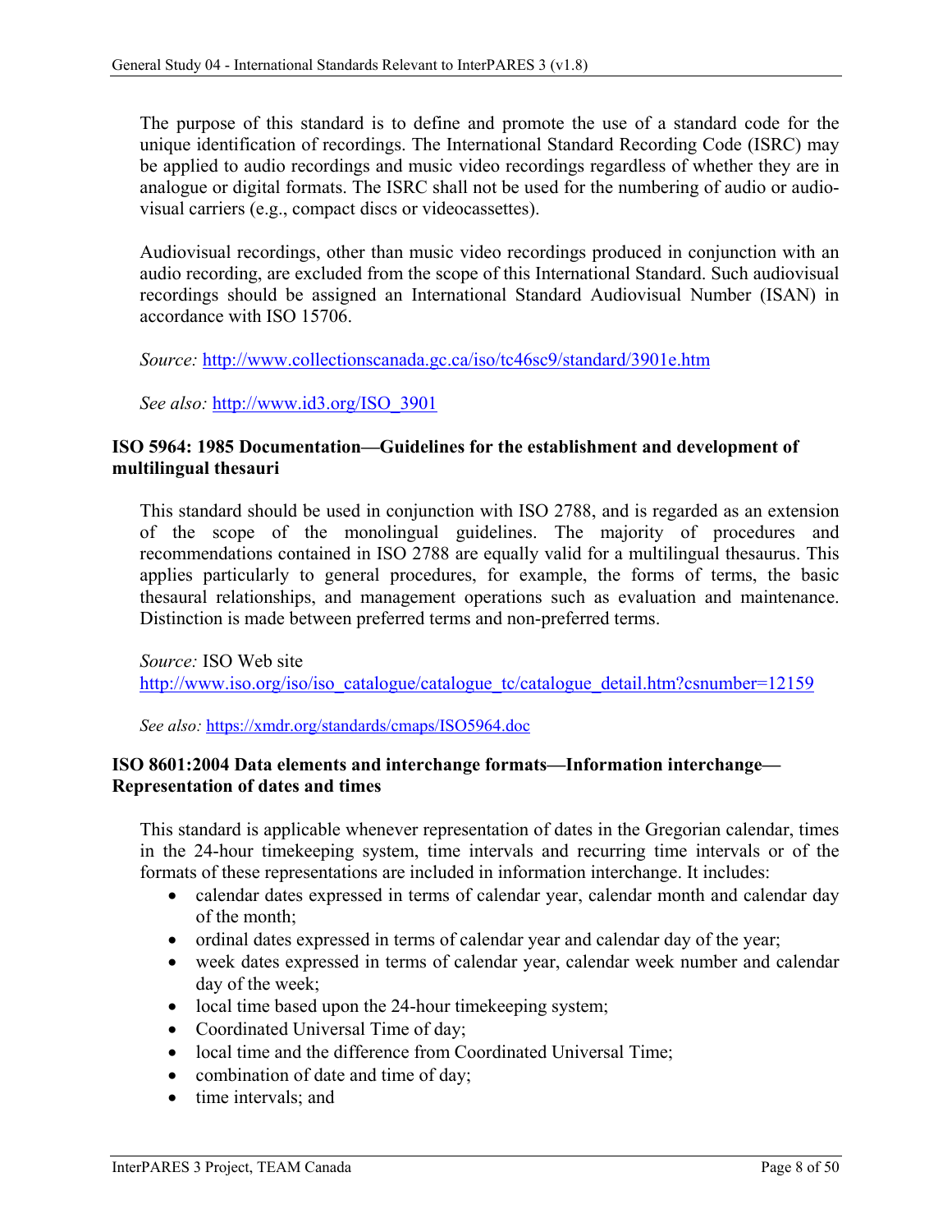The purpose of this standard is to define and promote the use of a standard code for the unique identification of recordings. The International Standard Recording Code (ISRC) may be applied to audio recordings and music video recordings regardless of whether they are in analogue or digital formats. The ISRC shall not be used for the numbering of audio or audio-visual carriers (e.g., compact discs or videocassettes).

Audiovisual recordings, other than music video recordings produced in conjunction with an audio recording, are excluded from the scope of this International Standard. Such audiovisual recordings should be assigned an International Standard Audiovisual Number (ISAN) in accordance with ISO 15706.

*Source:* http://www.collectionscanada.gc.ca/iso/tc46sc9/standard/3901e.htm

*See also:* http://www.id3.org/ISO_3901

**ISO 5964: 1985 Documentation—Guidelines for the establishment and development of multilingual thesauri**

This standard should be used in conjunction with ISO 2788, and is regarded as an extension of the scope of the monolingual guidelines. The majority of procedures and recommendations contained in ISO 2788 are equally valid for a multilingual thesaurus. This applies particularly to general procedures, for example, the forms of terms, the basic thesaural relationships, and management operations such as evaluation and maintenance. Distinction is made between preferred terms and non-preferred terms.

*Source:* ISO Web site
http://www.iso.org/iso/iso_catalogue/catalogue_tc/catalogue_detail.htm?csnumber=12159

*See also:* https://xmdr.org/standards/cmaps/ISO5964.doc

**ISO 8601:2004 Data elements and interchange formats—Information interchange—Representation of dates and times**

This standard is applicable whenever representation of dates in the Gregorian calendar, times in the 24-hour timekeeping system, time intervals and recurring time intervals or of the formats of these representations are included in information interchange. It includes:

- calendar dates expressed in terms of calendar year, calendar month and calendar day of the month;
- ordinal dates expressed in terms of calendar year and calendar day of the year;
- week dates expressed in terms of calendar year, calendar week number and calendar day of the week;
- local time based upon the 24-hour timekeeping system;
- Coordinated Universal Time of day;
- local time and the difference from Coordinated Universal Time;
- combination of date and time of day;
- time intervals; and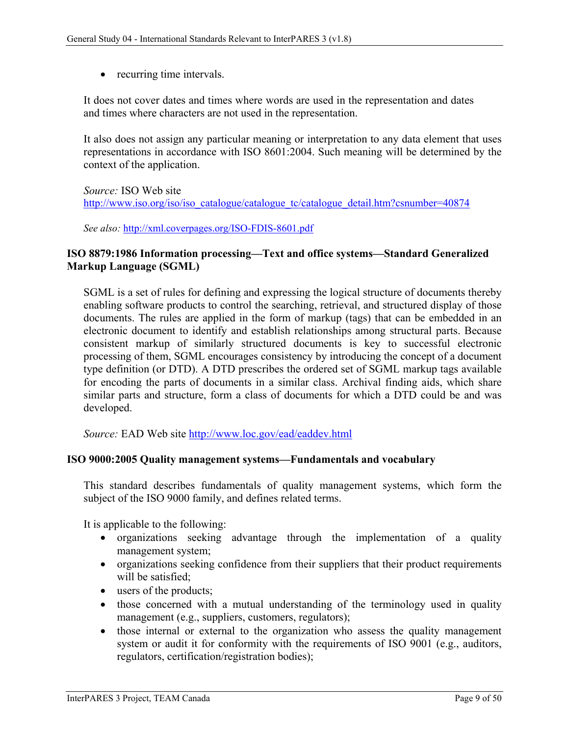- recurring time intervals.

It does not cover dates and times where words are used in the representation and dates and times where characters are not used in the representation.

It also does not assign any particular meaning or interpretation to any data element that uses representations in accordance with ISO 8601:2004. Such meaning will be determined by the context of the application.

*Source:* ISO Web site
http://www.iso.org/iso/iso_catalogue/catalogue_tc/catalogue_detail.htm?csnumber=40874

*See also:* http://xml.coverpages.org/ISO-FDIS-8601.pdf

**ISO 8879:1986 Information processing—Text and office systems—Standard Generalized Markup Language (SGML)**

SGML is a set of rules for defining and expressing the logical structure of documents thereby enabling software products to control the searching, retrieval, and structured display of those documents. The rules are applied in the form of markup (tags) that can be embedded in an electronic document to identify and establish relationships among structural parts. Because consistent markup of similarly structured documents is key to successful electronic processing of them, SGML encourages consistency by introducing the concept of a document type definition (or DTD). A DTD prescribes the ordered set of SGML markup tags available for encoding the parts of documents in a similar class. Archival finding aids, which share similar parts and structure, form a class of documents for which a DTD could be and was developed.

*Source:* EAD Web site http://www.loc.gov/ead/eaddev.html

**ISO 9000:2005 Quality management systems—Fundamentals and vocabulary**

This standard describes fundamentals of quality management systems, which form the subject of the ISO 9000 family, and defines related terms.

It is applicable to the following:

- organizations seeking advantage through the implementation of a quality management system;
- organizations seeking confidence from their suppliers that their product requirements will be satisfied;
- users of the products;
- those concerned with a mutual understanding of the terminology used in quality management (e.g., suppliers, customers, regulators);
- those internal or external to the organization who assess the quality management system or audit it for conformity with the requirements of ISO 9001 (e.g., auditors, regulators, certification/registration bodies);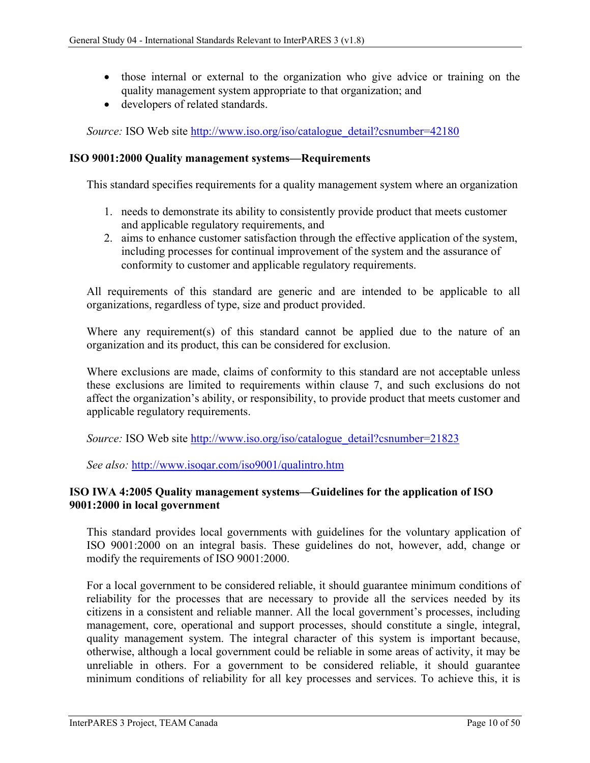- those internal or external to the organization who give advice or training on the quality management system appropriate to that organization; and
- developers of related standards.

*Source:* ISO Web site http://www.iso.org/iso/catalogue_detail?csnumber=42180

**ISO 9001:2000 Quality management systems—Requirements**

This standard specifies requirements for a quality management system where an organization

1. needs to demonstrate its ability to consistently provide product that meets customer and applicable regulatory requirements, and
2. aims to enhance customer satisfaction through the effective application of the system, including processes for continual improvement of the system and the assurance of conformity to customer and applicable regulatory requirements.

All requirements of this standard are generic and are intended to be applicable to all organizations, regardless of type, size and product provided.

Where any requirement(s) of this standard cannot be applied due to the nature of an organization and its product, this can be considered for exclusion.

Where exclusions are made, claims of conformity to this standard are not acceptable unless these exclusions are limited to requirements within clause 7, and such exclusions do not affect the organization's ability, or responsibility, to provide product that meets customer and applicable regulatory requirements.

*Source:* ISO Web site http://www.iso.org/iso/catalogue_detail?csnumber=21823

*See also:* http://www.isoqar.com/iso9001/qualintro.htm

**ISO IWA 4:2005 Quality management systems—Guidelines for the application of ISO 9001:2000 in local government**

This standard provides local governments with guidelines for the voluntary application of ISO 9001:2000 on an integral basis. These guidelines do not, however, add, change or modify the requirements of ISO 9001:2000.

For a local government to be considered reliable, it should guarantee minimum conditions of reliability for the processes that are necessary to provide all the services needed by its citizens in a consistent and reliable manner. All the local government's processes, including management, core, operational and support processes, should constitute a single, integral, quality management system. The integral character of this system is important because, otherwise, although a local government could be reliable in some areas of activity, it may be unreliable in others. For a government to be considered reliable, it should guarantee minimum conditions of reliability for all key processes and services. To achieve this, it is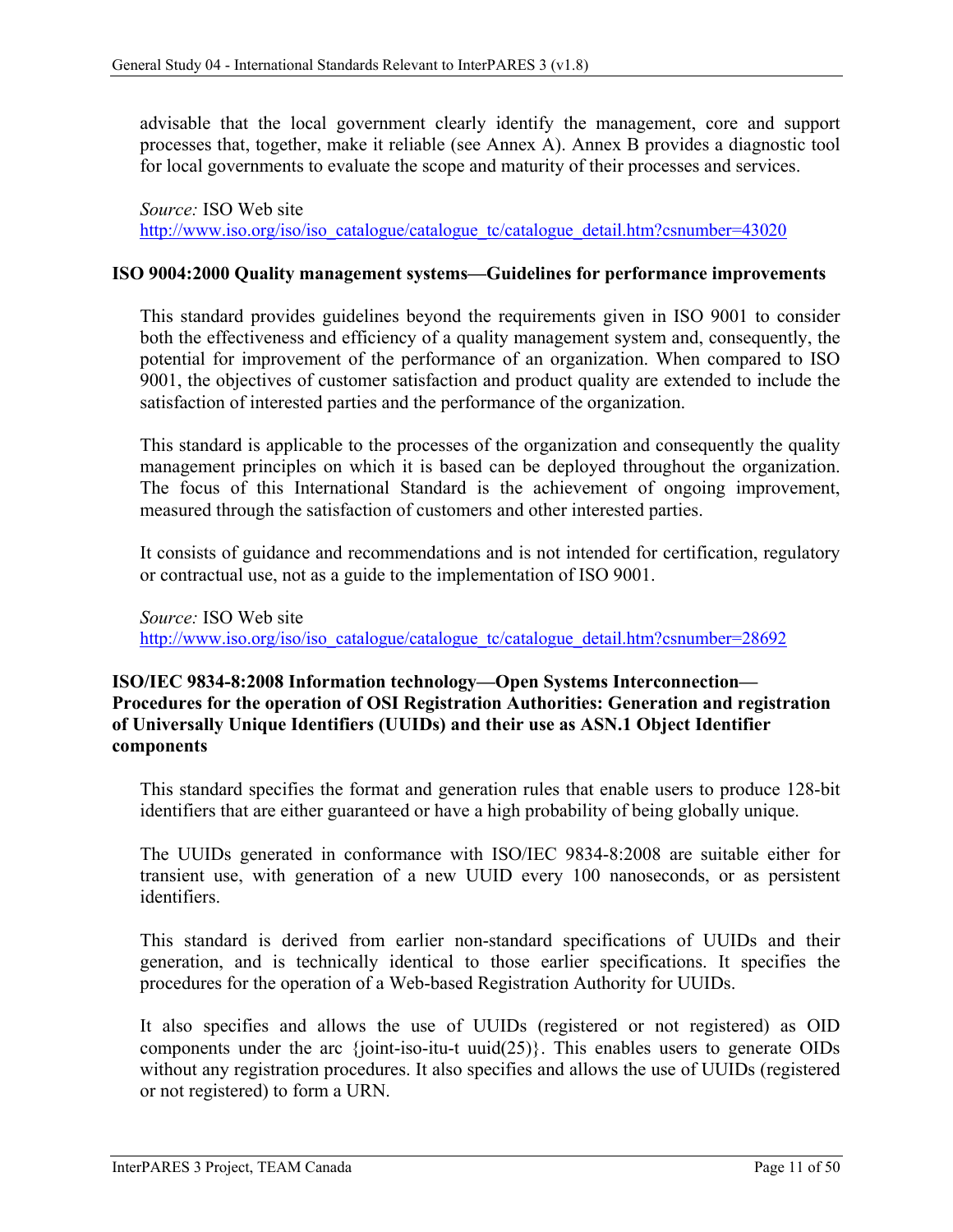advisable that the local government clearly identify the management, core and support processes that, together, make it reliable (see Annex A). Annex B provides a diagnostic tool for local governments to evaluate the scope and maturity of their processes and services.

*Source:* ISO Web site
http://www.iso.org/iso/iso_catalogue/catalogue_tc/catalogue_detail.htm?csnumber=43020

**ISO 9004:2000 Quality management systems—Guidelines for performance improvements**

This standard provides guidelines beyond the requirements given in ISO 9001 to consider both the effectiveness and efficiency of a quality management system and, consequently, the potential for improvement of the performance of an organization. When compared to ISO 9001, the objectives of customer satisfaction and product quality are extended to include the satisfaction of interested parties and the performance of the organization.

This standard is applicable to the processes of the organization and consequently the quality management principles on which it is based can be deployed throughout the organization. The focus of this International Standard is the achievement of ongoing improvement, measured through the satisfaction of customers and other interested parties.

It consists of guidance and recommendations and is not intended for certification, regulatory or contractual use, not as a guide to the implementation of ISO 9001.

*Source:* ISO Web site
http://www.iso.org/iso/iso_catalogue/catalogue_tc/catalogue_detail.htm?csnumber=28692

**ISO/IEC 9834-8:2008 Information technology—Open Systems Interconnection—Procedures for the operation of OSI Registration Authorities: Generation and registration of Universally Unique Identifiers (UUIDs) and their use as ASN.1 Object Identifier components**

This standard specifies the format and generation rules that enable users to produce 128-bit identifiers that are either guaranteed or have a high probability of being globally unique.

The UUIDs generated in conformance with ISO/IEC 9834-8:2008 are suitable either for transient use, with generation of a new UUID every 100 nanoseconds, or as persistent identifiers.

This standard is derived from earlier non-standard specifications of UUIDs and their generation, and is technically identical to those earlier specifications. It specifies the procedures for the operation of a Web-based Registration Authority for UUIDs.

It also specifies and allows the use of UUIDs (registered or not registered) as OID components under the arc {joint-iso-itu-t uuid(25)}. This enables users to generate OIDs without any registration procedures. It also specifies and allows the use of UUIDs (registered or not registered) to form a URN.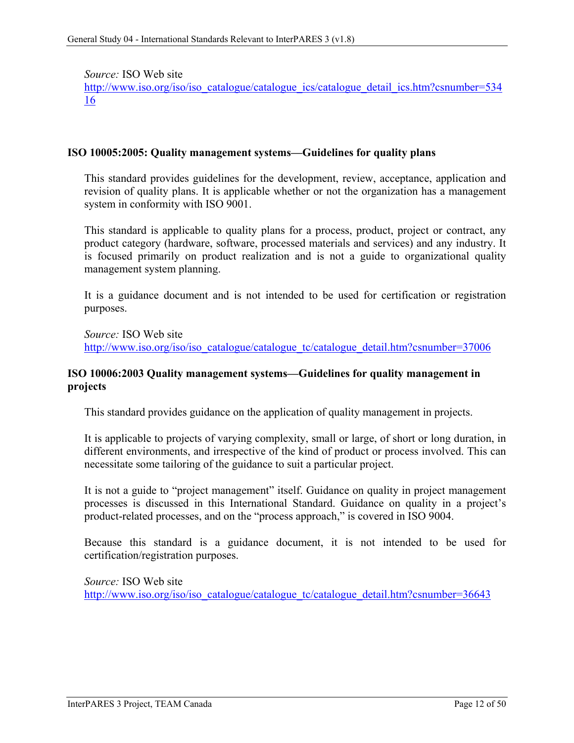*Source:* ISO Web site
http://www.iso.org/iso/iso_catalogue/catalogue_ics/catalogue_detail_ics.htm?csnumber=53416

**ISO 10005:2005: Quality management systems—Guidelines for quality plans**

This standard provides guidelines for the development, review, acceptance, application and revision of quality plans. It is applicable whether or not the organization has a management system in conformity with ISO 9001.

This standard is applicable to quality plans for a process, product, project or contract, any product category (hardware, software, processed materials and services) and any industry. It is focused primarily on product realization and is not a guide to organizational quality management system planning.

It is a guidance document and is not intended to be used for certification or registration purposes.

*Source:* ISO Web site
http://www.iso.org/iso/iso_catalogue/catalogue_tc/catalogue_detail.htm?csnumber=37006

**ISO 10006:2003 Quality management systems—Guidelines for quality management in projects**

This standard provides guidance on the application of quality management in projects.

It is applicable to projects of varying complexity, small or large, of short or long duration, in different environments, and irrespective of the kind of product or process involved. This can necessitate some tailoring of the guidance to suit a particular project.

It is not a guide to "project management" itself. Guidance on quality in project management processes is discussed in this International Standard. Guidance on quality in a project's product-related processes, and on the "process approach," is covered in ISO 9004.

Because this standard is a guidance document, it is not intended to be used for certification/registration purposes.

*Source:* ISO Web site
http://www.iso.org/iso/iso_catalogue/catalogue_tc/catalogue_detail.htm?csnumber=36643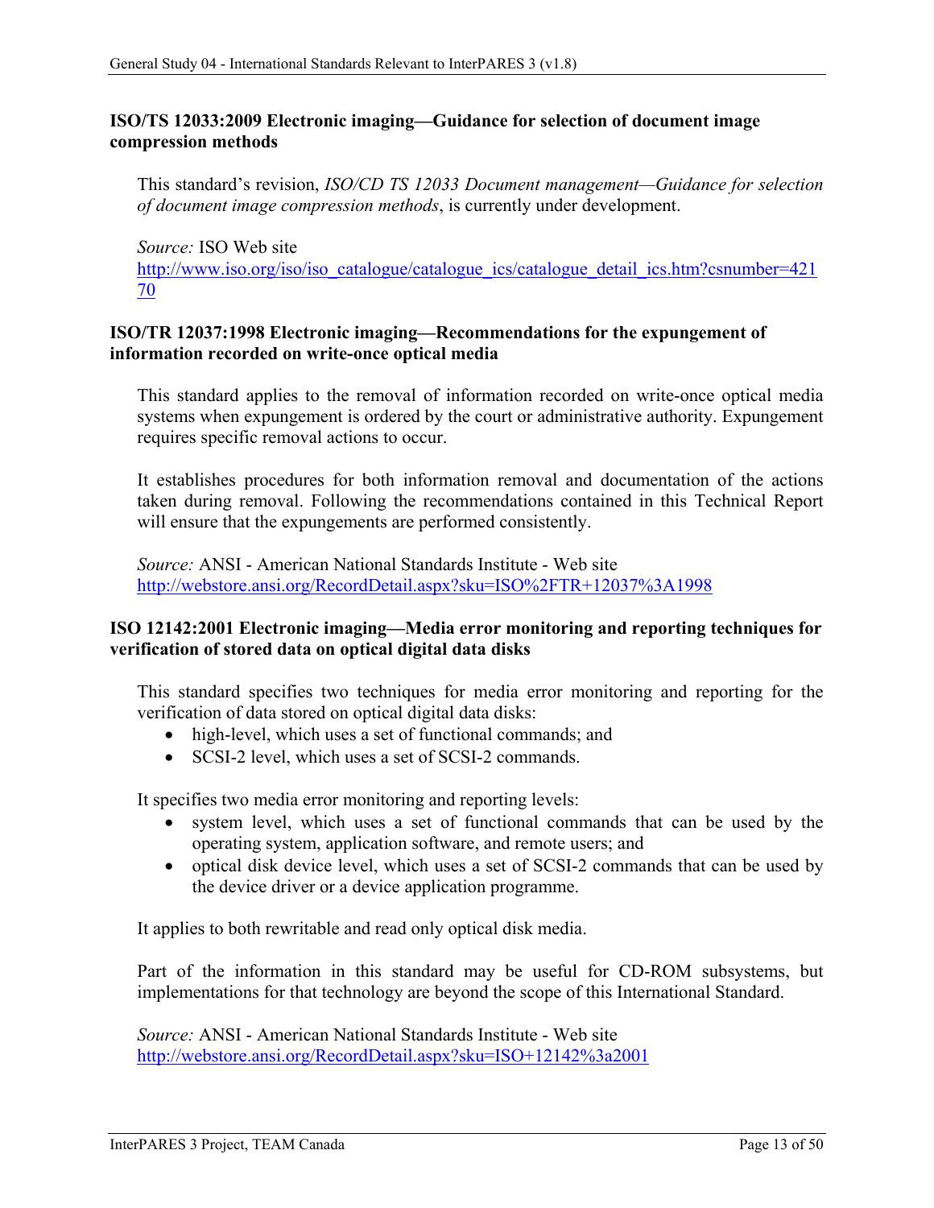### ISO/TS 12033:2009 Electronic imaging—Guidance for selection of document image compression methods

This standard's revision, *ISO/CD TS 12033 Document management—Guidance for selection of document image compression methods*, is currently under development.

*Source:* ISO Web site
http://www.iso.org/iso/iso_catalogue/catalogue_ics/catalogue_detail_ics.htm?csnumber=42170

### ISO/TR 12037:1998 Electronic imaging—Recommendations for the expungement of information recorded on write-once optical media

This standard applies to the removal of information recorded on write-once optical media systems when expungement is ordered by the court or administrative authority. Expungement requires specific removal actions to occur.

It establishes procedures for both information removal and documentation of the actions taken during removal. Following the recommendations contained in this Technical Report will ensure that the expungements are performed consistently.

*Source:* ANSI - American National Standards Institute - Web site
http://webstore.ansi.org/RecordDetail.aspx?sku=ISO%2FTR+12037%3A1998

### ISO 12142:2001 Electronic imaging—Media error monitoring and reporting techniques for verification of stored data on optical digital data disks

This standard specifies two techniques for media error monitoring and reporting for the verification of data stored on optical digital data disks:

- high-level, which uses a set of functional commands; and
- SCSI-2 level, which uses a set of SCSI-2 commands.

It specifies two media error monitoring and reporting levels:

- system level, which uses a set of functional commands that can be used by the operating system, application software, and remote users; and
- optical disk device level, which uses a set of SCSI-2 commands that can be used by the device driver or a device application programme.

It applies to both rewritable and read only optical disk media.

Part of the information in this standard may be useful for CD-ROM subsystems, but implementations for that technology are beyond the scope of this International Standard.

*Source:* ANSI - American National Standards Institute - Web site
http://webstore.ansi.org/RecordDetail.aspx?sku=ISO+12142%3a2001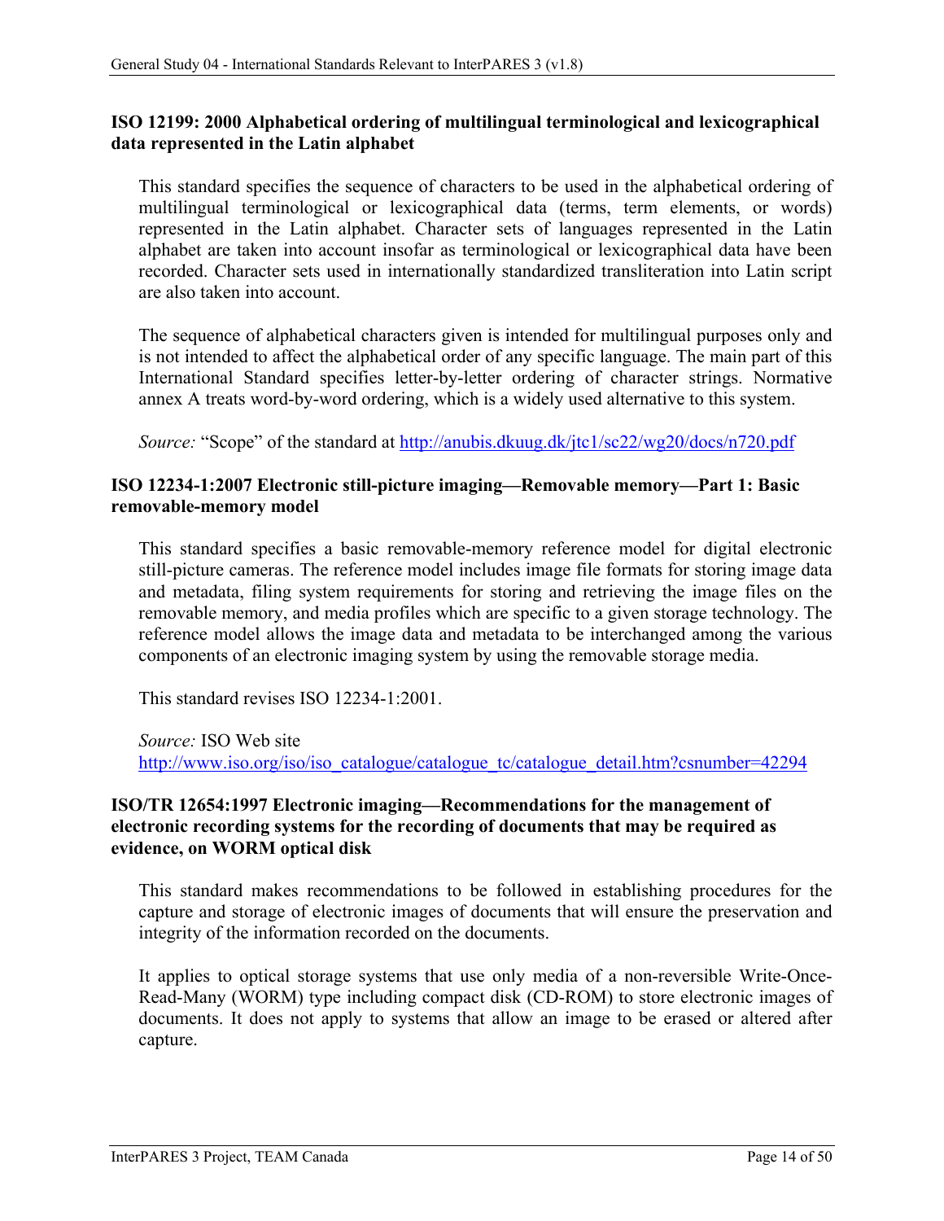**ISO 12199: 2000 Alphabetical ordering of multilingual terminological and lexicographical data represented in the Latin alphabet**

This standard specifies the sequence of characters to be used in the alphabetical ordering of multilingual terminological or lexicographical data (terms, term elements, or words) represented in the Latin alphabet. Character sets of languages represented in the Latin alphabet are taken into account insofar as terminological or lexicographical data have been recorded. Character sets used in internationally standardized transliteration into Latin script are also taken into account.

The sequence of alphabetical characters given is intended for multilingual purposes only and is not intended to affect the alphabetical order of any specific language. The main part of this International Standard specifies letter-by-letter ordering of character strings. Normative annex A treats word-by-word ordering, which is a widely used alternative to this system.

*Source:* "Scope" of the standard at http://anubis.dkuug.dk/jtc1/sc22/wg20/docs/n720.pdf

**ISO 12234-1:2007 Electronic still-picture imaging—Removable memory—Part 1: Basic removable-memory model**

This standard specifies a basic removable-memory reference model for digital electronic still-picture cameras. The reference model includes image file formats for storing image data and metadata, filing system requirements for storing and retrieving the image files on the removable memory, and media profiles which are specific to a given storage technology. The reference model allows the image data and metadata to be interchanged among the various components of an electronic imaging system by using the removable storage media.

This standard revises ISO 12234-1:2001.

*Source:* ISO Web site http://www.iso.org/iso/iso_catalogue/catalogue_tc/catalogue_detail.htm?csnumber=42294

**ISO/TR 12654:1997 Electronic imaging—Recommendations for the management of electronic recording systems for the recording of documents that may be required as evidence, on WORM optical disk**

This standard makes recommendations to be followed in establishing procedures for the capture and storage of electronic images of documents that will ensure the preservation and integrity of the information recorded on the documents.

It applies to optical storage systems that use only media of a non-reversible Write-Once-Read-Many (WORM) type including compact disk (CD-ROM) to store electronic images of documents. It does not apply to systems that allow an image to be erased or altered after capture.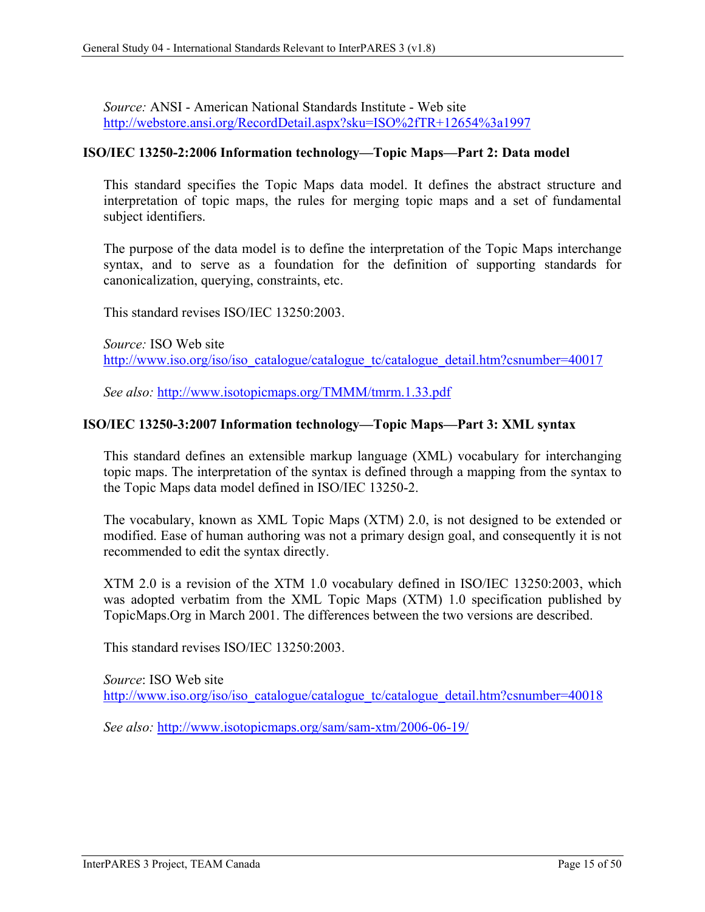*Source:* ANSI - American National Standards Institute - Web site
http://webstore.ansi.org/RecordDetail.aspx?sku=ISO%2fTR+12654%3a1997

**ISO/IEC 13250-2:2006 Information technology—Topic Maps—Part 2: Data model**

This standard specifies the Topic Maps data model. It defines the abstract structure and interpretation of topic maps, the rules for merging topic maps and a set of fundamental subject identifiers.

The purpose of the data model is to define the interpretation of the Topic Maps interchange syntax, and to serve as a foundation for the definition of supporting standards for canonicalization, querying, constraints, etc.

This standard revises ISO/IEC 13250:2003.

*Source:* ISO Web site
http://www.iso.org/iso/iso_catalogue/catalogue_tc/catalogue_detail.htm?csnumber=40017

*See also:* http://www.isotopicmaps.org/TMMM/tmrm.1.33.pdf

**ISO/IEC 13250-3:2007 Information technology—Topic Maps—Part 3: XML syntax**

This standard defines an extensible markup language (XML) vocabulary for interchanging topic maps. The interpretation of the syntax is defined through a mapping from the syntax to the Topic Maps data model defined in ISO/IEC 13250-2.

The vocabulary, known as XML Topic Maps (XTM) 2.0, is not designed to be extended or modified. Ease of human authoring was not a primary design goal, and consequently it is not recommended to edit the syntax directly.

XTM 2.0 is a revision of the XTM 1.0 vocabulary defined in ISO/IEC 13250:2003, which was adopted verbatim from the XML Topic Maps (XTM) 1.0 specification published by TopicMaps.Org in March 2001. The differences between the two versions are described.

This standard revises ISO/IEC 13250:2003.

*Source*: ISO Web site
http://www.iso.org/iso/iso_catalogue/catalogue_tc/catalogue_detail.htm?csnumber=40018

*See also:* http://www.isotopicmaps.org/sam/sam-xtm/2006-06-19/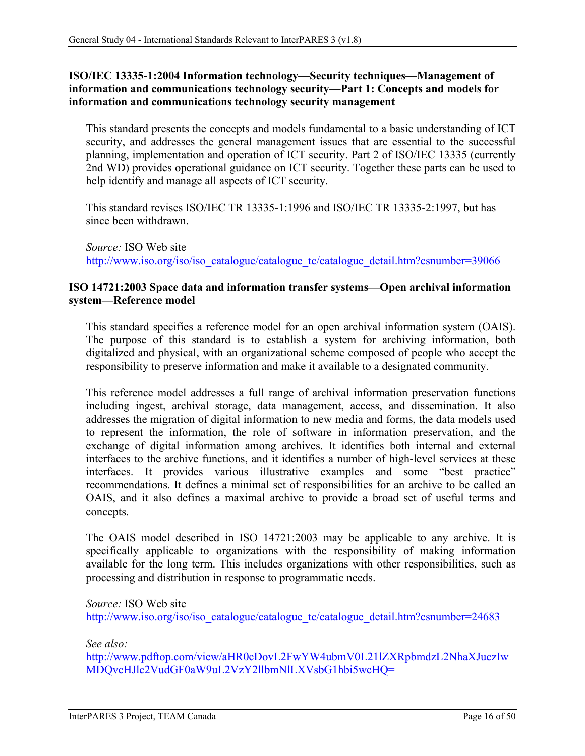### ISO/IEC 13335-1:2004 Information technology—Security techniques—Management of information and communications technology security—Part 1: Concepts and models for information and communications technology security management

This standard presents the concepts and models fundamental to a basic understanding of ICT security, and addresses the general management issues that are essential to the successful planning, implementation and operation of ICT security. Part 2 of ISO/IEC 13335 (currently 2nd WD) provides operational guidance on ICT security. Together these parts can be used to help identify and manage all aspects of ICT security.

This standard revises ISO/IEC TR 13335-1:1996 and ISO/IEC TR 13335-2:1997, but has since been withdrawn.

*Source:* ISO Web site
http://www.iso.org/iso/iso_catalogue/catalogue_tc/catalogue_detail.htm?csnumber=39066

### ISO 14721:2003 Space data and information transfer systems—Open archival information system—Reference model

This standard specifies a reference model for an open archival information system (OAIS). The purpose of this standard is to establish a system for archiving information, both digitalized and physical, with an organizational scheme composed of people who accept the responsibility to preserve information and make it available to a designated community.

This reference model addresses a full range of archival information preservation functions including ingest, archival storage, data management, access, and dissemination. It also addresses the migration of digital information to new media and forms, the data models used to represent the information, the role of software in information preservation, and the exchange of digital information among archives. It identifies both internal and external interfaces to the archive functions, and it identifies a number of high-level services at these interfaces. It provides various illustrative examples and some "best practice" recommendations. It defines a minimal set of responsibilities for an archive to be called an OAIS, and it also defines a maximal archive to provide a broad set of useful terms and concepts.

The OAIS model described in ISO 14721:2003 may be applicable to any archive. It is specifically applicable to organizations with the responsibility of making information available for the long term. This includes organizations with other responsibilities, such as processing and distribution in response to programmatic needs.

*Source:* ISO Web site
http://www.iso.org/iso/iso_catalogue/catalogue_tc/catalogue_detail.htm?csnumber=24683

*See also:*
http://www.pdftop.com/view/aHR0cDovL2FwYW4ubmV0L21lZXRpbmdzL2NhaXJuczIwMDQvcHJlc2VudGF0aW9uL2VzY2llbmNlLXVsbG1hbi5wcHQ=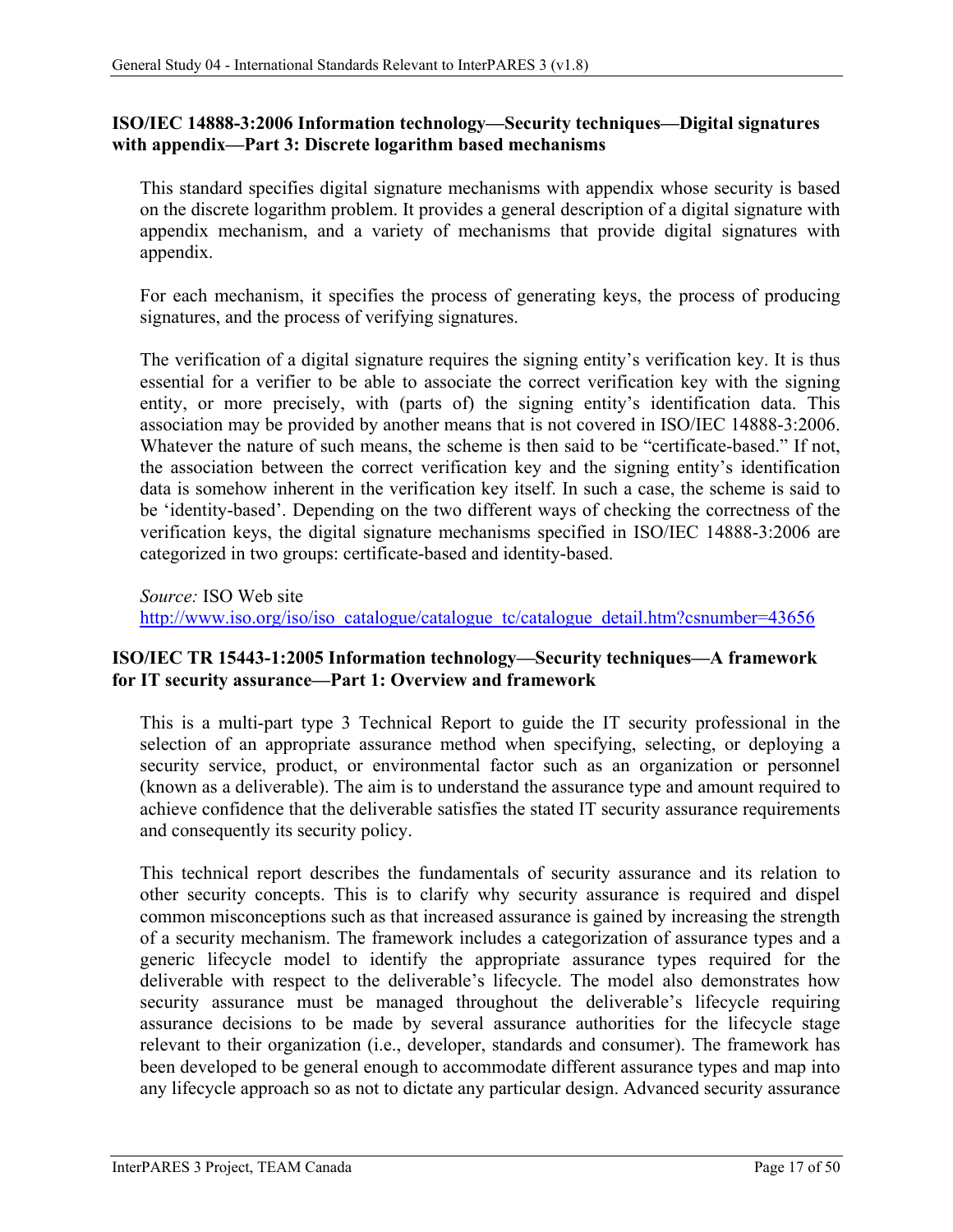### ISO/IEC 14888-3:2006 Information technology—Security techniques—Digital signatures with appendix—Part 3: Discrete logarithm based mechanisms

This standard specifies digital signature mechanisms with appendix whose security is based on the discrete logarithm problem. It provides a general description of a digital signature with appendix mechanism, and a variety of mechanisms that provide digital signatures with appendix.

For each mechanism, it specifies the process of generating keys, the process of producing signatures, and the process of verifying signatures.

The verification of a digital signature requires the signing entity's verification key. It is thus essential for a verifier to be able to associate the correct verification key with the signing entity, or more precisely, with (parts of) the signing entity's identification data. This association may be provided by another means that is not covered in ISO/IEC 14888-3:2006. Whatever the nature of such means, the scheme is then said to be "certificate-based." If not, the association between the correct verification key and the signing entity's identification data is somehow inherent in the verification key itself. In such a case, the scheme is said to be 'identity-based'. Depending on the two different ways of checking the correctness of the verification keys, the digital signature mechanisms specified in ISO/IEC 14888-3:2006 are categorized in two groups: certificate-based and identity-based.

*Source:* ISO Web site
http://www.iso.org/iso/iso_catalogue/catalogue_tc/catalogue_detail.htm?csnumber=43656

### ISO/IEC TR 15443-1:2005 Information technology—Security techniques—A framework for IT security assurance—Part 1: Overview and framework

This is a multi-part type 3 Technical Report to guide the IT security professional in the selection of an appropriate assurance method when specifying, selecting, or deploying a security service, product, or environmental factor such as an organization or personnel (known as a deliverable). The aim is to understand the assurance type and amount required to achieve confidence that the deliverable satisfies the stated IT security assurance requirements and consequently its security policy.

This technical report describes the fundamentals of security assurance and its relation to other security concepts. This is to clarify why security assurance is required and dispel common misconceptions such as that increased assurance is gained by increasing the strength of a security mechanism. The framework includes a categorization of assurance types and a generic lifecycle model to identify the appropriate assurance types required for the deliverable with respect to the deliverable's lifecycle. The model also demonstrates how security assurance must be managed throughout the deliverable's lifecycle requiring assurance decisions to be made by several assurance authorities for the lifecycle stage relevant to their organization (i.e., developer, standards and consumer). The framework has been developed to be general enough to accommodate different assurance types and map into any lifecycle approach so as not to dictate any particular design. Advanced security assurance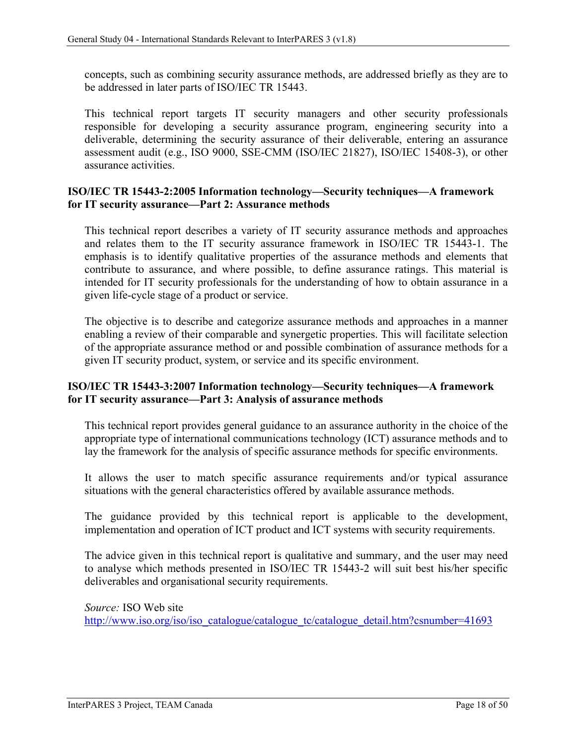concepts, such as combining security assurance methods, are addressed briefly as they are to be addressed in later parts of ISO/IEC TR 15443.

This technical report targets IT security managers and other security professionals responsible for developing a security assurance program, engineering security into a deliverable, determining the security assurance of their deliverable, entering an assurance assessment audit (e.g., ISO 9000, SSE-CMM (ISO/IEC 21827), ISO/IEC 15408-3), or other assurance activities.

**ISO/IEC TR 15443-2:2005 Information technology—Security techniques—A framework for IT security assurance—Part 2: Assurance methods**

This technical report describes a variety of IT security assurance methods and approaches and relates them to the IT security assurance framework in ISO/IEC TR 15443-1. The emphasis is to identify qualitative properties of the assurance methods and elements that contribute to assurance, and where possible, to define assurance ratings. This material is intended for IT security professionals for the understanding of how to obtain assurance in a given life-cycle stage of a product or service.

The objective is to describe and categorize assurance methods and approaches in a manner enabling a review of their comparable and synergetic properties. This will facilitate selection of the appropriate assurance method or and possible combination of assurance methods for a given IT security product, system, or service and its specific environment.

**ISO/IEC TR 15443-3:2007 Information technology—Security techniques—A framework for IT security assurance—Part 3: Analysis of assurance methods**

This technical report provides general guidance to an assurance authority in the choice of the appropriate type of international communications technology (ICT) assurance methods and to lay the framework for the analysis of specific assurance methods for specific environments.

It allows the user to match specific assurance requirements and/or typical assurance situations with the general characteristics offered by available assurance methods.

The guidance provided by this technical report is applicable to the development, implementation and operation of ICT product and ICT systems with security requirements.

The advice given in this technical report is qualitative and summary, and the user may need to analyse which methods presented in ISO/IEC TR 15443-2 will suit best his/her specific deliverables and organisational security requirements.

*Source:* ISO Web site
http://www.iso.org/iso/iso_catalogue/catalogue_tc/catalogue_detail.htm?csnumber=41693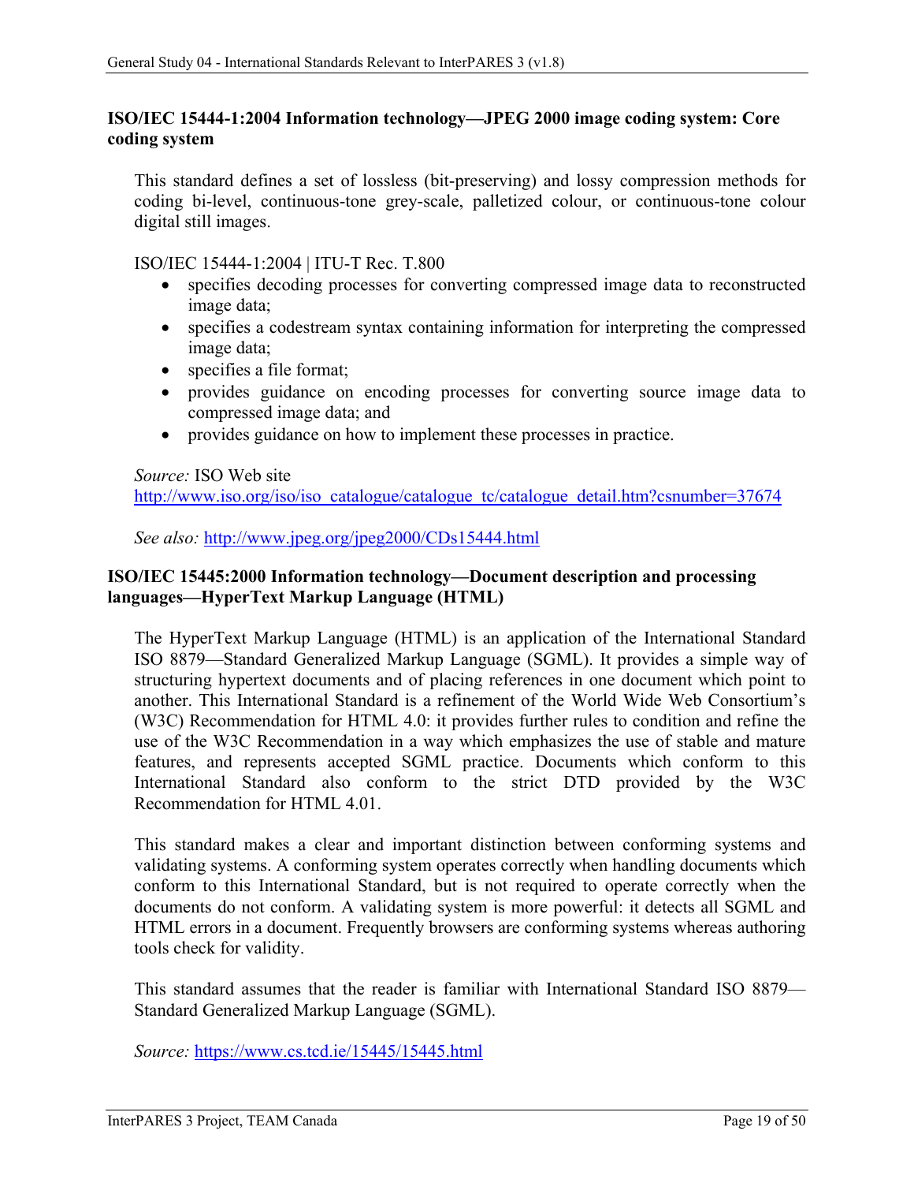### ISO/IEC 15444-1:2004 Information technology—JPEG 2000 image coding system: Core coding system

This standard defines a set of lossless (bit-preserving) and lossy compression methods for coding bi-level, continuous-tone grey-scale, palletized colour, or continuous-tone colour digital still images.

ISO/IEC 15444-1:2004 | ITU-T Rec. T.800

- specifies decoding processes for converting compressed image data to reconstructed image data;
- specifies a codestream syntax containing information for interpreting the compressed image data;
- specifies a file format;
- provides guidance on encoding processes for converting source image data to compressed image data; and
- provides guidance on how to implement these processes in practice.

*Source:* ISO Web site
http://www.iso.org/iso/iso_catalogue/catalogue_tc/catalogue_detail.htm?csnumber=37674

*See also:* http://www.jpeg.org/jpeg2000/CDs15444.html

### ISO/IEC 15445:2000 Information technology—Document description and processing languages—HyperText Markup Language (HTML)

The HyperText Markup Language (HTML) is an application of the International Standard ISO 8879—Standard Generalized Markup Language (SGML). It provides a simple way of structuring hypertext documents and of placing references in one document which point to another. This International Standard is a refinement of the World Wide Web Consortium's (W3C) Recommendation for HTML 4.0: it provides further rules to condition and refine the use of the W3C Recommendation in a way which emphasizes the use of stable and mature features, and represents accepted SGML practice. Documents which conform to this International Standard also conform to the strict DTD provided by the W3C Recommendation for HTML 4.01.

This standard makes a clear and important distinction between conforming systems and validating systems. A conforming system operates correctly when handling documents which conform to this International Standard, but is not required to operate correctly when the documents do not conform. A validating system is more powerful: it detects all SGML and HTML errors in a document. Frequently browsers are conforming systems whereas authoring tools check for validity.

This standard assumes that the reader is familiar with International Standard ISO 8879—Standard Generalized Markup Language (SGML).

*Source:* https://www.cs.tcd.ie/15445/15445.html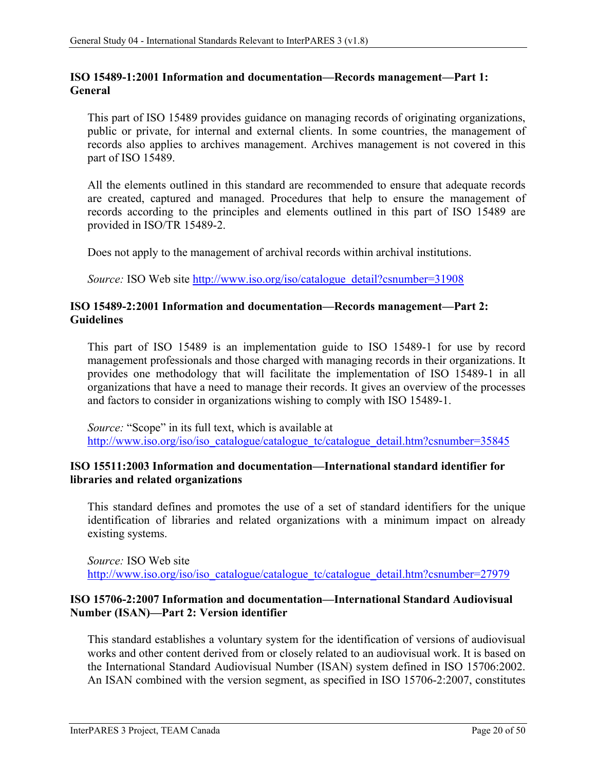### ISO 15489-1:2001 Information and documentation—Records management—Part 1: General

This part of ISO 15489 provides guidance on managing records of originating organizations, public or private, for internal and external clients. In some countries, the management of records also applies to archives management. Archives management is not covered in this part of ISO 15489.

All the elements outlined in this standard are recommended to ensure that adequate records are created, captured and managed. Procedures that help to ensure the management of records according to the principles and elements outlined in this part of ISO 15489 are provided in ISO/TR 15489-2.

Does not apply to the management of archival records within archival institutions.

*Source:* ISO Web site http://www.iso.org/iso/catalogue_detail?csnumber=31908

### ISO 15489-2:2001 Information and documentation—Records management—Part 2: Guidelines

This part of ISO 15489 is an implementation guide to ISO 15489-1 for use by record management professionals and those charged with managing records in their organizations. It provides one methodology that will facilitate the implementation of ISO 15489-1 in all organizations that have a need to manage their records. It gives an overview of the processes and factors to consider in organizations wishing to comply with ISO 15489-1.

*Source:* "Scope" in its full text, which is available at http://www.iso.org/iso/iso_catalogue/catalogue_tc/catalogue_detail.htm?csnumber=35845

### ISO 15511:2003 Information and documentation—International standard identifier for libraries and related organizations

This standard defines and promotes the use of a set of standard identifiers for the unique identification of libraries and related organizations with a minimum impact on already existing systems.

*Source:* ISO Web site http://www.iso.org/iso/iso_catalogue/catalogue_tc/catalogue_detail.htm?csnumber=27979

### ISO 15706-2:2007 Information and documentation—International Standard Audiovisual Number (ISAN)—Part 2: Version identifier

This standard establishes a voluntary system for the identification of versions of audiovisual works and other content derived from or closely related to an audiovisual work. It is based on the International Standard Audiovisual Number (ISAN) system defined in ISO 15706:2002. An ISAN combined with the version segment, as specified in ISO 15706-2:2007, constitutes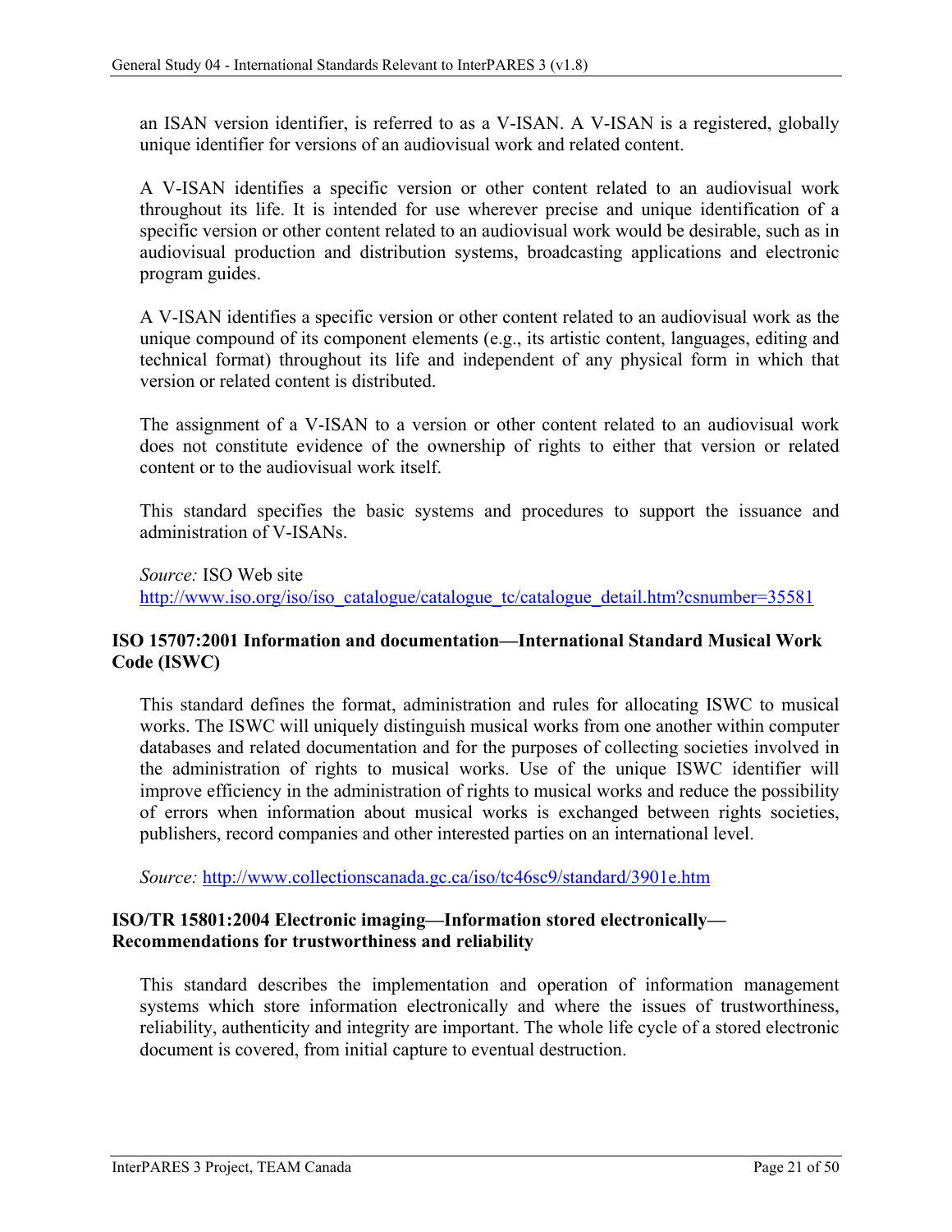an ISAN version identifier, is referred to as a V-ISAN. A V-ISAN is a registered, globally unique identifier for versions of an audiovisual work and related content.

A V-ISAN identifies a specific version or other content related to an audiovisual work throughout its life. It is intended for use wherever precise and unique identification of a specific version or other content related to an audiovisual work would be desirable, such as in audiovisual production and distribution systems, broadcasting applications and electronic program guides.

A V-ISAN identifies a specific version or other content related to an audiovisual work as the unique compound of its component elements (e.g., its artistic content, languages, editing and technical format) throughout its life and independent of any physical form in which that version or related content is distributed.

The assignment of a V-ISAN to a version or other content related to an audiovisual work does not constitute evidence of the ownership of rights to either that version or related content or to the audiovisual work itself.

This standard specifies the basic systems and procedures to support the issuance and administration of V-ISANs.

*Source:* ISO Web site
http://www.iso.org/iso/iso_catalogue/catalogue_tc/catalogue_detail.htm?csnumber=35581

**ISO 15707:2001 Information and documentation—International Standard Musical Work Code (ISWC)**

This standard defines the format, administration and rules for allocating ISWC to musical works. The ISWC will uniquely distinguish musical works from one another within computer databases and related documentation and for the purposes of collecting societies involved in the administration of rights to musical works. Use of the unique ISWC identifier will improve efficiency in the administration of rights to musical works and reduce the possibility of errors when information about musical works is exchanged between rights societies, publishers, record companies and other interested parties on an international level.

*Source:* http://www.collectionscanada.gc.ca/iso/tc46sc9/standard/3901e.htm

**ISO/TR 15801:2004 Electronic imaging—Information stored electronically—Recommendations for trustworthiness and reliability**

This standard describes the implementation and operation of information management systems which store information electronically and where the issues of trustworthiness, reliability, authenticity and integrity are important. The whole life cycle of a stored electronic document is covered, from initial capture to eventual destruction.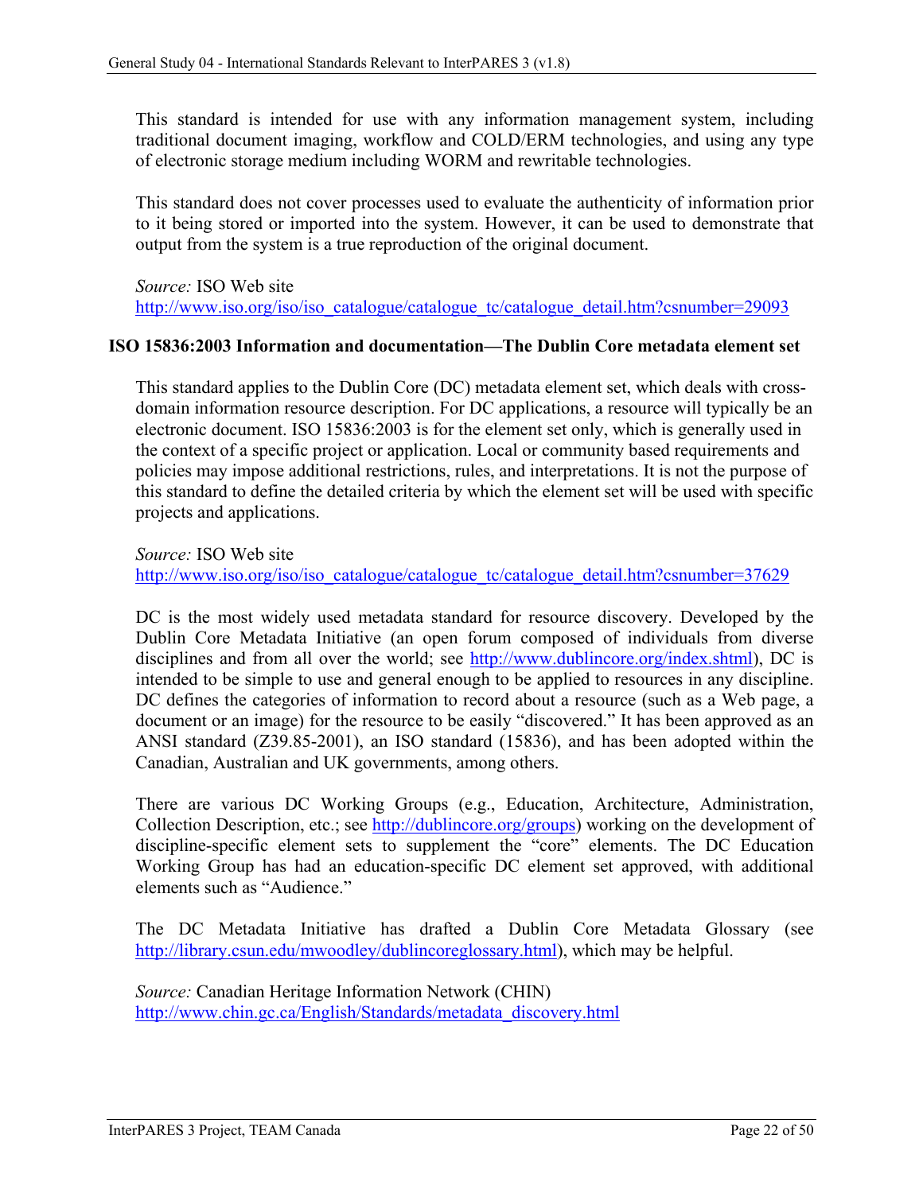This standard is intended for use with any information management system, including traditional document imaging, workflow and COLD/ERM technologies, and using any type of electronic storage medium including WORM and rewritable technologies.

This standard does not cover processes used to evaluate the authenticity of information prior to it being stored or imported into the system. However, it can be used to demonstrate that output from the system is a true reproduction of the original document.

*Source:* ISO Web site
http://www.iso.org/iso/iso_catalogue/catalogue_tc/catalogue_detail.htm?csnumber=29093

**ISO 15836:2003 Information and documentation—The Dublin Core metadata element set**

This standard applies to the Dublin Core (DC) metadata element set, which deals with cross-domain information resource description. For DC applications, a resource will typically be an electronic document. ISO 15836:2003 is for the element set only, which is generally used in the context of a specific project or application. Local or community based requirements and policies may impose additional restrictions, rules, and interpretations. It is not the purpose of this standard to define the detailed criteria by which the element set will be used with specific projects and applications.

*Source:* ISO Web site
http://www.iso.org/iso/iso_catalogue/catalogue_tc/catalogue_detail.htm?csnumber=37629

DC is the most widely used metadata standard for resource discovery. Developed by the Dublin Core Metadata Initiative (an open forum composed of individuals from diverse disciplines and from all over the world; see http://www.dublincore.org/index.shtml), DC is intended to be simple to use and general enough to be applied to resources in any discipline. DC defines the categories of information to record about a resource (such as a Web page, a document or an image) for the resource to be easily "discovered." It has been approved as an ANSI standard (Z39.85-2001), an ISO standard (15836), and has been adopted within the Canadian, Australian and UK governments, among others.

There are various DC Working Groups (e.g., Education, Architecture, Administration, Collection Description, etc.; see http://dublincore.org/groups) working on the development of discipline-specific element sets to supplement the "core" elements. The DC Education Working Group has had an education-specific DC element set approved, with additional elements such as "Audience."

The DC Metadata Initiative has drafted a Dublin Core Metadata Glossary (see http://library.csun.edu/mwoodley/dublincoreglossary.html), which may be helpful.

*Source:* Canadian Heritage Information Network (CHIN)
http://www.chin.gc.ca/English/Standards/metadata_discovery.html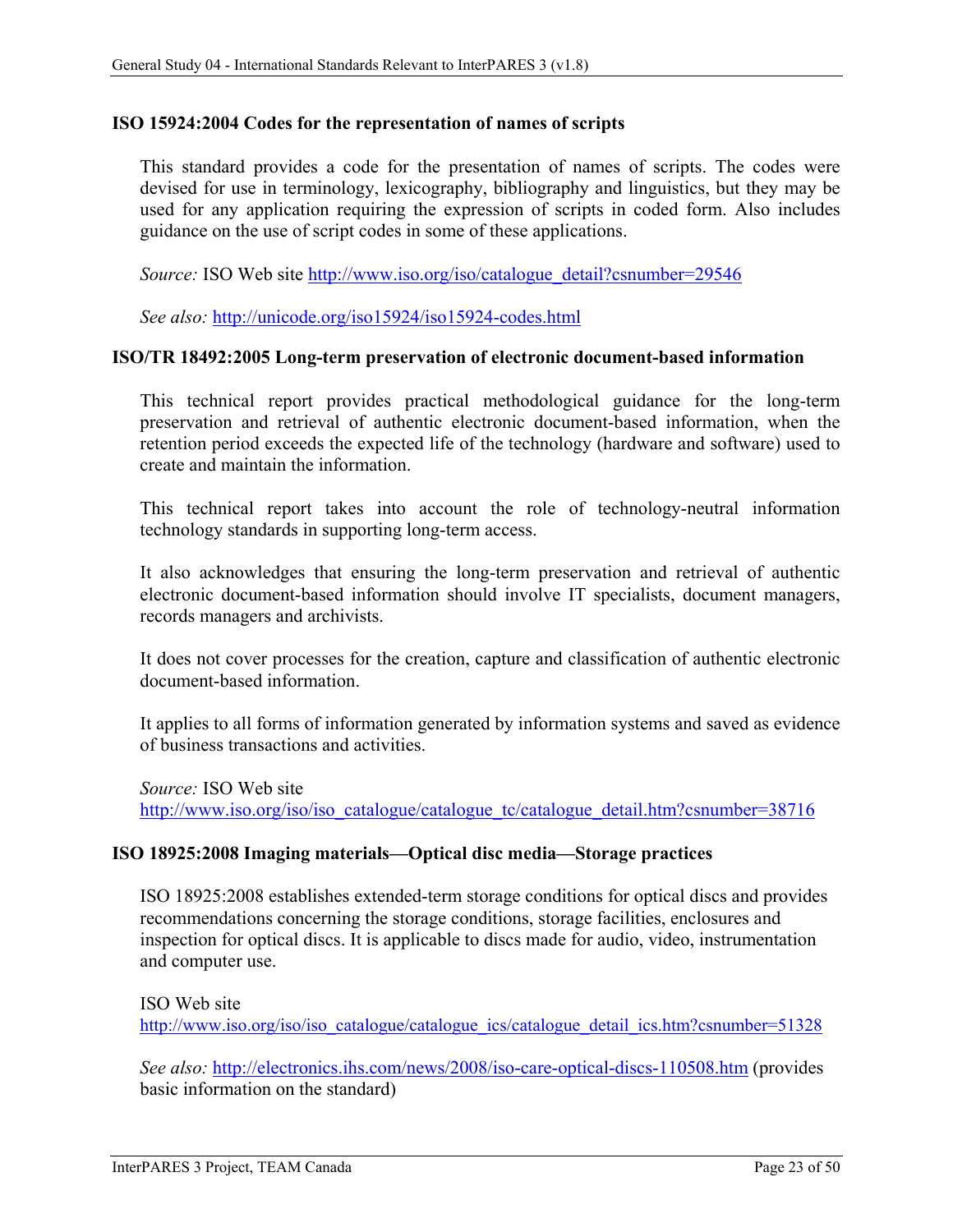### ISO 15924:2004 Codes for the representation of names of scripts

This standard provides a code for the presentation of names of scripts. The codes were devised for use in terminology, lexicography, bibliography and linguistics, but they may be used for any application requiring the expression of scripts in coded form. Also includes guidance on the use of script codes in some of these applications.

*Source:* ISO Web site http://www.iso.org/iso/catalogue_detail?csnumber=29546

*See also:* http://unicode.org/iso15924/iso15924-codes.html

### ISO/TR 18492:2005 Long-term preservation of electronic document-based information

This technical report provides practical methodological guidance for the long-term preservation and retrieval of authentic electronic document-based information, when the retention period exceeds the expected life of the technology (hardware and software) used to create and maintain the information.

This technical report takes into account the role of technology-neutral information technology standards in supporting long-term access.

It also acknowledges that ensuring the long-term preservation and retrieval of authentic electronic document-based information should involve IT specialists, document managers, records managers and archivists.

It does not cover processes for the creation, capture and classification of authentic electronic document-based information.

It applies to all forms of information generated by information systems and saved as evidence of business transactions and activities.

*Source:* ISO Web site http://www.iso.org/iso/iso_catalogue/catalogue_tc/catalogue_detail.htm?csnumber=38716

### ISO 18925:2008 Imaging materials—Optical disc media—Storage practices

ISO 18925:2008 establishes extended-term storage conditions for optical discs and provides recommendations concerning the storage conditions, storage facilities, enclosures and inspection for optical discs. It is applicable to discs made for audio, video, instrumentation and computer use.

ISO Web site http://www.iso.org/iso/iso_catalogue/catalogue_ics/catalogue_detail_ics.htm?csnumber=51328

*See also:* http://electronics.ihs.com/news/2008/iso-care-optical-discs-110508.htm (provides basic information on the standard)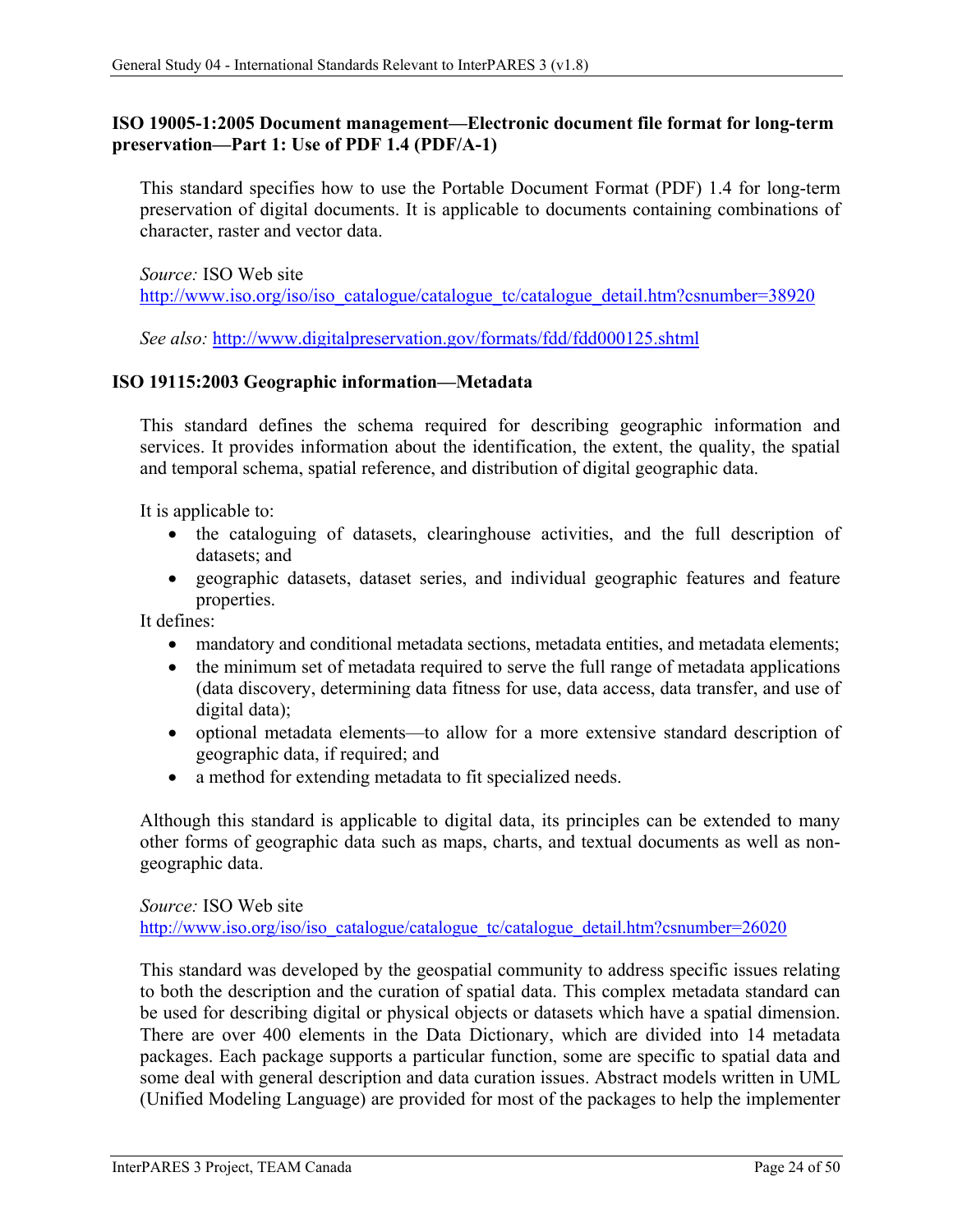**ISO 19005-1:2005 Document management—Electronic document file format for long-term preservation—Part 1: Use of PDF 1.4 (PDF/A-1)**

This standard specifies how to use the Portable Document Format (PDF) 1.4 for long-term preservation of digital documents. It is applicable to documents containing combinations of character, raster and vector data.

*Source:* ISO Web site
http://www.iso.org/iso/iso_catalogue/catalogue_tc/catalogue_detail.htm?csnumber=38920

*See also:* http://www.digitalpreservation.gov/formats/fdd/fdd000125.shtml

**ISO 19115:2003 Geographic information—Metadata**

This standard defines the schema required for describing geographic information and services. It provides information about the identification, the extent, the quality, the spatial and temporal schema, spatial reference, and distribution of digital geographic data.

It is applicable to:

- the cataloguing of datasets, clearinghouse activities, and the full description of datasets; and
- geographic datasets, dataset series, and individual geographic features and feature properties.

It defines:

- mandatory and conditional metadata sections, metadata entities, and metadata elements;
- the minimum set of metadata required to serve the full range of metadata applications (data discovery, determining data fitness for use, data access, data transfer, and use of digital data);
- optional metadata elements—to allow for a more extensive standard description of geographic data, if required; and
- a method for extending metadata to fit specialized needs.

Although this standard is applicable to digital data, its principles can be extended to many other forms of geographic data such as maps, charts, and textual documents as well as non-geographic data.

*Source:* ISO Web site
http://www.iso.org/iso/iso_catalogue/catalogue_tc/catalogue_detail.htm?csnumber=26020

This standard was developed by the geospatial community to address specific issues relating to both the description and the curation of spatial data. This complex metadata standard can be used for describing digital or physical objects or datasets which have a spatial dimension. There are over 400 elements in the Data Dictionary, which are divided into 14 metadata packages. Each package supports a particular function, some are specific to spatial data and some deal with general description and data curation issues. Abstract models written in UML (Unified Modeling Language) are provided for most of the packages to help the implementer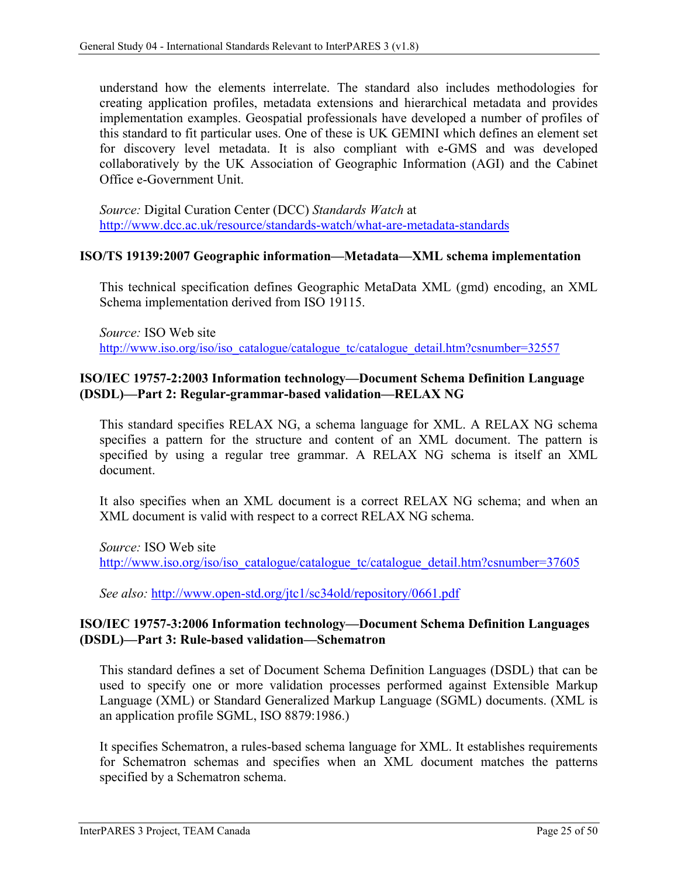understand how the elements interrelate. The standard also includes methodologies for creating application profiles, metadata extensions and hierarchical metadata and provides implementation examples. Geospatial professionals have developed a number of profiles of this standard to fit particular uses. One of these is UK GEMINI which defines an element set for discovery level metadata. It is also compliant with e-GMS and was developed collaboratively by the UK Association of Geographic Information (AGI) and the Cabinet Office e-Government Unit.

*Source:* Digital Curation Center (DCC) *Standards Watch* at http://www.dcc.ac.uk/resource/standards-watch/what-are-metadata-standards

**ISO/TS 19139:2007 Geographic information—Metadata—XML schema implementation**

This technical specification defines Geographic MetaData XML (gmd) encoding, an XML Schema implementation derived from ISO 19115.

*Source:* ISO Web site http://www.iso.org/iso/iso_catalogue/catalogue_tc/catalogue_detail.htm?csnumber=32557

**ISO/IEC 19757-2:2003 Information technology—Document Schema Definition Language (DSDL)—Part 2: Regular-grammar-based validation—RELAX NG**

This standard specifies RELAX NG, a schema language for XML. A RELAX NG schema specifies a pattern for the structure and content of an XML document. The pattern is specified by using a regular tree grammar. A RELAX NG schema is itself an XML document.

It also specifies when an XML document is a correct RELAX NG schema; and when an XML document is valid with respect to a correct RELAX NG schema.

*Source:* ISO Web site http://www.iso.org/iso/iso_catalogue/catalogue_tc/catalogue_detail.htm?csnumber=37605

*See also:* http://www.open-std.org/jtc1/sc34old/repository/0661.pdf

**ISO/IEC 19757-3:2006 Information technology—Document Schema Definition Languages (DSDL)—Part 3: Rule-based validation—Schematron**

This standard defines a set of Document Schema Definition Languages (DSDL) that can be used to specify one or more validation processes performed against Extensible Markup Language (XML) or Standard Generalized Markup Language (SGML) documents. (XML is an application profile SGML, ISO 8879:1986.)

It specifies Schematron, a rules-based schema language for XML. It establishes requirements for Schematron schemas and specifies when an XML document matches the patterns specified by a Schematron schema.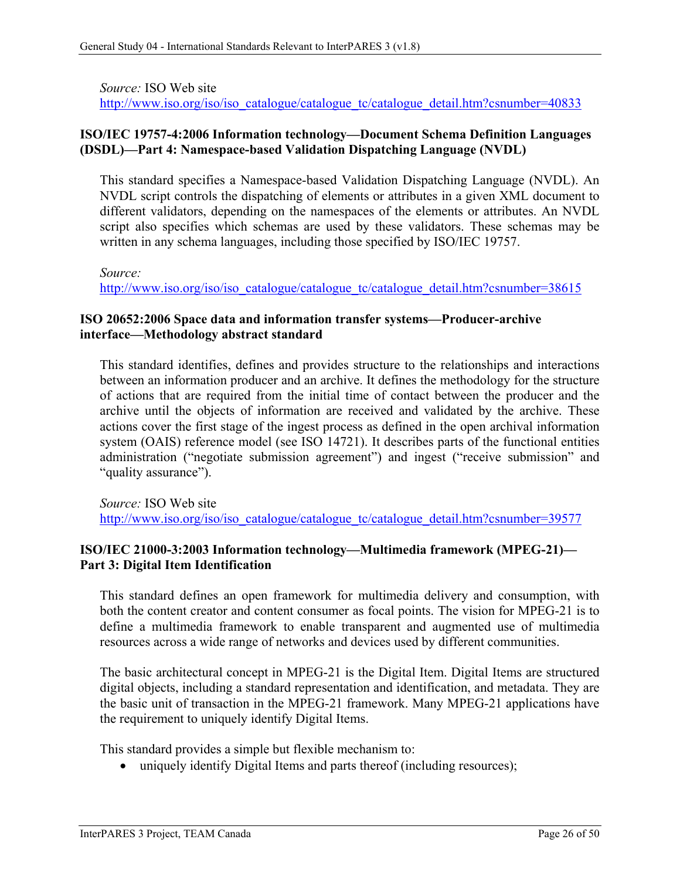*Source:* ISO Web site
http://www.iso.org/iso/iso_catalogue/catalogue_tc/catalogue_detail.htm?csnumber=40833

**ISO/IEC 19757-4:2006 Information technology—Document Schema Definition Languages (DSDL)—Part 4: Namespace-based Validation Dispatching Language (NVDL)**

This standard specifies a Namespace-based Validation Dispatching Language (NVDL). An NVDL script controls the dispatching of elements or attributes in a given XML document to different validators, depending on the namespaces of the elements or attributes. An NVDL script also specifies which schemas are used by these validators. These schemas may be written in any schema languages, including those specified by ISO/IEC 19757.

*Source:*
http://www.iso.org/iso/iso_catalogue/catalogue_tc/catalogue_detail.htm?csnumber=38615

**ISO 20652:2006 Space data and information transfer systems—Producer-archive interface—Methodology abstract standard**

This standard identifies, defines and provides structure to the relationships and interactions between an information producer and an archive. It defines the methodology for the structure of actions that are required from the initial time of contact between the producer and the archive until the objects of information are received and validated by the archive. These actions cover the first stage of the ingest process as defined in the open archival information system (OAIS) reference model (see ISO 14721). It describes parts of the functional entities administration ("negotiate submission agreement") and ingest ("receive submission" and "quality assurance").

*Source:* ISO Web site
http://www.iso.org/iso/iso_catalogue/catalogue_tc/catalogue_detail.htm?csnumber=39577

**ISO/IEC 21000-3:2003 Information technology—Multimedia framework (MPEG-21)—Part 3: Digital Item Identification**

This standard defines an open framework for multimedia delivery and consumption, with both the content creator and content consumer as focal points. The vision for MPEG-21 is to define a multimedia framework to enable transparent and augmented use of multimedia resources across a wide range of networks and devices used by different communities.

The basic architectural concept in MPEG-21 is the Digital Item. Digital Items are structured digital objects, including a standard representation and identification, and metadata. They are the basic unit of transaction in the MPEG-21 framework. Many MPEG-21 applications have the requirement to uniquely identify Digital Items.

This standard provides a simple but flexible mechanism to:

- uniquely identify Digital Items and parts thereof (including resources);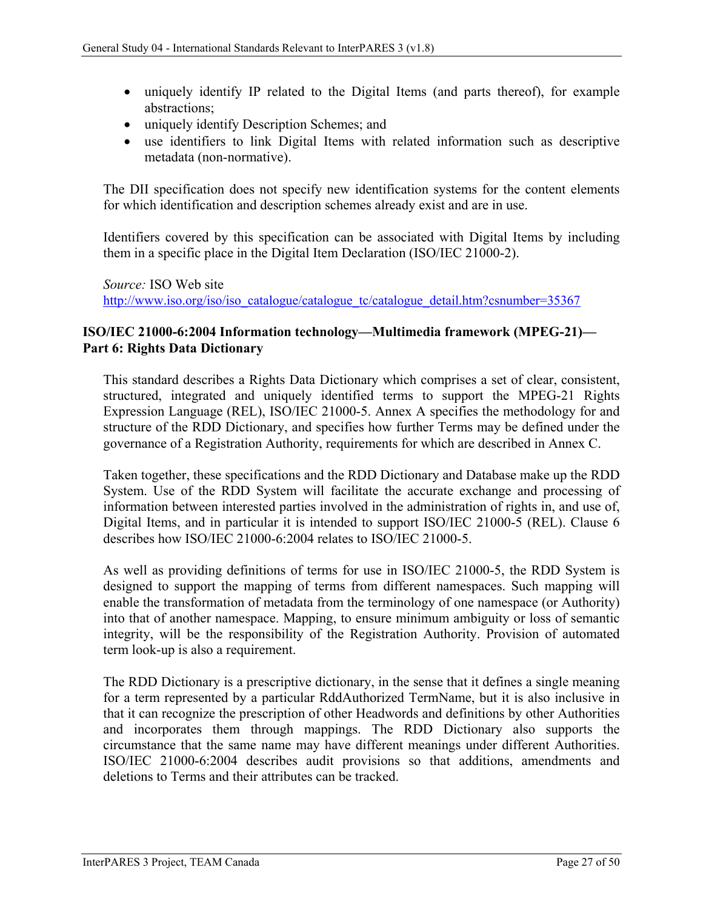- uniquely identify IP related to the Digital Items (and parts thereof), for example abstractions;
- uniquely identify Description Schemes; and
- use identifiers to link Digital Items with related information such as descriptive metadata (non-normative).

The DII specification does not specify new identification systems for the content elements for which identification and description schemes already exist and are in use.

Identifiers covered by this specification can be associated with Digital Items by including them in a specific place in the Digital Item Declaration (ISO/IEC 21000-2).

*Source:* ISO Web site
http://www.iso.org/iso/iso_catalogue/catalogue_tc/catalogue_detail.htm?csnumber=35367

**ISO/IEC 21000-6:2004 Information technology—Multimedia framework (MPEG-21)—Part 6: Rights Data Dictionary**

This standard describes a Rights Data Dictionary which comprises a set of clear, consistent, structured, integrated and uniquely identified terms to support the MPEG-21 Rights Expression Language (REL), ISO/IEC 21000-5. Annex A specifies the methodology for and structure of the RDD Dictionary, and specifies how further Terms may be defined under the governance of a Registration Authority, requirements for which are described in Annex C.

Taken together, these specifications and the RDD Dictionary and Database make up the RDD System. Use of the RDD System will facilitate the accurate exchange and processing of information between interested parties involved in the administration of rights in, and use of, Digital Items, and in particular it is intended to support ISO/IEC 21000-5 (REL). Clause 6 describes how ISO/IEC 21000-6:2004 relates to ISO/IEC 21000-5.

As well as providing definitions of terms for use in ISO/IEC 21000-5, the RDD System is designed to support the mapping of terms from different namespaces. Such mapping will enable the transformation of metadata from the terminology of one namespace (or Authority) into that of another namespace. Mapping, to ensure minimum ambiguity or loss of semantic integrity, will be the responsibility of the Registration Authority. Provision of automated term look-up is also a requirement.

The RDD Dictionary is a prescriptive dictionary, in the sense that it defines a single meaning for a term represented by a particular RddAuthorized TermName, but it is also inclusive in that it can recognize the prescription of other Headwords and definitions by other Authorities and incorporates them through mappings. The RDD Dictionary also supports the circumstance that the same name may have different meanings under different Authorities. ISO/IEC 21000-6:2004 describes audit provisions so that additions, amendments and deletions to Terms and their attributes can be tracked.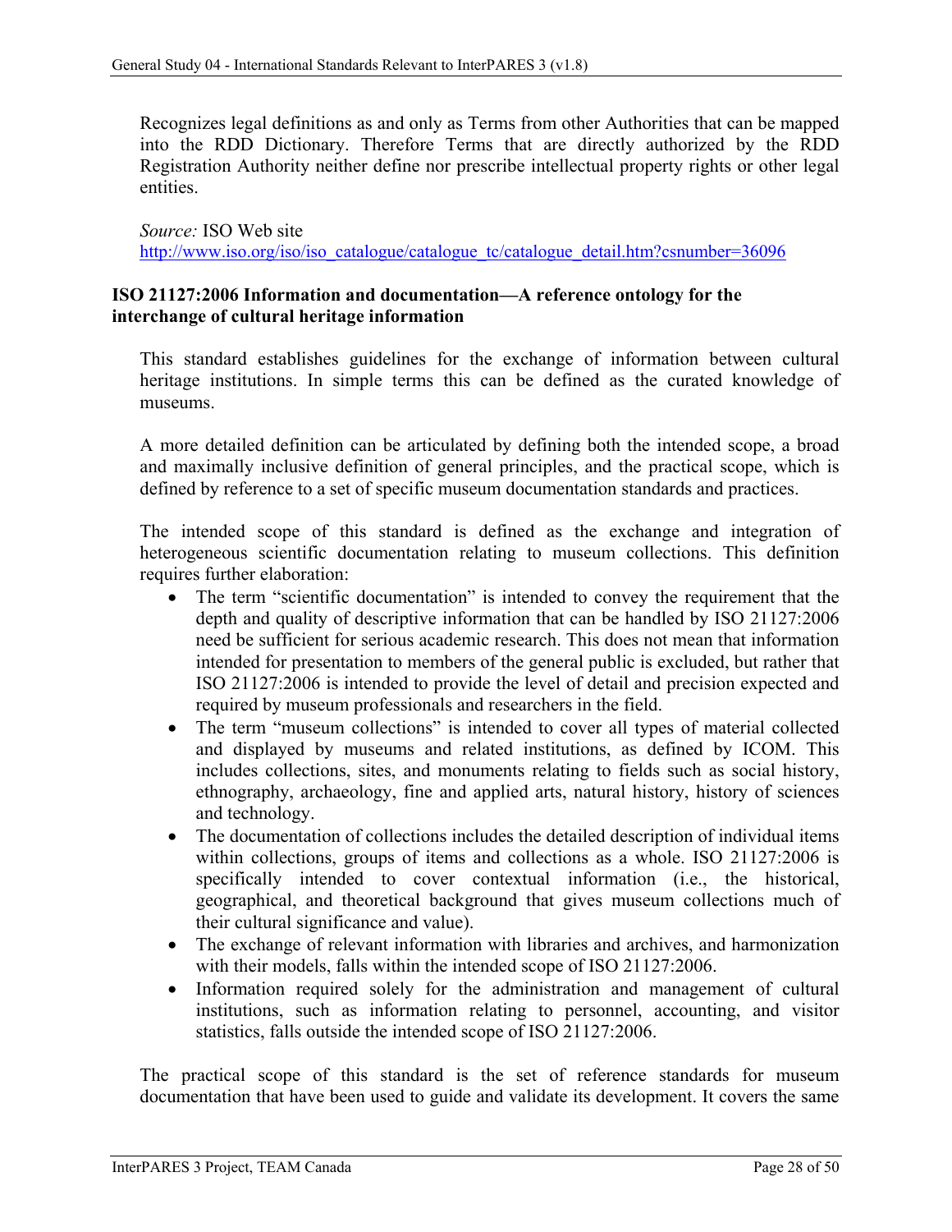Recognizes legal definitions as and only as Terms from other Authorities that can be mapped into the RDD Dictionary. Therefore Terms that are directly authorized by the RDD Registration Authority neither define nor prescribe intellectual property rights or other legal entities.

*Source:* ISO Web site
http://www.iso.org/iso/iso_catalogue/catalogue_tc/catalogue_detail.htm?csnumber=36096

**ISO 21127:2006 Information and documentation—A reference ontology for the interchange of cultural heritage information**

This standard establishes guidelines for the exchange of information between cultural heritage institutions. In simple terms this can be defined as the curated knowledge of museums.

A more detailed definition can be articulated by defining both the intended scope, a broad and maximally inclusive definition of general principles, and the practical scope, which is defined by reference to a set of specific museum documentation standards and practices.

The intended scope of this standard is defined as the exchange and integration of heterogeneous scientific documentation relating to museum collections. This definition requires further elaboration:

- The term "scientific documentation" is intended to convey the requirement that the depth and quality of descriptive information that can be handled by ISO 21127:2006 need be sufficient for serious academic research. This does not mean that information intended for presentation to members of the general public is excluded, but rather that ISO 21127:2006 is intended to provide the level of detail and precision expected and required by museum professionals and researchers in the field.
- The term "museum collections" is intended to cover all types of material collected and displayed by museums and related institutions, as defined by ICOM. This includes collections, sites, and monuments relating to fields such as social history, ethnography, archaeology, fine and applied arts, natural history, history of sciences and technology.
- The documentation of collections includes the detailed description of individual items within collections, groups of items and collections as a whole. ISO 21127:2006 is specifically intended to cover contextual information (i.e., the historical, geographical, and theoretical background that gives museum collections much of their cultural significance and value).
- The exchange of relevant information with libraries and archives, and harmonization with their models, falls within the intended scope of ISO 21127:2006.
- Information required solely for the administration and management of cultural institutions, such as information relating to personnel, accounting, and visitor statistics, falls outside the intended scope of ISO 21127:2006.

The practical scope of this standard is the set of reference standards for museum documentation that have been used to guide and validate its development. It covers the same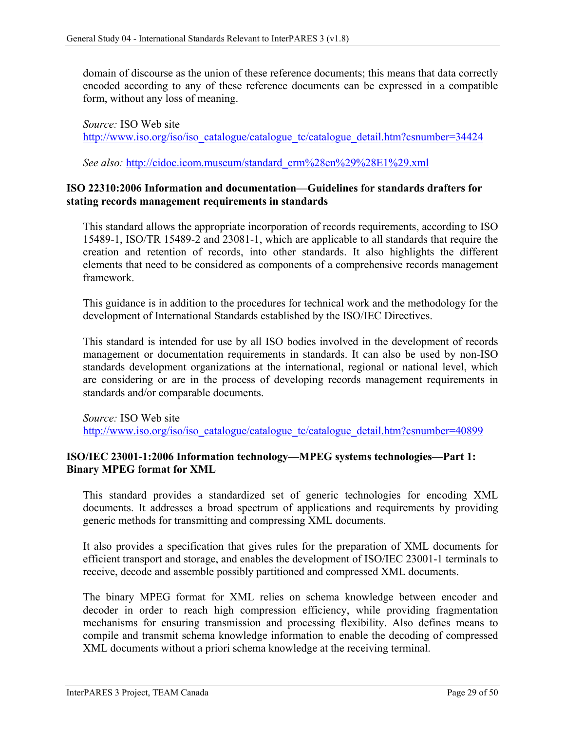domain of discourse as the union of these reference documents; this means that data correctly encoded according to any of these reference documents can be expressed in a compatible form, without any loss of meaning.

*Source:* ISO Web site
http://www.iso.org/iso/iso_catalogue/catalogue_tc/catalogue_detail.htm?csnumber=34424

*See also:* http://cidoc.icom.museum/standard_crm%28en%29%28E1%29.xml

**ISO 22310:2006 Information and documentation—Guidelines for standards drafters for stating records management requirements in standards**

This standard allows the appropriate incorporation of records requirements, according to ISO 15489-1, ISO/TR 15489-2 and 23081-1, which are applicable to all standards that require the creation and retention of records, into other standards. It also highlights the different elements that need to be considered as components of a comprehensive records management framework.

This guidance is in addition to the procedures for technical work and the methodology for the development of International Standards established by the ISO/IEC Directives.

This standard is intended for use by all ISO bodies involved in the development of records management or documentation requirements in standards. It can also be used by non-ISO standards development organizations at the international, regional or national level, which are considering or are in the process of developing records management requirements in standards and/or comparable documents.

*Source:* ISO Web site
http://www.iso.org/iso/iso_catalogue/catalogue_tc/catalogue_detail.htm?csnumber=40899

**ISO/IEC 23001-1:2006 Information technology—MPEG systems technologies—Part 1: Binary MPEG format for XML**

This standard provides a standardized set of generic technologies for encoding XML documents. It addresses a broad spectrum of applications and requirements by providing generic methods for transmitting and compressing XML documents.

It also provides a specification that gives rules for the preparation of XML documents for efficient transport and storage, and enables the development of ISO/IEC 23001-1 terminals to receive, decode and assemble possibly partitioned and compressed XML documents.

The binary MPEG format for XML relies on schema knowledge between encoder and decoder in order to reach high compression efficiency, while providing fragmentation mechanisms for ensuring transmission and processing flexibility. Also defines means to compile and transmit schema knowledge information to enable the decoding of compressed XML documents without a priori schema knowledge at the receiving terminal.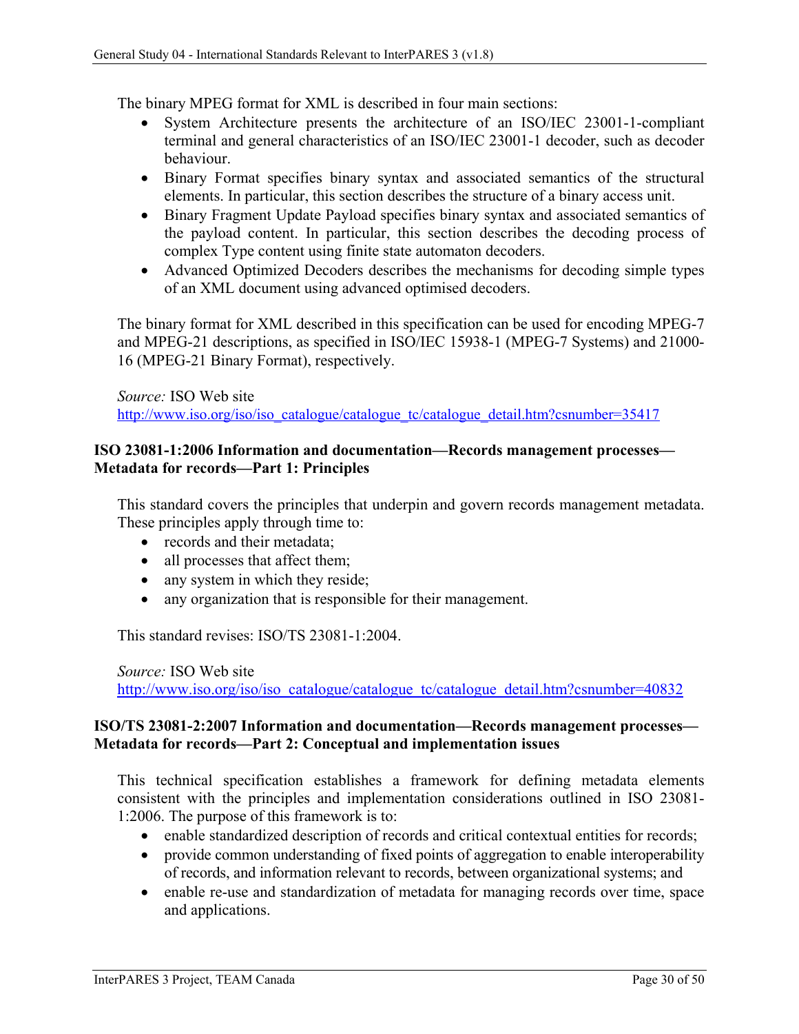The binary MPEG format for XML is described in four main sections:

- System Architecture presents the architecture of an ISO/IEC 23001-1-compliant terminal and general characteristics of an ISO/IEC 23001-1 decoder, such as decoder behaviour.
- Binary Format specifies binary syntax and associated semantics of the structural elements. In particular, this section describes the structure of a binary access unit.
- Binary Fragment Update Payload specifies binary syntax and associated semantics of the payload content. In particular, this section describes the decoding process of complex Type content using finite state automaton decoders.
- Advanced Optimized Decoders describes the mechanisms for decoding simple types of an XML document using advanced optimised decoders.

The binary format for XML described in this specification can be used for encoding MPEG-7 and MPEG-21 descriptions, as specified in ISO/IEC 15938-1 (MPEG-7 Systems) and 21000-16 (MPEG-21 Binary Format), respectively.

*Source:* ISO Web site
http://www.iso.org/iso/iso_catalogue/catalogue_tc/catalogue_detail.htm?csnumber=35417

**ISO 23081-1:2006 Information and documentation—Records management processes—Metadata for records—Part 1: Principles**

This standard covers the principles that underpin and govern records management metadata. These principles apply through time to:

- records and their metadata;
- all processes that affect them;
- any system in which they reside;
- any organization that is responsible for their management.

This standard revises: ISO/TS 23081-1:2004.

*Source:* ISO Web site
http://www.iso.org/iso/iso_catalogue/catalogue_tc/catalogue_detail.htm?csnumber=40832

**ISO/TS 23081-2:2007 Information and documentation—Records management processes—Metadata for records—Part 2: Conceptual and implementation issues**

This technical specification establishes a framework for defining metadata elements consistent with the principles and implementation considerations outlined in ISO 23081-1:2006. The purpose of this framework is to:

- enable standardized description of records and critical contextual entities for records;
- provide common understanding of fixed points of aggregation to enable interoperability of records, and information relevant to records, between organizational systems; and
- enable re-use and standardization of metadata for managing records over time, space and applications.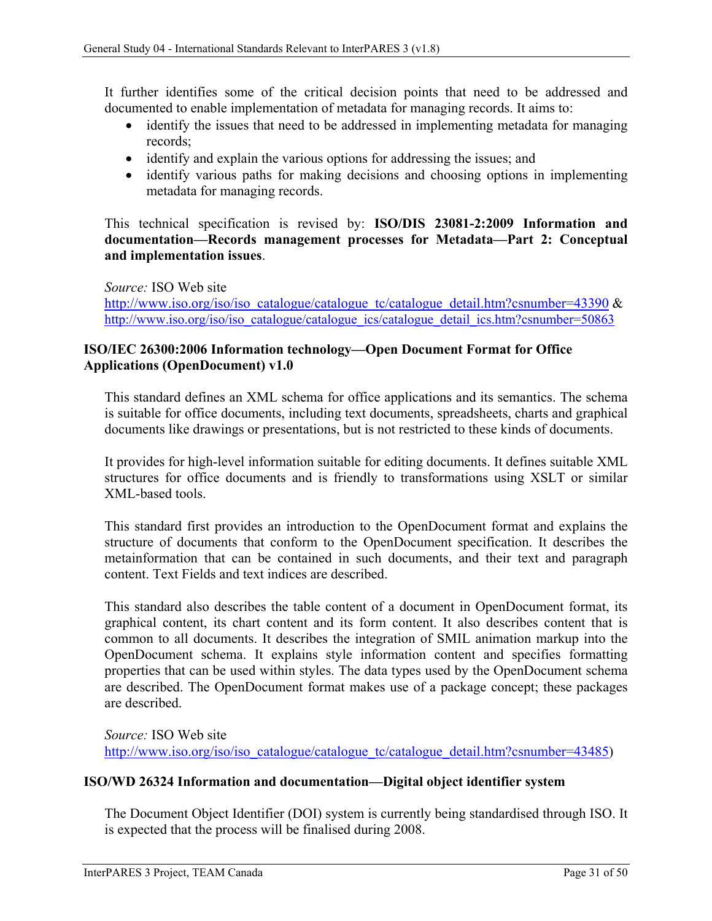It further identifies some of the critical decision points that need to be addressed and documented to enable implementation of metadata for managing records. It aims to:

- identify the issues that need to be addressed in implementing metadata for managing records;
- identify and explain the various options for addressing the issues; and
- identify various paths for making decisions and choosing options in implementing metadata for managing records.

This technical specification is revised by: **ISO/DIS 23081-2:2009 Information and documentation—Records management processes for Metadata—Part 2: Conceptual and implementation issues**.

*Source:* ISO Web site
http://www.iso.org/iso/iso_catalogue/catalogue_tc/catalogue_detail.htm?csnumber=43390 & http://www.iso.org/iso/iso_catalogue/catalogue_ics/catalogue_detail_ics.htm?csnumber=50863

**ISO/IEC 26300:2006 Information technology—Open Document Format for Office Applications (OpenDocument) v1.0**

This standard defines an XML schema for office applications and its semantics. The schema is suitable for office documents, including text documents, spreadsheets, charts and graphical documents like drawings or presentations, but is not restricted to these kinds of documents.

It provides for high-level information suitable for editing documents. It defines suitable XML structures for office documents and is friendly to transformations using XSLT or similar XML-based tools.

This standard first provides an introduction to the OpenDocument format and explains the structure of documents that conform to the OpenDocument specification. It describes the metainformation that can be contained in such documents, and their text and paragraph content. Text Fields and text indices are described.

This standard also describes the table content of a document in OpenDocument format, its graphical content, its chart content and its form content. It also describes content that is common to all documents. It describes the integration of SMIL animation markup into the OpenDocument schema. It explains style information content and specifies formatting properties that can be used within styles. The data types used by the OpenDocument schema are described. The OpenDocument format makes use of a package concept; these packages are described.

*Source:* ISO Web site
http://www.iso.org/iso/iso_catalogue/catalogue_tc/catalogue_detail.htm?csnumber=43485)

**ISO/WD 26324 Information and documentation—Digital object identifier system**

The Document Object Identifier (DOI) system is currently being standardised through ISO. It is expected that the process will be finalised during 2008.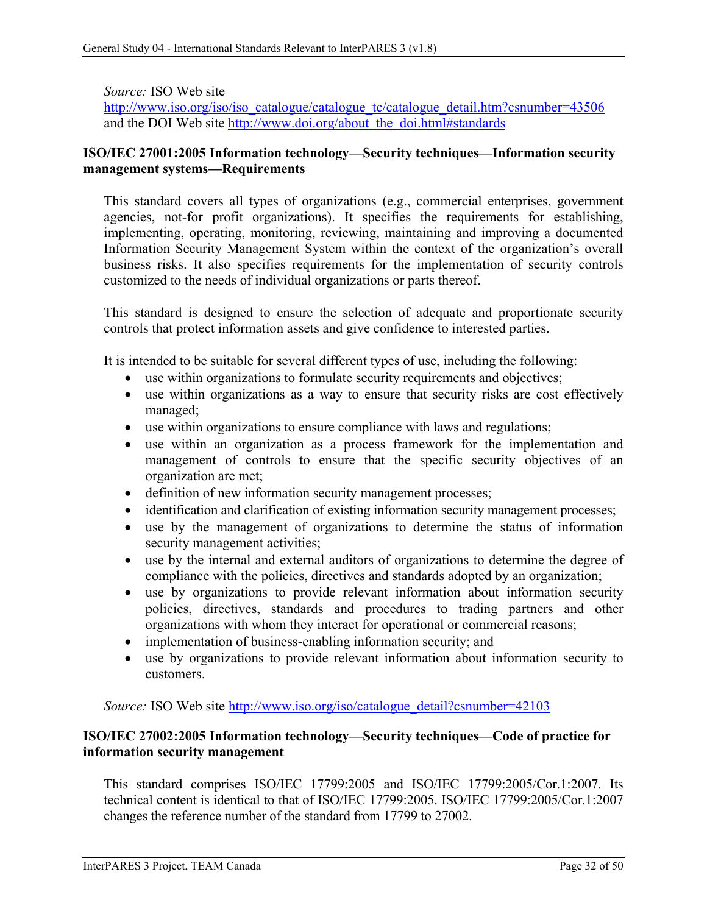*Source:* ISO Web site
http://www.iso.org/iso/iso_catalogue/catalogue_tc/catalogue_detail.htm?csnumber=43506 and the DOI Web site http://www.doi.org/about_the_doi.html#standards

**ISO/IEC 27001:2005 Information technology—Security techniques—Information security management systems—Requirements**

This standard covers all types of organizations (e.g., commercial enterprises, government agencies, not-for profit organizations). It specifies the requirements for establishing, implementing, operating, monitoring, reviewing, maintaining and improving a documented Information Security Management System within the context of the organization's overall business risks. It also specifies requirements for the implementation of security controls customized to the needs of individual organizations or parts thereof.

This standard is designed to ensure the selection of adequate and proportionate security controls that protect information assets and give confidence to interested parties.

It is intended to be suitable for several different types of use, including the following:

- use within organizations to formulate security requirements and objectives;
- use within organizations as a way to ensure that security risks are cost effectively managed;
- use within organizations to ensure compliance with laws and regulations;
- use within an organization as a process framework for the implementation and management of controls to ensure that the specific security objectives of an organization are met;
- definition of new information security management processes;
- identification and clarification of existing information security management processes;
- use by the management of organizations to determine the status of information security management activities;
- use by the internal and external auditors of organizations to determine the degree of compliance with the policies, directives and standards adopted by an organization;
- use by organizations to provide relevant information about information security policies, directives, standards and procedures to trading partners and other organizations with whom they interact for operational or commercial reasons;
- implementation of business-enabling information security; and
- use by organizations to provide relevant information about information security to customers.

*Source:* ISO Web site http://www.iso.org/iso/catalogue_detail?csnumber=42103

**ISO/IEC 27002:2005 Information technology—Security techniques—Code of practice for information security management**

This standard comprises ISO/IEC 17799:2005 and ISO/IEC 17799:2005/Cor.1:2007. Its technical content is identical to that of ISO/IEC 17799:2005. ISO/IEC 17799:2005/Cor.1:2007 changes the reference number of the standard from 17799 to 27002.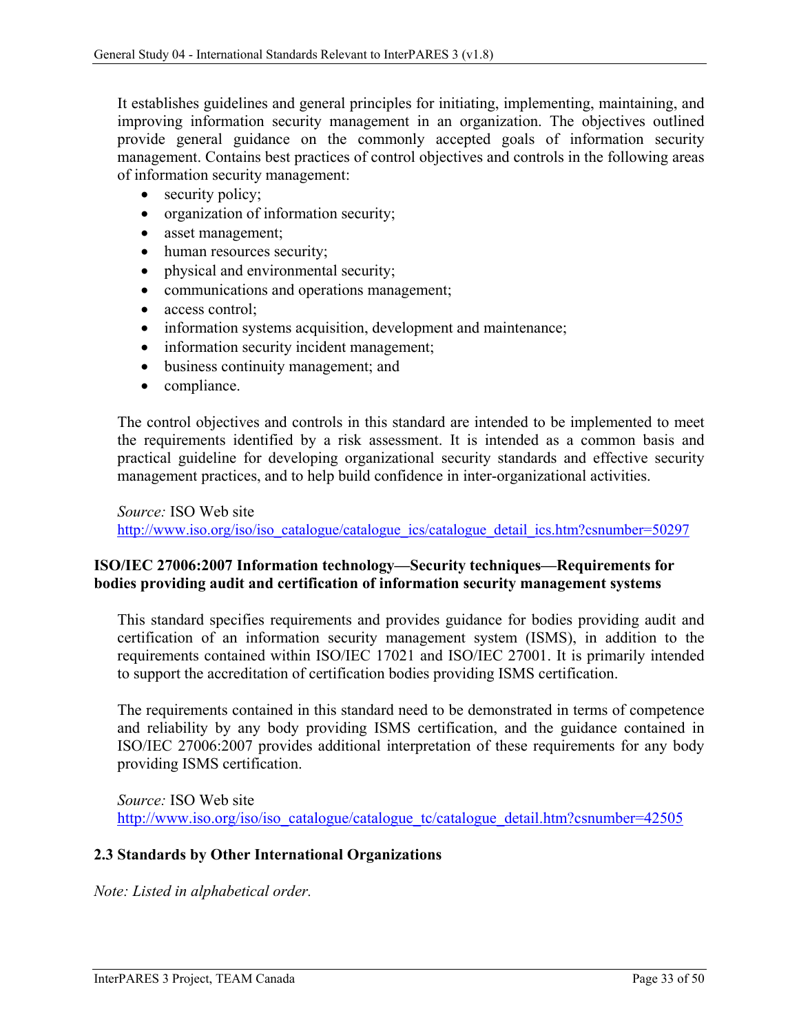It establishes guidelines and general principles for initiating, implementing, maintaining, and improving information security management in an organization. The objectives outlined provide general guidance on the commonly accepted goals of information security management. Contains best practices of control objectives and controls in the following areas of information security management:

- security policy;
- organization of information security;
- asset management;
- human resources security;
- physical and environmental security;
- communications and operations management;
- access control;
- information systems acquisition, development and maintenance;
- information security incident management;
- business continuity management; and
- compliance.

The control objectives and controls in this standard are intended to be implemented to meet the requirements identified by a risk assessment. It is intended as a common basis and practical guideline for developing organizational security standards and effective security management practices, and to help build confidence in inter-organizational activities.

*Source:* ISO Web site
http://www.iso.org/iso/iso_catalogue/catalogue_ics/catalogue_detail_ics.htm?csnumber=50297

**ISO/IEC 27006:2007 Information technology—Security techniques—Requirements for bodies providing audit and certification of information security management systems**

This standard specifies requirements and provides guidance for bodies providing audit and certification of an information security management system (ISMS), in addition to the requirements contained within ISO/IEC 17021 and ISO/IEC 27001. It is primarily intended to support the accreditation of certification bodies providing ISMS certification.

The requirements contained in this standard need to be demonstrated in terms of competence and reliability by any body providing ISMS certification, and the guidance contained in ISO/IEC 27006:2007 provides additional interpretation of these requirements for any body providing ISMS certification.

*Source:* ISO Web site
http://www.iso.org/iso/iso_catalogue/catalogue_tc/catalogue_detail.htm?csnumber=42505

## 2.3 Standards by Other International Organizations

*Note: Listed in alphabetical order.*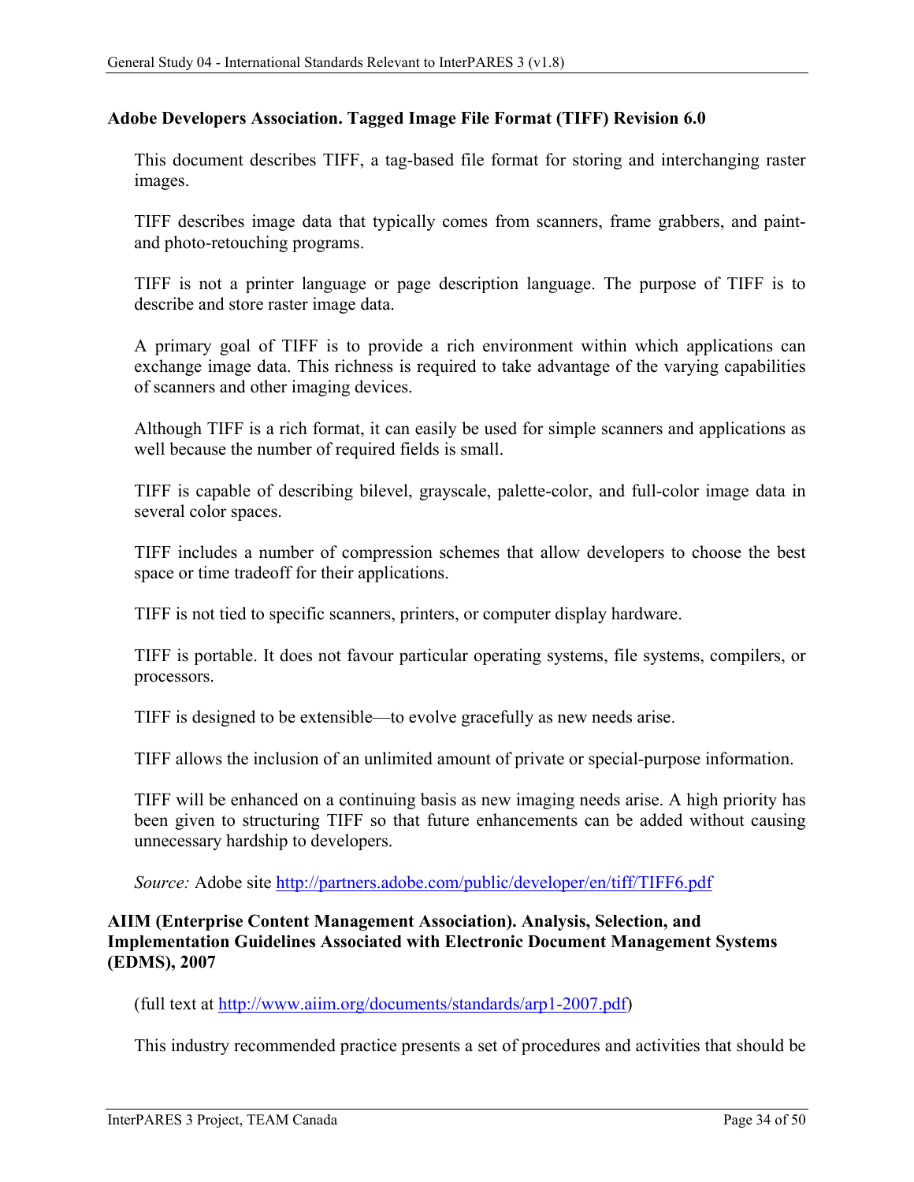**Adobe Developers Association. Tagged Image File Format (TIFF) Revision 6.0**

This document describes TIFF, a tag-based file format for storing and interchanging raster images.

TIFF describes image data that typically comes from scanners, frame grabbers, and paint- and photo-retouching programs.

TIFF is not a printer language or page description language. The purpose of TIFF is to describe and store raster image data.

A primary goal of TIFF is to provide a rich environment within which applications can exchange image data. This richness is required to take advantage of the varying capabilities of scanners and other imaging devices.

Although TIFF is a rich format, it can easily be used for simple scanners and applications as well because the number of required fields is small.

TIFF is capable of describing bilevel, grayscale, palette-color, and full-color image data in several color spaces.

TIFF includes a number of compression schemes that allow developers to choose the best space or time tradeoff for their applications.

TIFF is not tied to specific scanners, printers, or computer display hardware.

TIFF is portable. It does not favour particular operating systems, file systems, compilers, or processors.

TIFF is designed to be extensible—to evolve gracefully as new needs arise.

TIFF allows the inclusion of an unlimited amount of private or special-purpose information.

TIFF will be enhanced on a continuing basis as new imaging needs arise. A high priority has been given to structuring TIFF so that future enhancements can be added without causing unnecessary hardship to developers.

*Source:* Adobe site http://partners.adobe.com/public/developer/en/tiff/TIFF6.pdf

**AIIM (Enterprise Content Management Association). Analysis, Selection, and Implementation Guidelines Associated with Electronic Document Management Systems (EDMS), 2007**

(full text at http://www.aiim.org/documents/standards/arp1-2007.pdf)

This industry recommended practice presents a set of procedures and activities that should be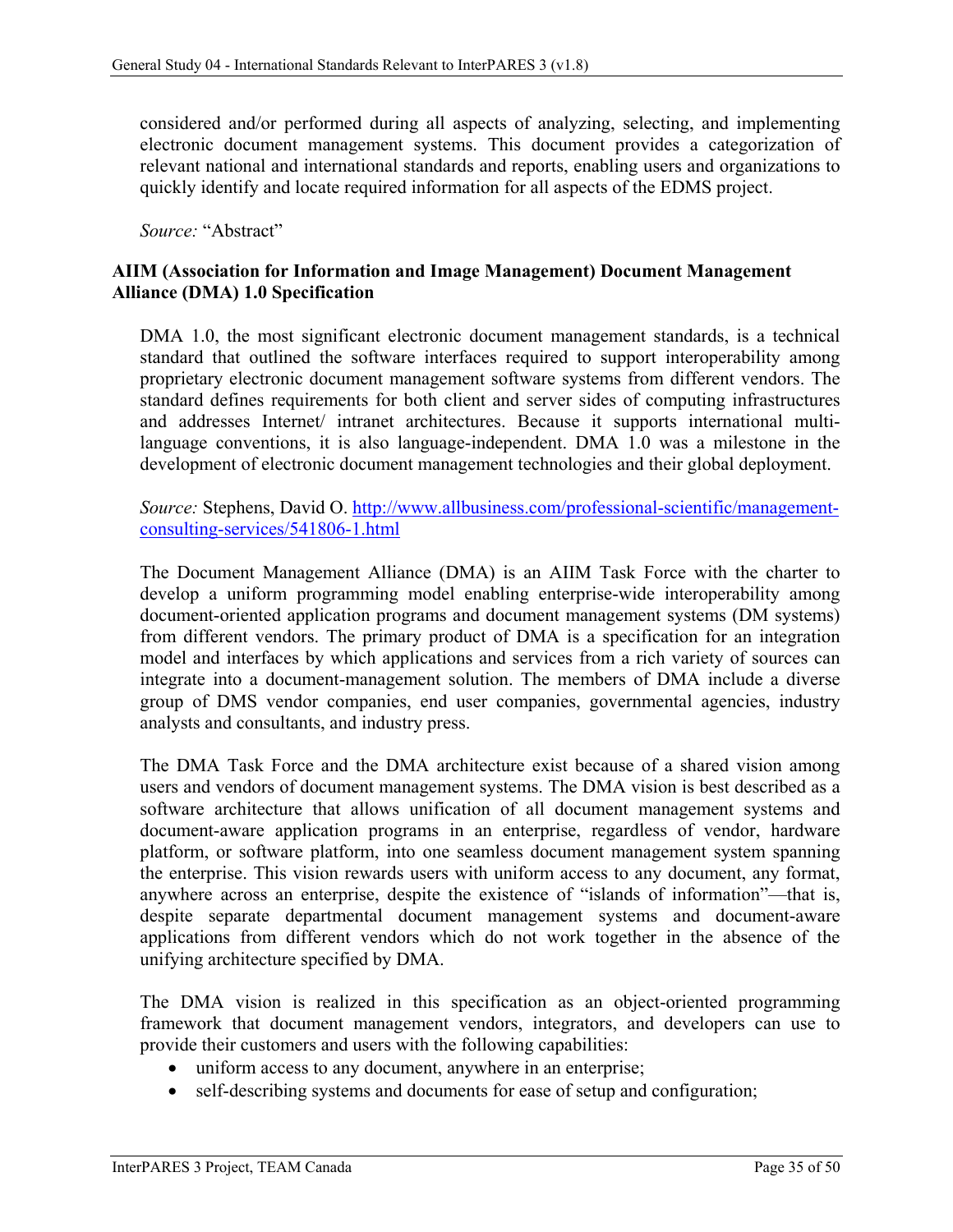considered and/or performed during all aspects of analyzing, selecting, and implementing electronic document management systems. This document provides a categorization of relevant national and international standards and reports, enabling users and organizations to quickly identify and locate required information for all aspects of the EDMS project.

*Source:* "Abstract"

**AIIM (Association for Information and Image Management) Document Management Alliance (DMA) 1.0 Specification**

DMA 1.0, the most significant electronic document management standards, is a technical standard that outlined the software interfaces required to support interoperability among proprietary electronic document management software systems from different vendors. The standard defines requirements for both client and server sides of computing infrastructures and addresses Internet/ intranet architectures. Because it supports international multi-language conventions, it is also language-independent. DMA 1.0 was a milestone in the development of electronic document management technologies and their global deployment.

*Source:* Stephens, David O. [http://www.allbusiness.com/professional-scientific/management-consulting-services/541806-1.html](http://www.allbusiness.com/professional-scientific/management-consulting-services/541806-1.html)

The Document Management Alliance (DMA) is an AIIM Task Force with the charter to develop a uniform programming model enabling enterprise-wide interoperability among document-oriented application programs and document management systems (DM systems) from different vendors. The primary product of DMA is a specification for an integration model and interfaces by which applications and services from a rich variety of sources can integrate into a document-management solution. The members of DMA include a diverse group of DMS vendor companies, end user companies, governmental agencies, industry analysts and consultants, and industry press.

The DMA Task Force and the DMA architecture exist because of a shared vision among users and vendors of document management systems. The DMA vision is best described as a software architecture that allows unification of all document management systems and document-aware application programs in an enterprise, regardless of vendor, hardware platform, or software platform, into one seamless document management system spanning the enterprise. This vision rewards users with uniform access to any document, any format, anywhere across an enterprise, despite the existence of "islands of information"—that is, despite separate departmental document management systems and document-aware applications from different vendors which do not work together in the absence of the unifying architecture specified by DMA.

The DMA vision is realized in this specification as an object-oriented programming framework that document management vendors, integrators, and developers can use to provide their customers and users with the following capabilities:

- uniform access to any document, anywhere in an enterprise;
- self-describing systems and documents for ease of setup and configuration;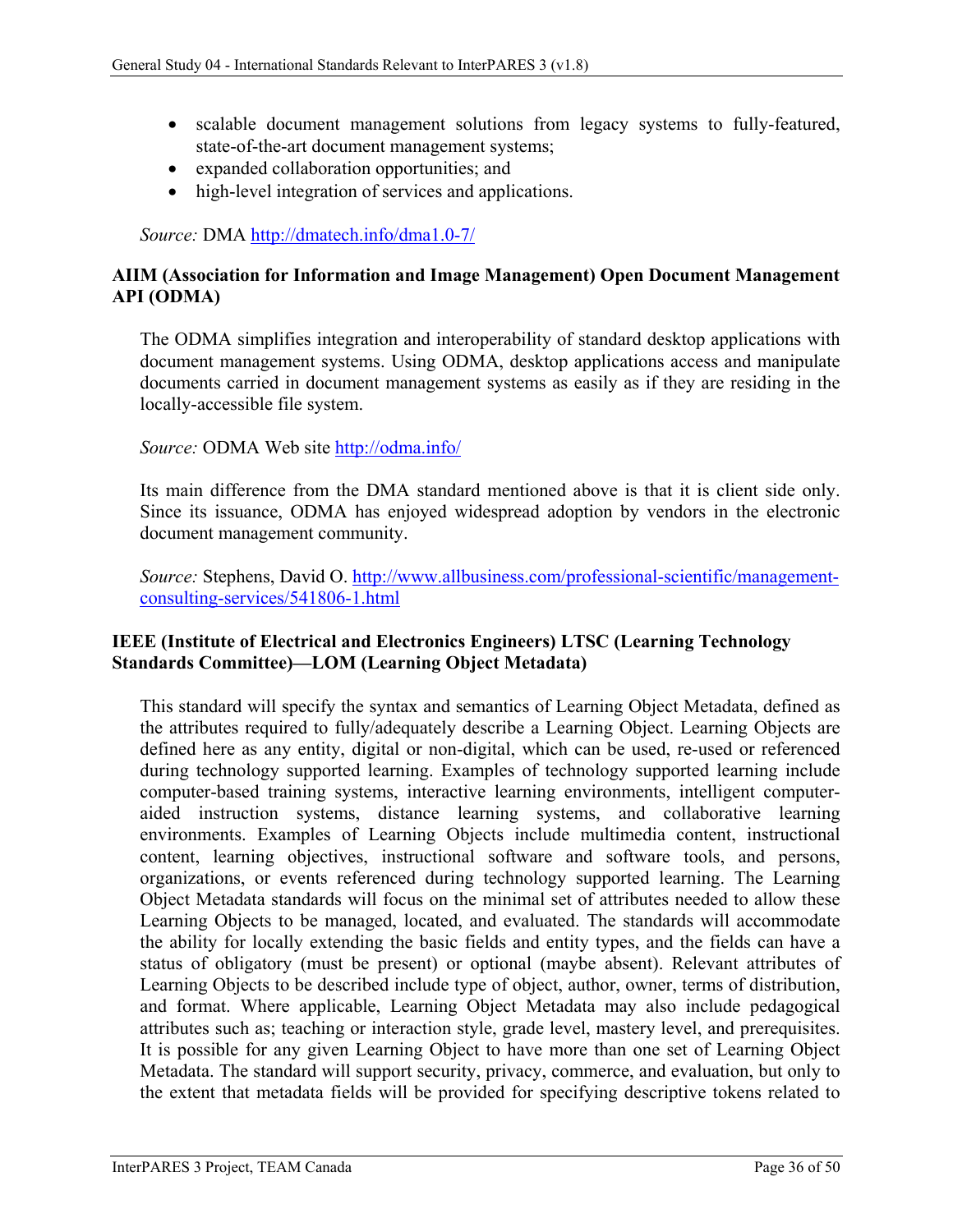- scalable document management solutions from legacy systems to fully-featured, state-of-the-art document management systems;
- expanded collaboration opportunities; and
- high-level integration of services and applications.

*Source:* DMA http://dmatech.info/dma1.0-7/

**AIIM (Association for Information and Image Management) Open Document Management API (ODMA)**

The ODMA simplifies integration and interoperability of standard desktop applications with document management systems. Using ODMA, desktop applications access and manipulate documents carried in document management systems as easily as if they are residing in the locally-accessible file system.

*Source:* ODMA Web site http://odma.info/

Its main difference from the DMA standard mentioned above is that it is client side only. Since its issuance, ODMA has enjoyed widespread adoption by vendors in the electronic document management community.

*Source:* Stephens, David O. http://www.allbusiness.com/professional-scientific/management-consulting-services/541806-1.html

**IEEE (Institute of Electrical and Electronics Engineers) LTSC (Learning Technology Standards Committee)—LOM (Learning Object Metadata)**

This standard will specify the syntax and semantics of Learning Object Metadata, defined as the attributes required to fully/adequately describe a Learning Object. Learning Objects are defined here as any entity, digital or non-digital, which can be used, re-used or referenced during technology supported learning. Examples of technology supported learning include computer-based training systems, interactive learning environments, intelligent computer-aided instruction systems, distance learning systems, and collaborative learning environments. Examples of Learning Objects include multimedia content, instructional content, learning objectives, instructional software and software tools, and persons, organizations, or events referenced during technology supported learning. The Learning Object Metadata standards will focus on the minimal set of attributes needed to allow these Learning Objects to be managed, located, and evaluated. The standards will accommodate the ability for locally extending the basic fields and entity types, and the fields can have a status of obligatory (must be present) or optional (maybe absent). Relevant attributes of Learning Objects to be described include type of object, author, owner, terms of distribution, and format. Where applicable, Learning Object Metadata may also include pedagogical attributes such as; teaching or interaction style, grade level, mastery level, and prerequisites. It is possible for any given Learning Object to have more than one set of Learning Object Metadata. The standard will support security, privacy, commerce, and evaluation, but only to the extent that metadata fields will be provided for specifying descriptive tokens related to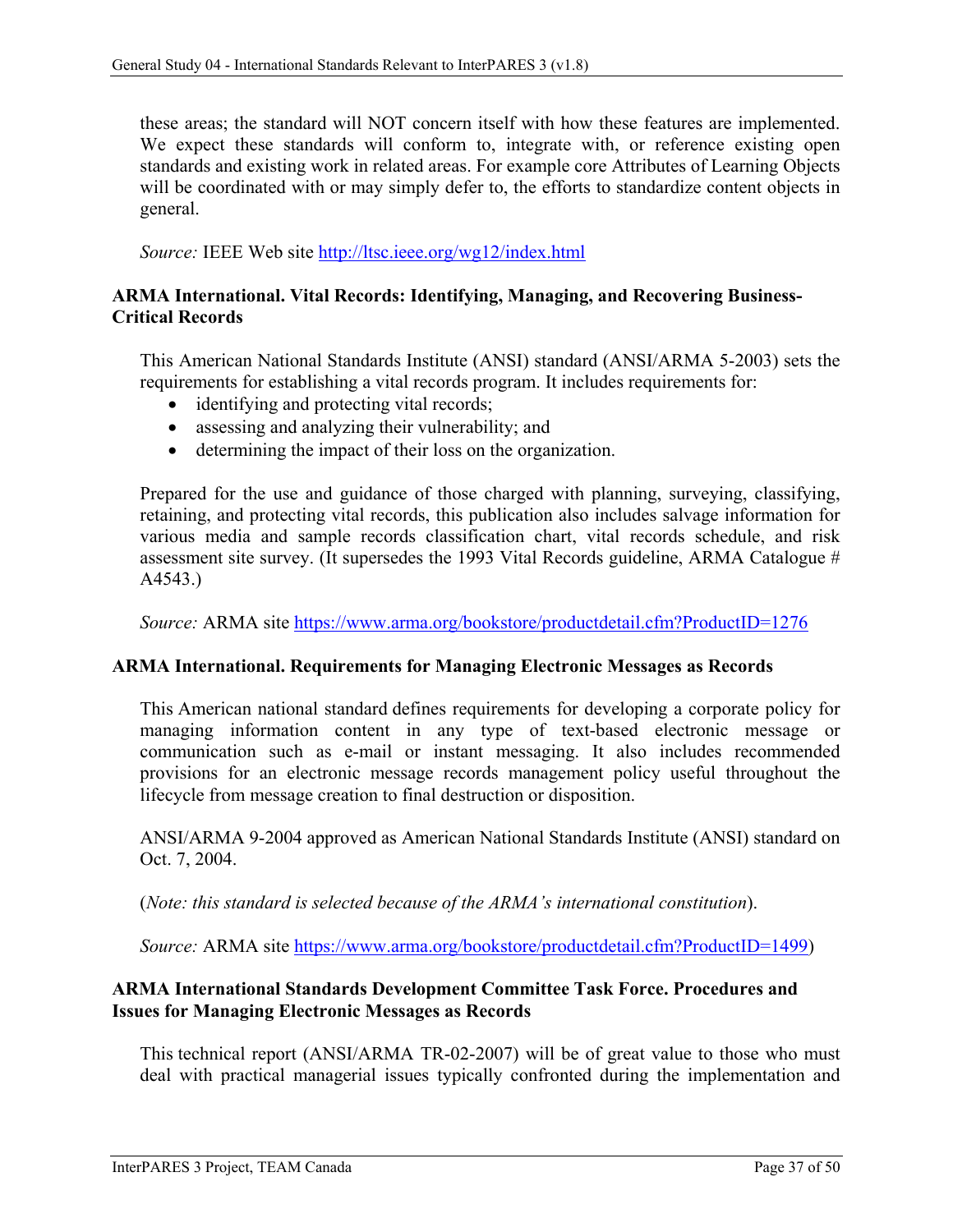these areas; the standard will NOT concern itself with how these features are implemented. We expect these standards will conform to, integrate with, or reference existing open standards and existing work in related areas. For example core Attributes of Learning Objects will be coordinated with or may simply defer to, the efforts to standardize content objects in general.

*Source:* IEEE Web site http://ltsc.ieee.org/wg12/index.html

**ARMA International. Vital Records: Identifying, Managing, and Recovering Business-Critical Records**

This American National Standards Institute (ANSI) standard (ANSI/ARMA 5-2003) sets the requirements for establishing a vital records program. It includes requirements for:

- identifying and protecting vital records;
- assessing and analyzing their vulnerability; and
- determining the impact of their loss on the organization.

Prepared for the use and guidance of those charged with planning, surveying, classifying, retaining, and protecting vital records, this publication also includes salvage information for various media and sample records classification chart, vital records schedule, and risk assessment site survey. (It supersedes the 1993 Vital Records guideline, ARMA Catalogue # A4543.)

*Source:* ARMA site https://www.arma.org/bookstore/productdetail.cfm?ProductID=1276

**ARMA International. Requirements for Managing Electronic Messages as Records**

This American national standard defines requirements for developing a corporate policy for managing information content in any type of text-based electronic message or communication such as e-mail or instant messaging. It also includes recommended provisions for an electronic message records management policy useful throughout the lifecycle from message creation to final destruction or disposition.

ANSI/ARMA 9-2004 approved as American National Standards Institute (ANSI) standard on Oct. 7, 2004.

(*Note: this standard is selected because of the ARMA's international constitution*).

*Source:* ARMA site https://www.arma.org/bookstore/productdetail.cfm?ProductID=1499)

**ARMA International Standards Development Committee Task Force. Procedures and Issues for Managing Electronic Messages as Records**

This technical report (ANSI/ARMA TR-02-2007) will be of great value to those who must deal with practical managerial issues typically confronted during the implementation and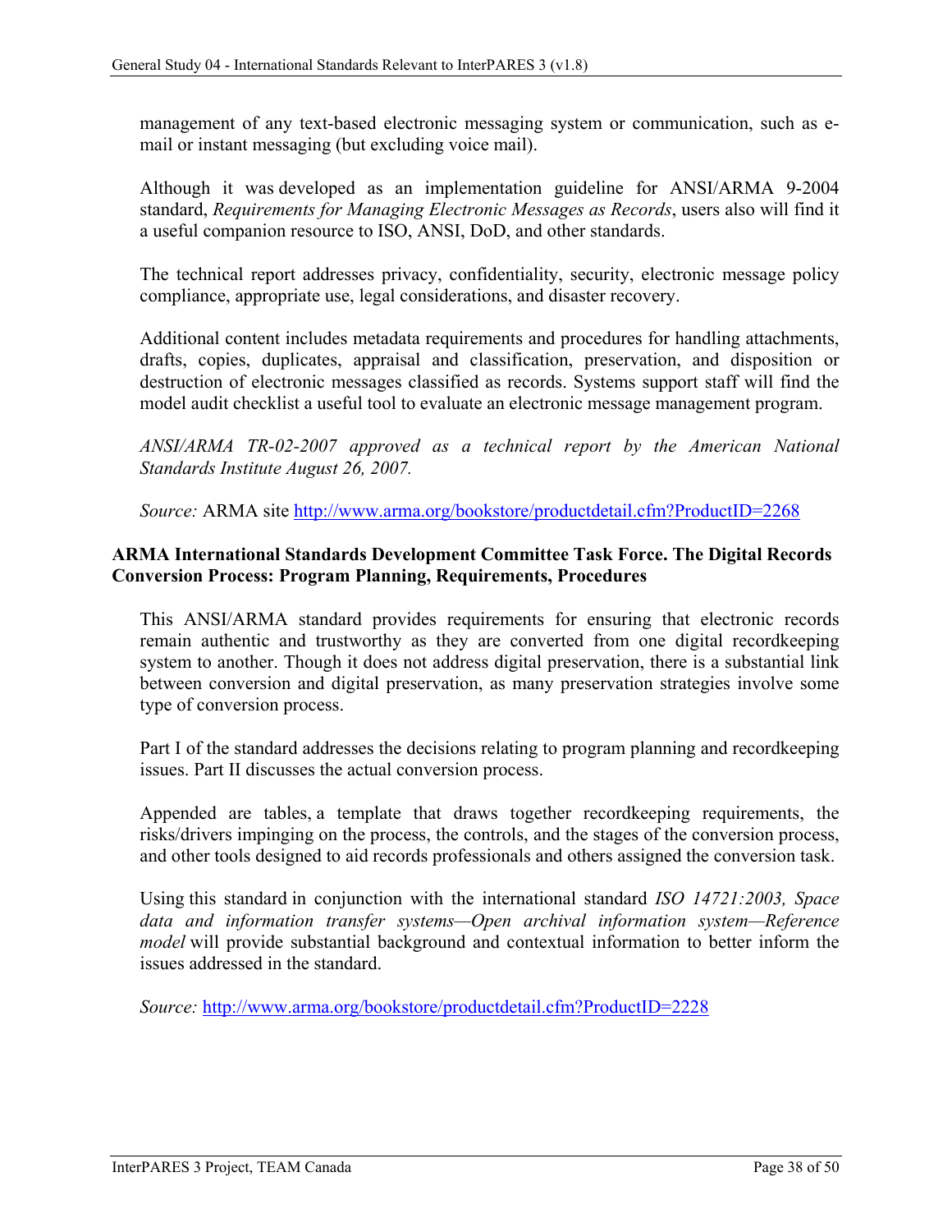management of any text-based electronic messaging system or communication, such as e-mail or instant messaging (but excluding voice mail).

Although it was developed as an implementation guideline for ANSI/ARMA 9-2004 standard, *Requirements for Managing Electronic Messages as Records*, users also will find it a useful companion resource to ISO, ANSI, DoD, and other standards.

The technical report addresses privacy, confidentiality, security, electronic message policy compliance, appropriate use, legal considerations, and disaster recovery.

Additional content includes metadata requirements and procedures for handling attachments, drafts, copies, duplicates, appraisal and classification, preservation, and disposition or destruction of electronic messages classified as records. Systems support staff will find the model audit checklist a useful tool to evaluate an electronic message management program.

*ANSI/ARMA TR-02-2007 approved as a technical report by the American National Standards Institute August 26, 2007.*

*Source:* ARMA site http://www.arma.org/bookstore/productdetail.cfm?ProductID=2268

**ARMA International Standards Development Committee Task Force. The Digital Records Conversion Process: Program Planning, Requirements, Procedures**

This ANSI/ARMA standard provides requirements for ensuring that electronic records remain authentic and trustworthy as they are converted from one digital recordkeeping system to another. Though it does not address digital preservation, there is a substantial link between conversion and digital preservation, as many preservation strategies involve some type of conversion process.

Part I of the standard addresses the decisions relating to program planning and recordkeeping issues. Part II discusses the actual conversion process.

Appended are tables, a template that draws together recordkeeping requirements, the risks/drivers impinging on the process, the controls, and the stages of the conversion process, and other tools designed to aid records professionals and others assigned the conversion task.

Using this standard in conjunction with the international standard *ISO 14721:2003, Space data and information transfer systems—Open archival information system—Reference model* will provide substantial background and contextual information to better inform the issues addressed in the standard.

*Source:* http://www.arma.org/bookstore/productdetail.cfm?ProductID=2228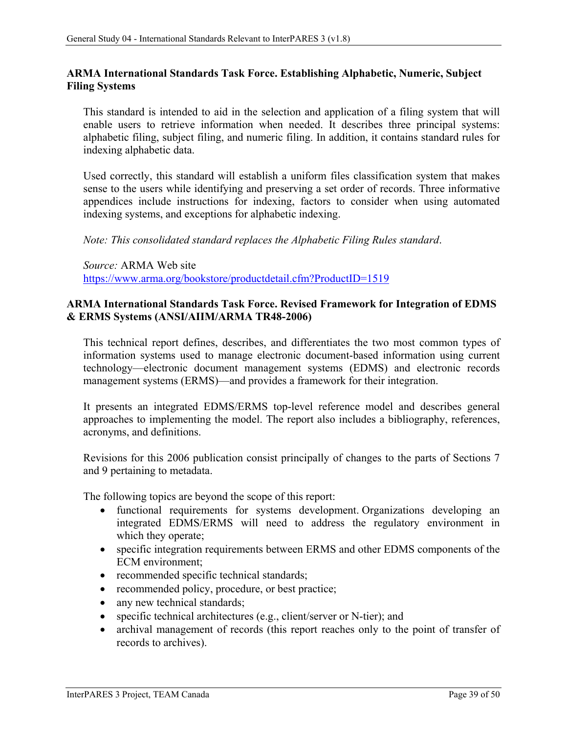**ARMA International Standards Task Force. Establishing Alphabetic, Numeric, Subject Filing Systems**

This standard is intended to aid in the selection and application of a filing system that will enable users to retrieve information when needed. It describes three principal systems: alphabetic filing, subject filing, and numeric filing. In addition, it contains standard rules for indexing alphabetic data.

Used correctly, this standard will establish a uniform files classification system that makes sense to the users while identifying and preserving a set order of records. Three informative appendices include instructions for indexing, factors to consider when using automated indexing systems, and exceptions for alphabetic indexing.

*Note: This consolidated standard replaces the Alphabetic Filing Rules standard*.

*Source:* ARMA Web site
https://www.arma.org/bookstore/productdetail.cfm?ProductID=1519

**ARMA International Standards Task Force. Revised Framework for Integration of EDMS & ERMS Systems (ANSI/AIIM/ARMA TR48-2006)**

This technical report defines, describes, and differentiates the two most common types of information systems used to manage electronic document-based information using current technology—electronic document management systems (EDMS) and electronic records management systems (ERMS)—and provides a framework for their integration.

It presents an integrated EDMS/ERMS top-level reference model and describes general approaches to implementing the model. The report also includes a bibliography, references, acronyms, and definitions.

Revisions for this 2006 publication consist principally of changes to the parts of Sections 7 and 9 pertaining to metadata.

The following topics are beyond the scope of this report:

- functional requirements for systems development. Organizations developing an integrated EDMS/ERMS will need to address the regulatory environment in which they operate;
- specific integration requirements between ERMS and other EDMS components of the ECM environment;
- recommended specific technical standards;
- recommended policy, procedure, or best practice;
- any new technical standards;
- specific technical architectures (e.g., client/server or N-tier); and
- archival management of records (this report reaches only to the point of transfer of records to archives).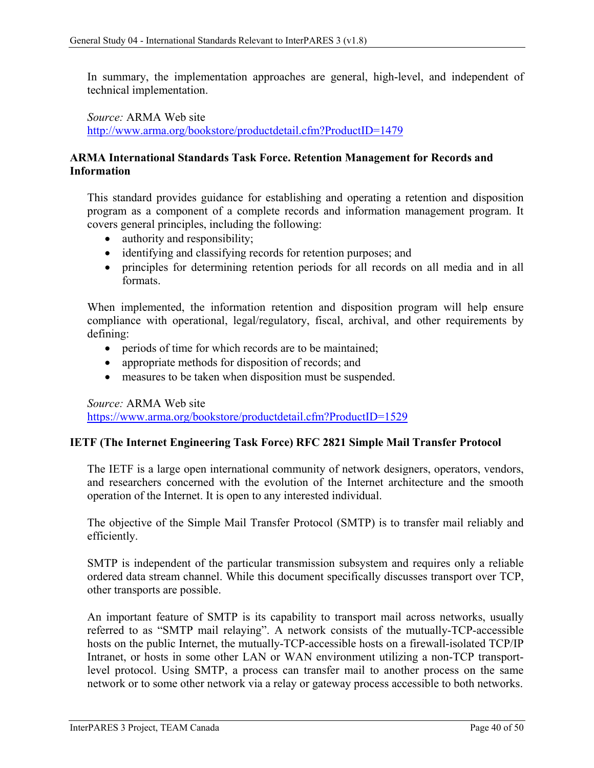In summary, the implementation approaches are general, high-level, and independent of technical implementation.

*Source:* ARMA Web site
http://www.arma.org/bookstore/productdetail.cfm?ProductID=1479

**ARMA International Standards Task Force. Retention Management for Records and Information**

This standard provides guidance for establishing and operating a retention and disposition program as a component of a complete records and information management program. It covers general principles, including the following:

- authority and responsibility;
- identifying and classifying records for retention purposes; and
- principles for determining retention periods for all records on all media and in all formats.

When implemented, the information retention and disposition program will help ensure compliance with operational, legal/regulatory, fiscal, archival, and other requirements by defining:

- periods of time for which records are to be maintained;
- appropriate methods for disposition of records; and
- measures to be taken when disposition must be suspended.

*Source:* ARMA Web site
https://www.arma.org/bookstore/productdetail.cfm?ProductID=1529

**IETF (The Internet Engineering Task Force) RFC 2821 Simple Mail Transfer Protocol**

The IETF is a large open international community of network designers, operators, vendors, and researchers concerned with the evolution of the Internet architecture and the smooth operation of the Internet. It is open to any interested individual.

The objective of the Simple Mail Transfer Protocol (SMTP) is to transfer mail reliably and efficiently.

SMTP is independent of the particular transmission subsystem and requires only a reliable ordered data stream channel. While this document specifically discusses transport over TCP, other transports are possible.

An important feature of SMTP is its capability to transport mail across networks, usually referred to as "SMTP mail relaying". A network consists of the mutually-TCP-accessible hosts on the public Internet, the mutually-TCP-accessible hosts on a firewall-isolated TCP/IP Intranet, or hosts in some other LAN or WAN environment utilizing a non-TCP transport-level protocol. Using SMTP, a process can transfer mail to another process on the same network or to some other network via a relay or gateway process accessible to both networks.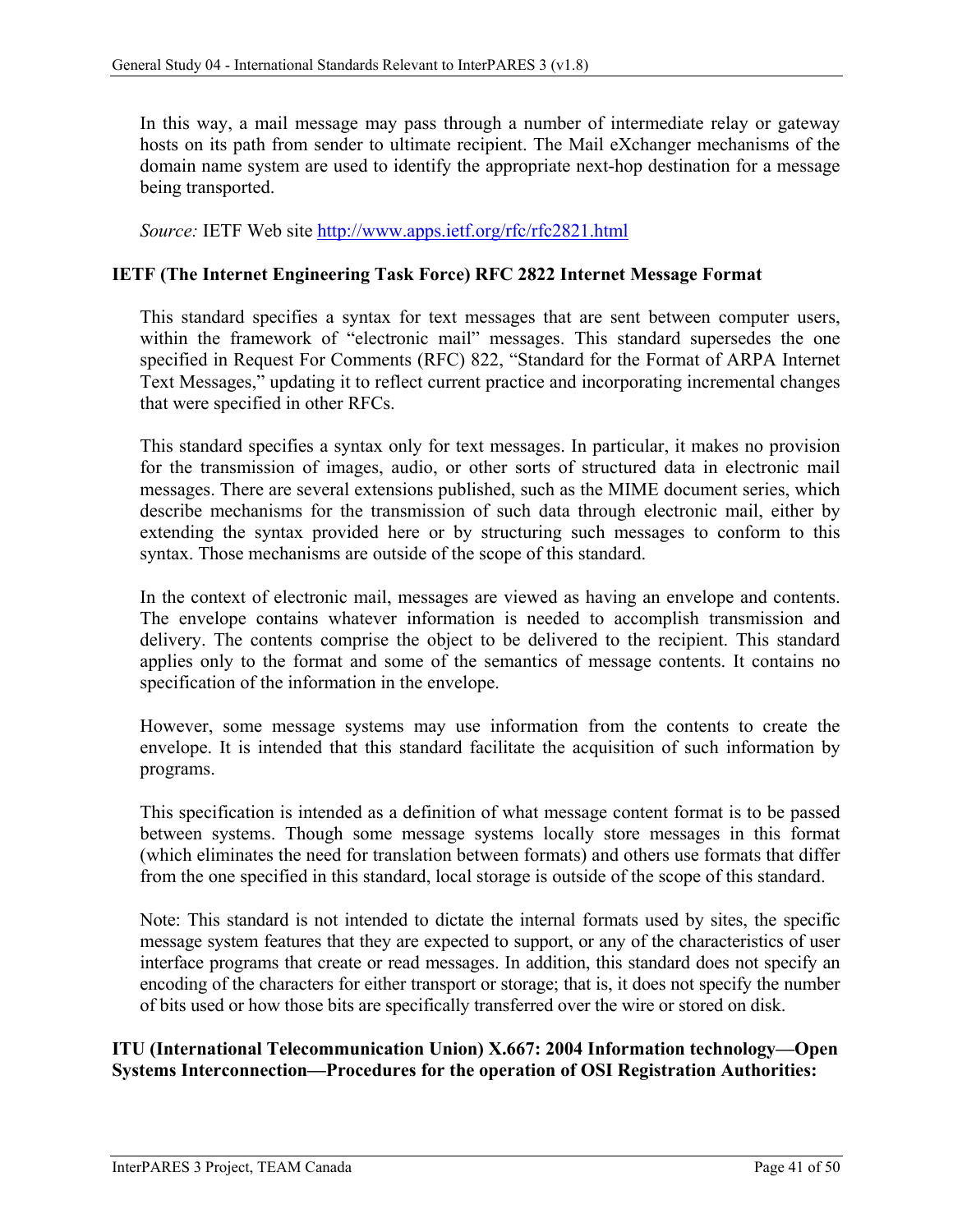In this way, a mail message may pass through a number of intermediate relay or gateway hosts on its path from sender to ultimate recipient. The Mail eXchanger mechanisms of the domain name system are used to identify the appropriate next-hop destination for a message being transported.

*Source:* IETF Web site http://www.apps.ietf.org/rfc/rfc2821.html

**IETF (The Internet Engineering Task Force) RFC 2822 Internet Message Format**

This standard specifies a syntax for text messages that are sent between computer users, within the framework of "electronic mail" messages. This standard supersedes the one specified in Request For Comments (RFC) 822, "Standard for the Format of ARPA Internet Text Messages," updating it to reflect current practice and incorporating incremental changes that were specified in other RFCs.

This standard specifies a syntax only for text messages. In particular, it makes no provision for the transmission of images, audio, or other sorts of structured data in electronic mail messages. There are several extensions published, such as the MIME document series, which describe mechanisms for the transmission of such data through electronic mail, either by extending the syntax provided here or by structuring such messages to conform to this syntax. Those mechanisms are outside of the scope of this standard.

In the context of electronic mail, messages are viewed as having an envelope and contents. The envelope contains whatever information is needed to accomplish transmission and delivery. The contents comprise the object to be delivered to the recipient. This standard applies only to the format and some of the semantics of message contents. It contains no specification of the information in the envelope.

However, some message systems may use information from the contents to create the envelope. It is intended that this standard facilitate the acquisition of such information by programs.

This specification is intended as a definition of what message content format is to be passed between systems. Though some message systems locally store messages in this format (which eliminates the need for translation between formats) and others use formats that differ from the one specified in this standard, local storage is outside of the scope of this standard.

Note: This standard is not intended to dictate the internal formats used by sites, the specific message system features that they are expected to support, or any of the characteristics of user interface programs that create or read messages. In addition, this standard does not specify an encoding of the characters for either transport or storage; that is, it does not specify the number of bits used or how those bits are specifically transferred over the wire or stored on disk.

**ITU (International Telecommunication Union) X.667: 2004 Information technology—Open Systems Interconnection—Procedures for the operation of OSI Registration Authorities:**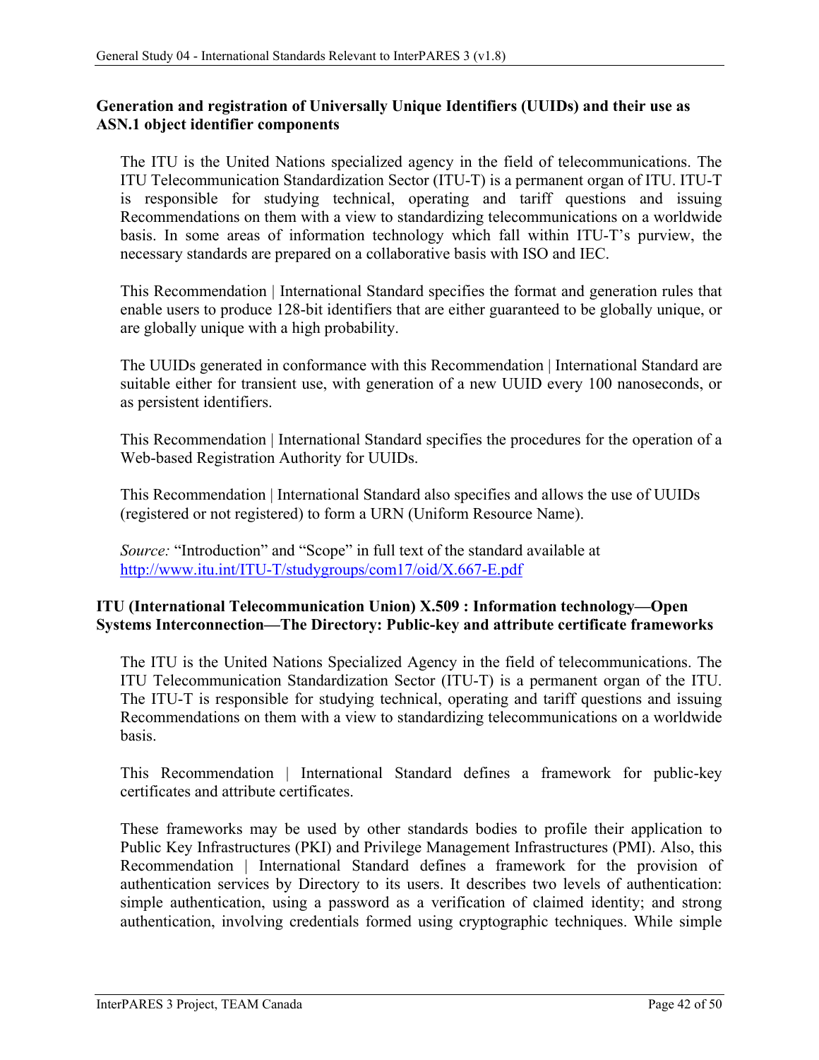**Generation and registration of Universally Unique Identifiers (UUIDs) and their use as ASN.1 object identifier components**

The ITU is the United Nations specialized agency in the field of telecommunications. The ITU Telecommunication Standardization Sector (ITU-T) is a permanent organ of ITU. ITU-T is responsible for studying technical, operating and tariff questions and issuing Recommendations on them with a view to standardizing telecommunications on a worldwide basis. In some areas of information technology which fall within ITU-T's purview, the necessary standards are prepared on a collaborative basis with ISO and IEC.

This Recommendation | International Standard specifies the format and generation rules that enable users to produce 128-bit identifiers that are either guaranteed to be globally unique, or are globally unique with a high probability.

The UUIDs generated in conformance with this Recommendation | International Standard are suitable either for transient use, with generation of a new UUID every 100 nanoseconds, or as persistent identifiers.

This Recommendation | International Standard specifies the procedures for the operation of a Web-based Registration Authority for UUIDs.

This Recommendation | International Standard also specifies and allows the use of UUIDs (registered or not registered) to form a URN (Uniform Resource Name).

*Source:* "Introduction" and "Scope" in full text of the standard available at http://www.itu.int/ITU-T/studygroups/com17/oid/X.667-E.pdf

**ITU (International Telecommunication Union) X.509 : Information technology—Open Systems Interconnection—The Directory: Public-key and attribute certificate frameworks**

The ITU is the United Nations Specialized Agency in the field of telecommunications. The ITU Telecommunication Standardization Sector (ITU-T) is a permanent organ of the ITU. The ITU-T is responsible for studying technical, operating and tariff questions and issuing Recommendations on them with a view to standardizing telecommunications on a worldwide basis.

This Recommendation | International Standard defines a framework for public-key certificates and attribute certificates.

These frameworks may be used by other standards bodies to profile their application to Public Key Infrastructures (PKI) and Privilege Management Infrastructures (PMI). Also, this Recommendation | International Standard defines a framework for the provision of authentication services by Directory to its users. It describes two levels of authentication: simple authentication, using a password as a verification of claimed identity; and strong authentication, involving credentials formed using cryptographic techniques. While simple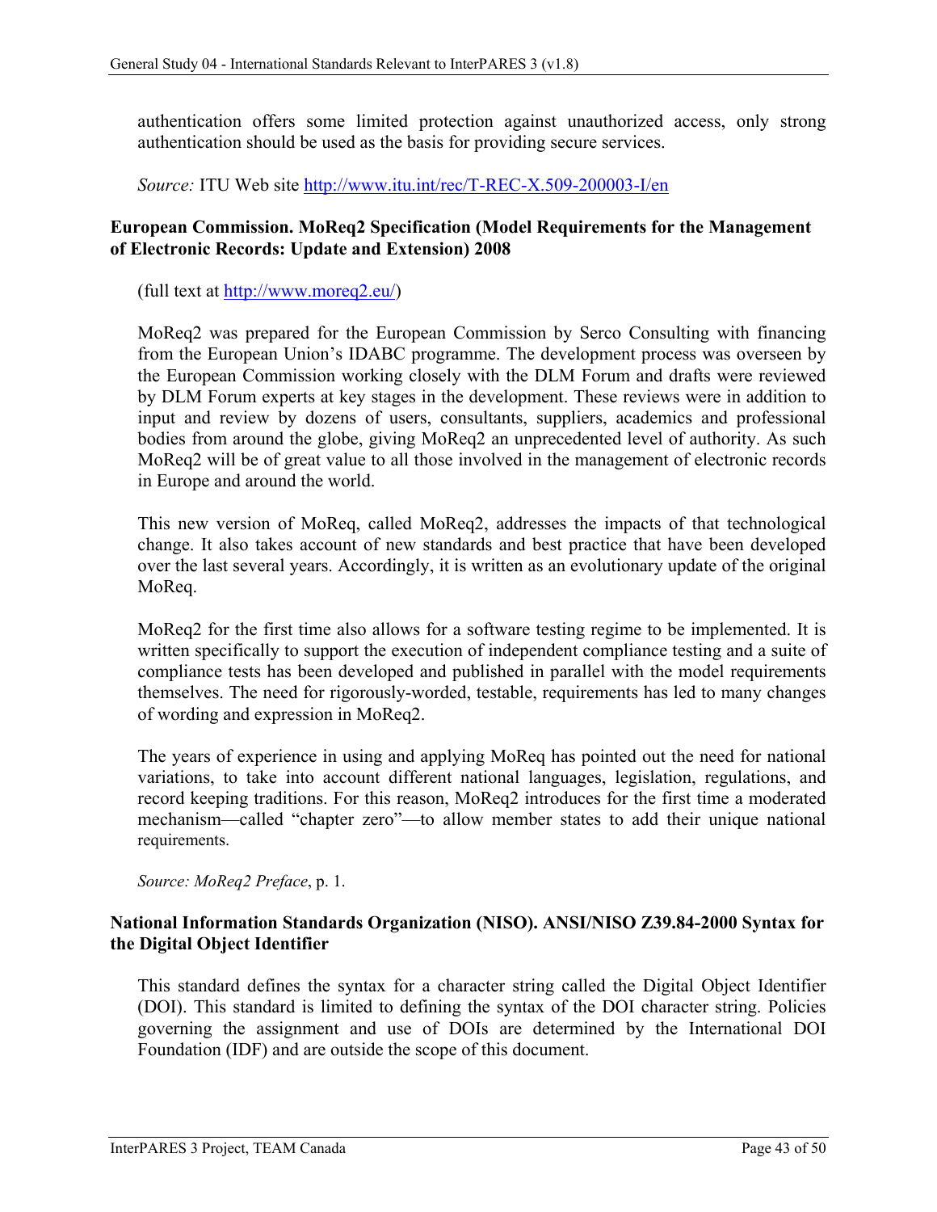authentication offers some limited protection against unauthorized access, only strong authentication should be used as the basis for providing secure services.

*Source:* ITU Web site http://www.itu.int/rec/T-REC-X.509-200003-I/en

**European Commission. MoReq2 Specification (Model Requirements for the Management of Electronic Records: Update and Extension) 2008**

(full text at http://www.moreq2.eu/)

MoReq2 was prepared for the European Commission by Serco Consulting with financing from the European Union's IDABC programme. The development process was overseen by the European Commission working closely with the DLM Forum and drafts were reviewed by DLM Forum experts at key stages in the development. These reviews were in addition to input and review by dozens of users, consultants, suppliers, academics and professional bodies from around the globe, giving MoReq2 an unprecedented level of authority. As such MoReq2 will be of great value to all those involved in the management of electronic records in Europe and around the world.

This new version of MoReq, called MoReq2, addresses the impacts of that technological change. It also takes account of new standards and best practice that have been developed over the last several years. Accordingly, it is written as an evolutionary update of the original MoReq.

MoReq2 for the first time also allows for a software testing regime to be implemented. It is written specifically to support the execution of independent compliance testing and a suite of compliance tests has been developed and published in parallel with the model requirements themselves. The need for rigorously-worded, testable, requirements has led to many changes of wording and expression in MoReq2.

The years of experience in using and applying MoReq has pointed out the need for national variations, to take into account different national languages, legislation, regulations, and record keeping traditions. For this reason, MoReq2 introduces for the first time a moderated mechanism—called "chapter zero"—to allow member states to add their unique national requirements.

*Source: MoReq2 Preface*, p. 1.

**National Information Standards Organization (NISO). ANSI/NISO Z39.84-2000 Syntax for the Digital Object Identifier**

This standard defines the syntax for a character string called the Digital Object Identifier (DOI). This standard is limited to defining the syntax of the DOI character string. Policies governing the assignment and use of DOIs are determined by the International DOI Foundation (IDF) and are outside the scope of this document.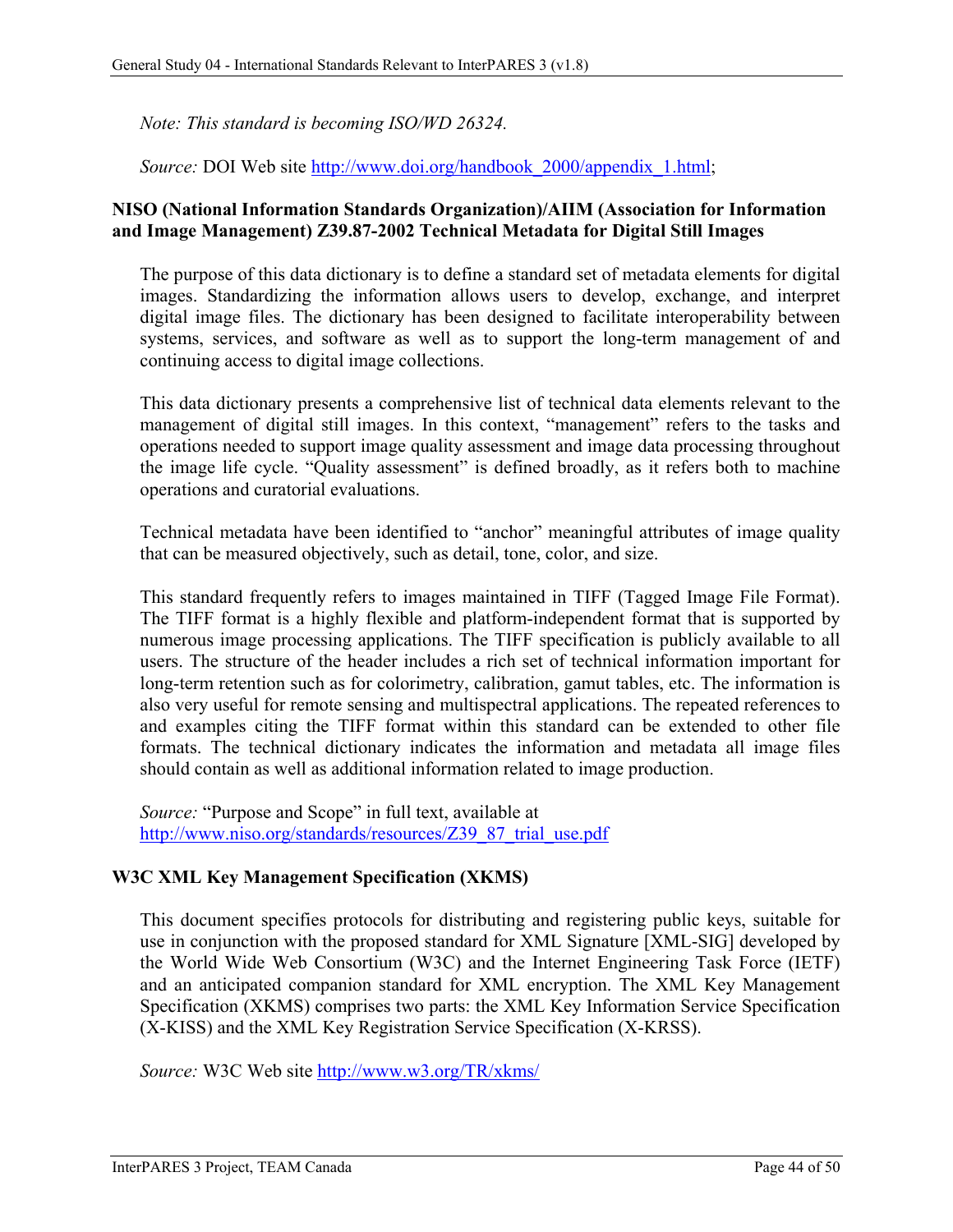*Note: This standard is becoming ISO/WD 26324.*

*Source:* DOI Web site http://www.doi.org/handbook_2000/appendix_1.html;

**NISO (National Information Standards Organization)/AIIM (Association for Information and Image Management) Z39.87-2002 Technical Metadata for Digital Still Images**

The purpose of this data dictionary is to define a standard set of metadata elements for digital images. Standardizing the information allows users to develop, exchange, and interpret digital image files. The dictionary has been designed to facilitate interoperability between systems, services, and software as well as to support the long-term management of and continuing access to digital image collections.

This data dictionary presents a comprehensive list of technical data elements relevant to the management of digital still images. In this context, "management" refers to the tasks and operations needed to support image quality assessment and image data processing throughout the image life cycle. "Quality assessment" is defined broadly, as it refers both to machine operations and curatorial evaluations.

Technical metadata have been identified to "anchor" meaningful attributes of image quality that can be measured objectively, such as detail, tone, color, and size.

This standard frequently refers to images maintained in TIFF (Tagged Image File Format). The TIFF format is a highly flexible and platform-independent format that is supported by numerous image processing applications. The TIFF specification is publicly available to all users. The structure of the header includes a rich set of technical information important for long-term retention such as for colorimetry, calibration, gamut tables, etc. The information is also very useful for remote sensing and multispectral applications. The repeated references to and examples citing the TIFF format within this standard can be extended to other file formats. The technical dictionary indicates the information and metadata all image files should contain as well as additional information related to image production.

*Source:* "Purpose and Scope" in full text, available at http://www.niso.org/standards/resources/Z39_87_trial_use.pdf

**W3C XML Key Management Specification (XKMS)**

This document specifies protocols for distributing and registering public keys, suitable for use in conjunction with the proposed standard for XML Signature [XML-SIG] developed by the World Wide Web Consortium (W3C) and the Internet Engineering Task Force (IETF) and an anticipated companion standard for XML encryption. The XML Key Management Specification (XKMS) comprises two parts: the XML Key Information Service Specification (X-KISS) and the XML Key Registration Service Specification (X-KRSS).

*Source:* W3C Web site http://www.w3.org/TR/xkms/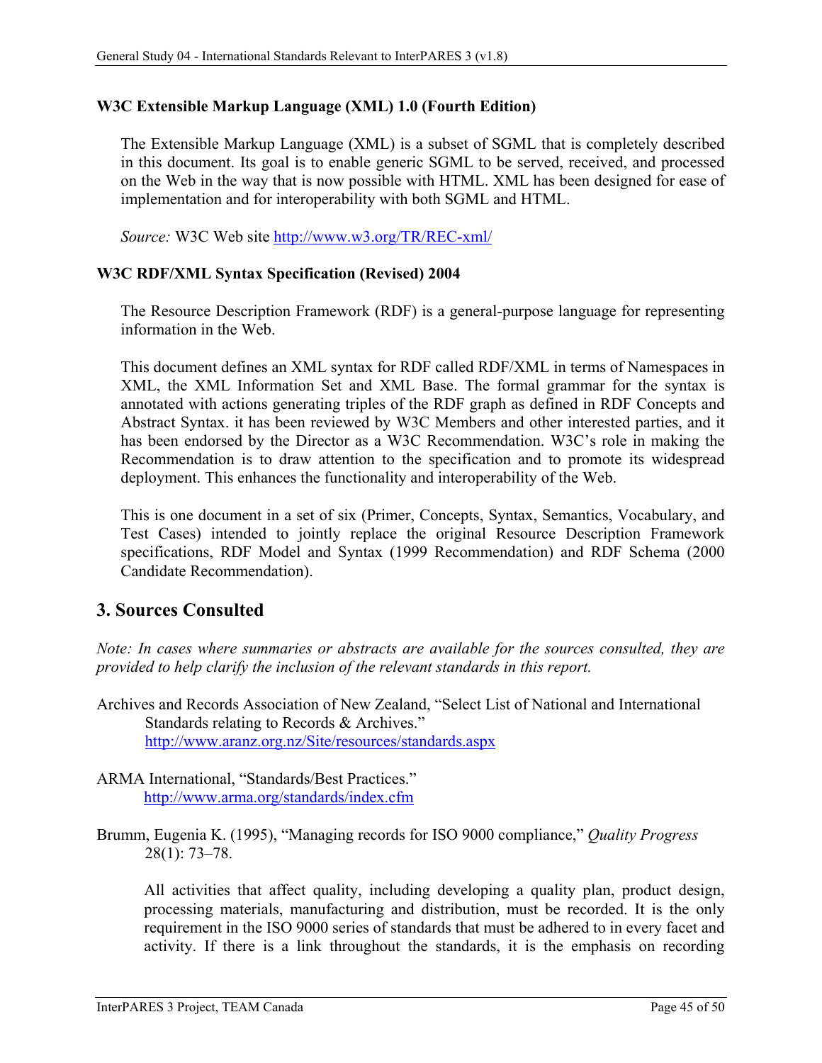**W3C Extensible Markup Language (XML) 1.0 (Fourth Edition)**

The Extensible Markup Language (XML) is a subset of SGML that is completely described in this document. Its goal is to enable generic SGML to be served, received, and processed on the Web in the way that is now possible with HTML. XML has been designed for ease of implementation and for interoperability with both SGML and HTML.

*Source:* W3C Web site http://www.w3.org/TR/REC-xml/

**W3C RDF/XML Syntax Specification (Revised) 2004**

The Resource Description Framework (RDF) is a general-purpose language for representing information in the Web.

This document defines an XML syntax for RDF called RDF/XML in terms of Namespaces in XML, the XML Information Set and XML Base. The formal grammar for the syntax is annotated with actions generating triples of the RDF graph as defined in RDF Concepts and Abstract Syntax. it has been reviewed by W3C Members and other interested parties, and it has been endorsed by the Director as a W3C Recommendation. W3C's role in making the Recommendation is to draw attention to the specification and to promote its widespread deployment. This enhances the functionality and interoperability of the Web.

This is one document in a set of six (Primer, Concepts, Syntax, Semantics, Vocabulary, and Test Cases) intended to jointly replace the original Resource Description Framework specifications, RDF Model and Syntax (1999 Recommendation) and RDF Schema (2000 Candidate Recommendation).

## 3. Sources Consulted

*Note: In cases where summaries or abstracts are available for the sources consulted, they are provided to help clarify the inclusion of the relevant standards in this report.*

Archives and Records Association of New Zealand, "Select List of National and International Standards relating to Records & Archives." http://www.aranz.org.nz/Site/resources/standards.aspx

ARMA International, "Standards/Best Practices." http://www.arma.org/standards/index.cfm

Brumm, Eugenia K. (1995), "Managing records for ISO 9000 compliance," *Quality Progress* 28(1): 73–78.

All activities that affect quality, including developing a quality plan, product design, processing materials, manufacturing and distribution, must be recorded. It is the only requirement in the ISO 9000 series of standards that must be adhered to in every facet and activity. If there is a link throughout the standards, it is the emphasis on recording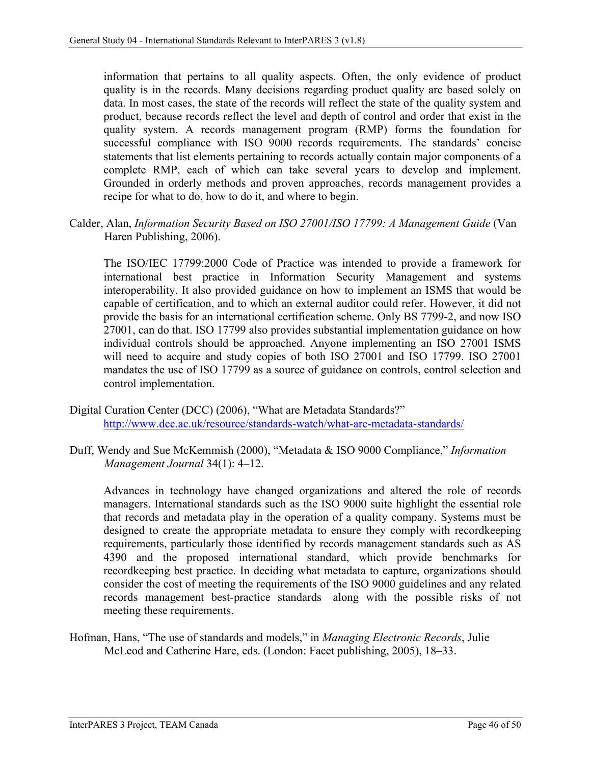information that pertains to all quality aspects. Often, the only evidence of product quality is in the records. Many decisions regarding product quality are based solely on data. In most cases, the state of the records will reflect the state of the quality system and product, because records reflect the level and depth of control and order that exist in the quality system. A records management program (RMP) forms the foundation for successful compliance with ISO 9000 records requirements. The standards' concise statements that list elements pertaining to records actually contain major components of a complete RMP, each of which can take several years to develop and implement. Grounded in orderly methods and proven approaches, records management provides a recipe for what to do, how to do it, and where to begin.

Calder, Alan, *Information Security Based on ISO 27001/ISO 17799: A Management Guide* (Van Haren Publishing, 2006).

The ISO/IEC 17799:2000 Code of Practice was intended to provide a framework for international best practice in Information Security Management and systems interoperability. It also provided guidance on how to implement an ISMS that would be capable of certification, and to which an external auditor could refer. However, it did not provide the basis for an international certification scheme. Only BS 7799-2, and now ISO 27001, can do that. ISO 17799 also provides substantial implementation guidance on how individual controls should be approached. Anyone implementing an ISO 27001 ISMS will need to acquire and study copies of both ISO 27001 and ISO 17799. ISO 27001 mandates the use of ISO 17799 as a source of guidance on controls, control selection and control implementation.

Digital Curation Center (DCC) (2006), "What are Metadata Standards?" http://www.dcc.ac.uk/resource/standards-watch/what-are-metadata-standards/

Duff, Wendy and Sue McKemmish (2000), "Metadata & ISO 9000 Compliance," *Information Management Journal* 34(1): 4–12.

Advances in technology have changed organizations and altered the role of records managers. International standards such as the ISO 9000 suite highlight the essential role that records and metadata play in the operation of a quality company. Systems must be designed to create the appropriate metadata to ensure they comply with recordkeeping requirements, particularly those identified by records management standards such as AS 4390 and the proposed international standard, which provide benchmarks for recordkeeping best practice. In deciding what metadata to capture, organizations should consider the cost of meeting the requirements of the ISO 9000 guidelines and any related records management best-practice standards—along with the possible risks of not meeting these requirements.

Hofman, Hans, "The use of standards and models," in *Managing Electronic Records*, Julie McLeod and Catherine Hare, eds. (London: Facet publishing, 2005), 18–33.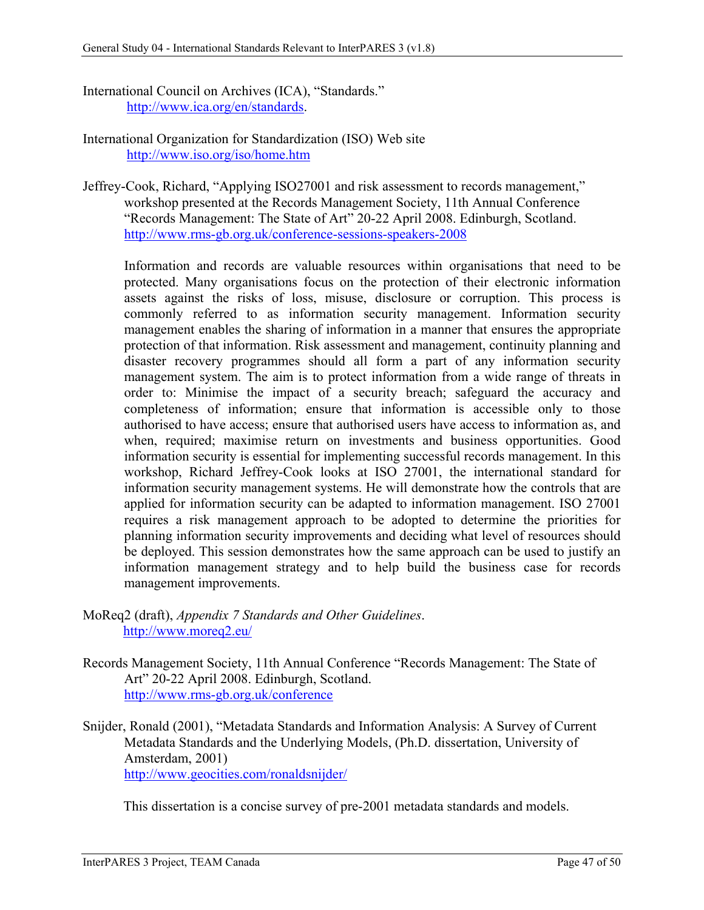International Council on Archives (ICA), "Standards."
http://www.ica.org/en/standards.

International Organization for Standardization (ISO) Web site
http://www.iso.org/iso/home.htm

Jeffrey-Cook, Richard, "Applying ISO27001 and risk assessment to records management," workshop presented at the Records Management Society, 11th Annual Conference "Records Management: The State of Art" 20-22 April 2008. Edinburgh, Scotland.
http://www.rms-gb.org.uk/conference-sessions-speakers-2008

Information and records are valuable resources within organisations that need to be protected. Many organisations focus on the protection of their electronic information assets against the risks of loss, misuse, disclosure or corruption. This process is commonly referred to as information security management. Information security management enables the sharing of information in a manner that ensures the appropriate protection of that information. Risk assessment and management, continuity planning and disaster recovery programmes should all form a part of any information security management system. The aim is to protect information from a wide range of threats in order to: Minimise the impact of a security breach; safeguard the accuracy and completeness of information; ensure that information is accessible only to those authorised to have access; ensure that authorised users have access to information as, and when, required; maximise return on investments and business opportunities. Good information security is essential for implementing successful records management. In this workshop, Richard Jeffrey-Cook looks at ISO 27001, the international standard for information security management systems. He will demonstrate how the controls that are applied for information security can be adapted to information management. ISO 27001 requires a risk management approach to be adopted to determine the priorities for planning information security improvements and deciding what level of resources should be deployed. This session demonstrates how the same approach can be used to justify an information management strategy and to help build the business case for records management improvements.

MoReq2 (draft), *Appendix 7 Standards and Other Guidelines*.
http://www.moreq2.eu/

Records Management Society, 11th Annual Conference "Records Management: The State of Art" 20-22 April 2008. Edinburgh, Scotland.
http://www.rms-gb.org.uk/conference

Snijder, Ronald (2001), "Metadata Standards and Information Analysis: A Survey of Current Metadata Standards and the Underlying Models, (Ph.D. dissertation, University of Amsterdam, 2001)
http://www.geocities.com/ronaldsnijder/

This dissertation is a concise survey of pre-2001 metadata standards and models.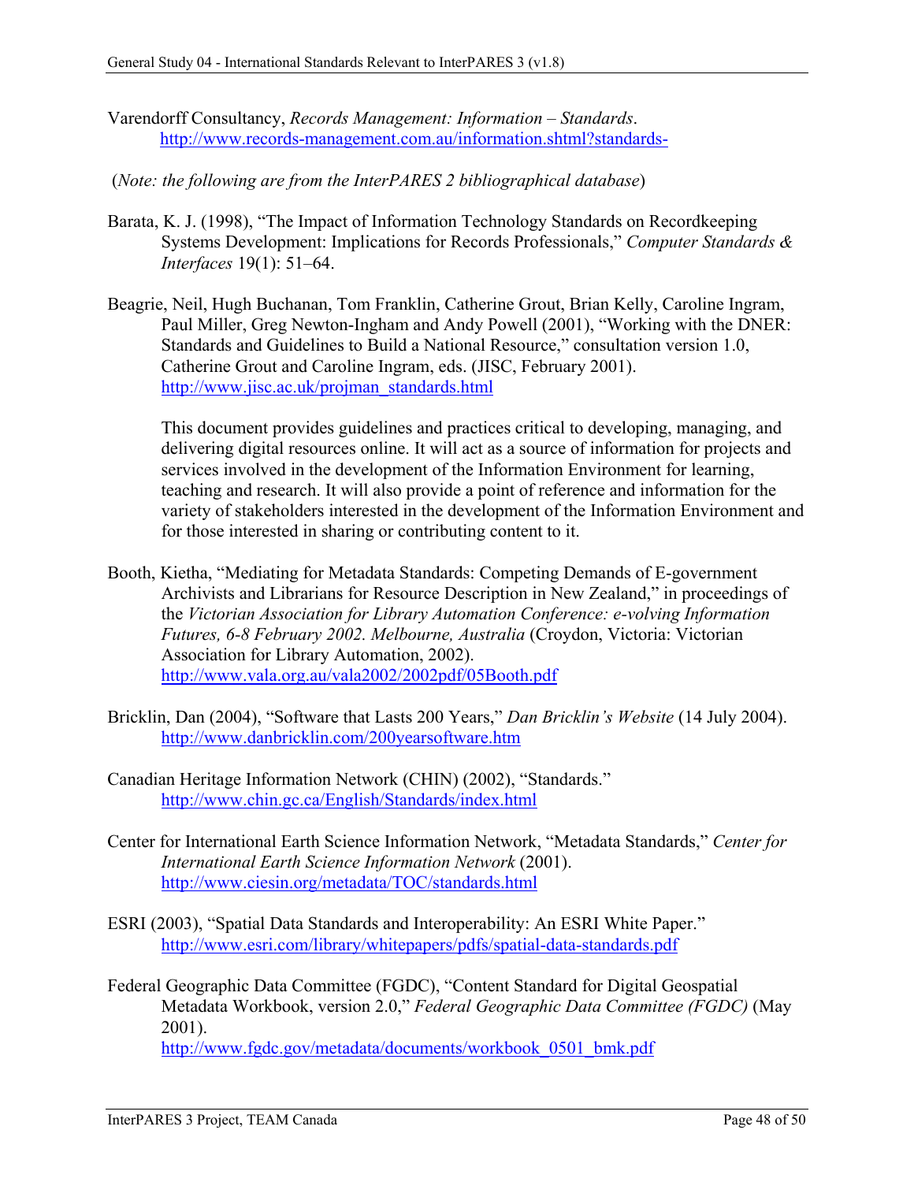Varendorff Consultancy, *Records Management: Information – Standards*.
http://www.records-management.com.au/information.shtml?standards-

(*Note: the following are from the InterPARES 2 bibliographical database*)

Barata, K. J. (1998), "The Impact of Information Technology Standards on Recordkeeping Systems Development: Implications for Records Professionals," *Computer Standards & Interfaces* 19(1): 51–64.

Beagrie, Neil, Hugh Buchanan, Tom Franklin, Catherine Grout, Brian Kelly, Caroline Ingram, Paul Miller, Greg Newton-Ingham and Andy Powell (2001), "Working with the DNER: Standards and Guidelines to Build a National Resource," consultation version 1.0, Catherine Grout and Caroline Ingram, eds. (JISC, February 2001).
http://www.jisc.ac.uk/projman_standards.html

This document provides guidelines and practices critical to developing, managing, and delivering digital resources online. It will act as a source of information for projects and services involved in the development of the Information Environment for learning, teaching and research. It will also provide a point of reference and information for the variety of stakeholders interested in the development of the Information Environment and for those interested in sharing or contributing content to it.

Booth, Kietha, "Mediating for Metadata Standards: Competing Demands of E-government Archivists and Librarians for Resource Description in New Zealand," in proceedings of the *Victorian Association for Library Automation Conference: e-volving Information Futures, 6-8 February 2002. Melbourne, Australia* (Croydon, Victoria: Victorian Association for Library Automation, 2002).
http://www.vala.org.au/vala2002/2002pdf/05Booth.pdf

Bricklin, Dan (2004), "Software that Lasts 200 Years," *Dan Bricklin's Website* (14 July 2004).
http://www.danbricklin.com/200yearsoftware.htm

Canadian Heritage Information Network (CHIN) (2002), "Standards."
http://www.chin.gc.ca/English/Standards/index.html

Center for International Earth Science Information Network, "Metadata Standards," *Center for International Earth Science Information Network* (2001).
http://www.ciesin.org/metadata/TOC/standards.html

ESRI (2003), "Spatial Data Standards and Interoperability: An ESRI White Paper."
http://www.esri.com/library/whitepapers/pdfs/spatial-data-standards.pdf

Federal Geographic Data Committee (FGDC), "Content Standard for Digital Geospatial Metadata Workbook, version 2.0," *Federal Geographic Data Committee (FGDC)* (May 2001).
http://www.fgdc.gov/metadata/documents/workbook_0501_bmk.pdf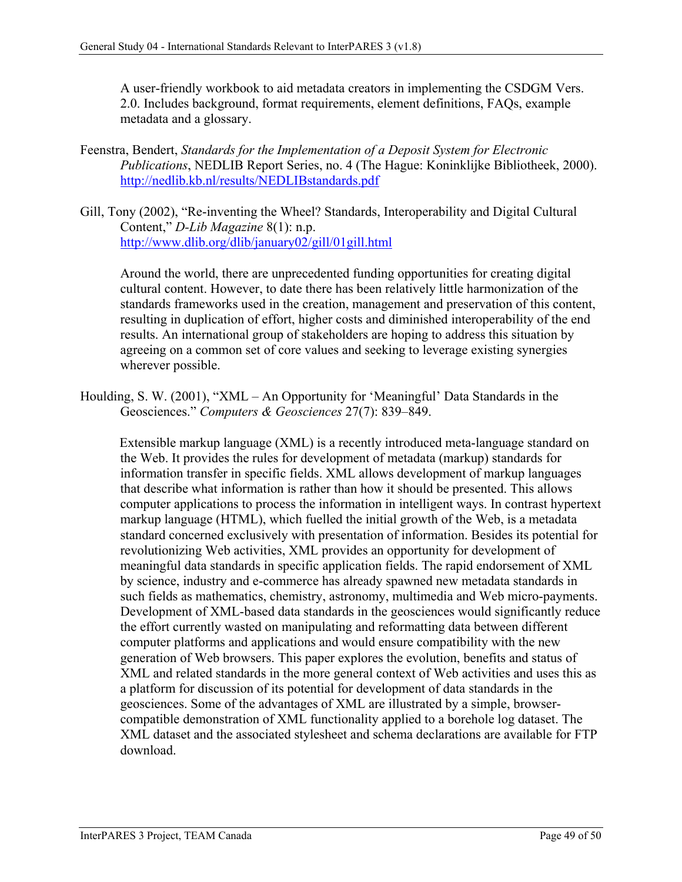A user-friendly workbook to aid metadata creators in implementing the CSDGM Vers. 2.0. Includes background, format requirements, element definitions, FAQs, example metadata and a glossary.

Feenstra, Bendert, *Standards for the Implementation of a Deposit System for Electronic Publications*, NEDLIB Report Series, no. 4 (The Hague: Koninklijke Bibliotheek, 2000). http://nedlib.kb.nl/results/NEDLIBstandards.pdf

Gill, Tony (2002), "Re-inventing the Wheel? Standards, Interoperability and Digital Cultural Content," *D-Lib Magazine* 8(1): n.p. http://www.dlib.org/dlib/january02/gill/01gill.html

Around the world, there are unprecedented funding opportunities for creating digital cultural content. However, to date there has been relatively little harmonization of the standards frameworks used in the creation, management and preservation of this content, resulting in duplication of effort, higher costs and diminished interoperability of the end results. An international group of stakeholders are hoping to address this situation by agreeing on a common set of core values and seeking to leverage existing synergies wherever possible.

Houlding, S. W. (2001), "XML – An Opportunity for 'Meaningful' Data Standards in the Geosciences." *Computers & Geosciences* 27(7): 839–849.

Extensible markup language (XML) is a recently introduced meta-language standard on the Web. It provides the rules for development of metadata (markup) standards for information transfer in specific fields. XML allows development of markup languages that describe what information is rather than how it should be presented. This allows computer applications to process the information in intelligent ways. In contrast hypertext markup language (HTML), which fuelled the initial growth of the Web, is a metadata standard concerned exclusively with presentation of information. Besides its potential for revolutionizing Web activities, XML provides an opportunity for development of meaningful data standards in specific application fields. The rapid endorsement of XML by science, industry and e-commerce has already spawned new metadata standards in such fields as mathematics, chemistry, astronomy, multimedia and Web micro-payments. Development of XML-based data standards in the geosciences would significantly reduce the effort currently wasted on manipulating and reformatting data between different computer platforms and applications and would ensure compatibility with the new generation of Web browsers. This paper explores the evolution, benefits and status of XML and related standards in the more general context of Web activities and uses this as a platform for discussion of its potential for development of data standards in the geosciences. Some of the advantages of XML are illustrated by a simple, browser-compatible demonstration of XML functionality applied to a borehole log dataset. The XML dataset and the associated stylesheet and schema declarations are available for FTP download.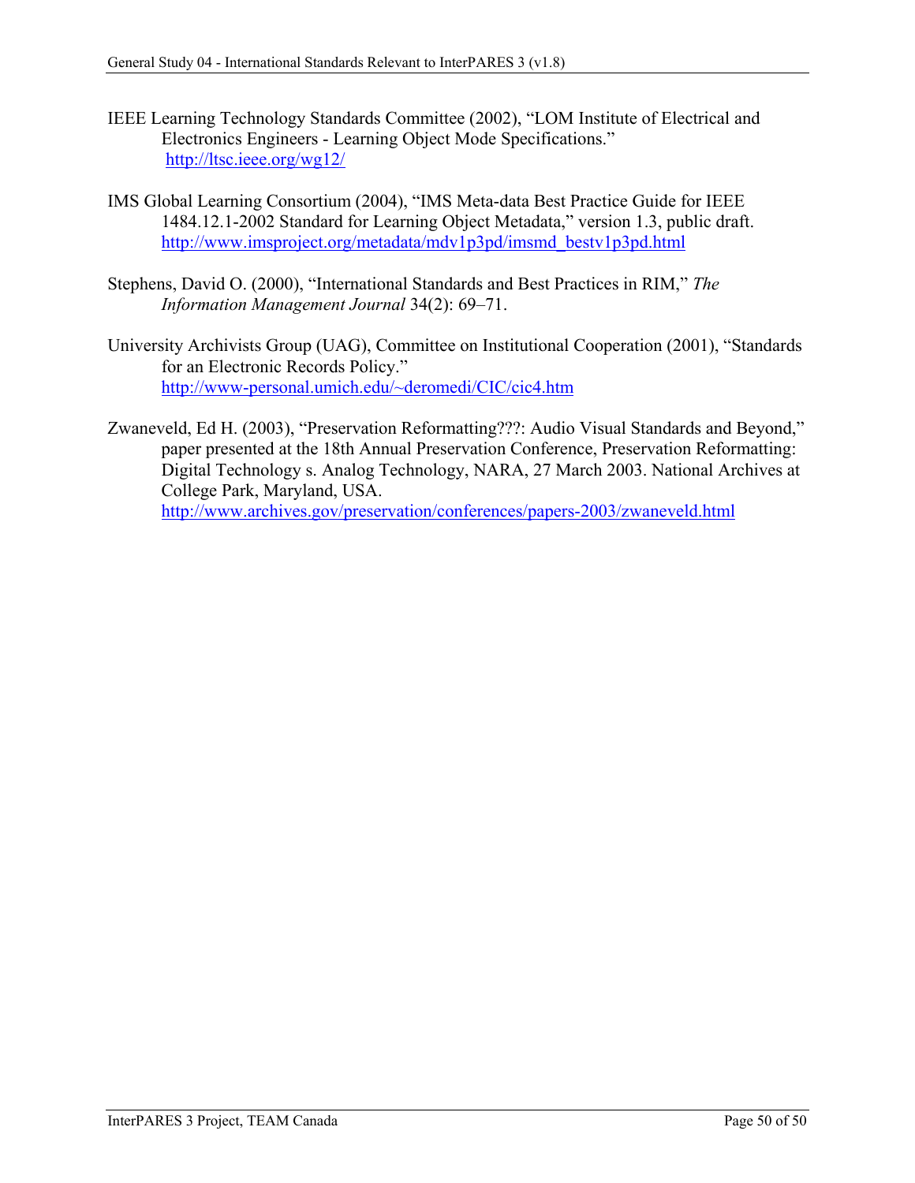IEEE Learning Technology Standards Committee (2002), "LOM Institute of Electrical and Electronics Engineers - Learning Object Mode Specifications." http://ltsc.ieee.org/wg12/

IMS Global Learning Consortium (2004), "IMS Meta-data Best Practice Guide for IEEE 1484.12.1-2002 Standard for Learning Object Metadata," version 1.3, public draft. http://www.imsproject.org/metadata/mdv1p3pd/imsmd_bestv1p3pd.html

Stephens, David O. (2000), "International Standards and Best Practices in RIM," *The Information Management Journal* 34(2): 69–71.

University Archivists Group (UAG), Committee on Institutional Cooperation (2001), "Standards for an Electronic Records Policy." http://www-personal.umich.edu/~deromedi/CIC/cic4.htm

Zwaneveld, Ed H. (2003), "Preservation Reformatting???: Audio Visual Standards and Beyond," paper presented at the 18th Annual Preservation Conference, Preservation Reformatting: Digital Technology s. Analog Technology, NARA, 27 March 2003. National Archives at College Park, Maryland, USA. http://www.archives.gov/preservation/conferences/papers-2003/zwaneveld.html